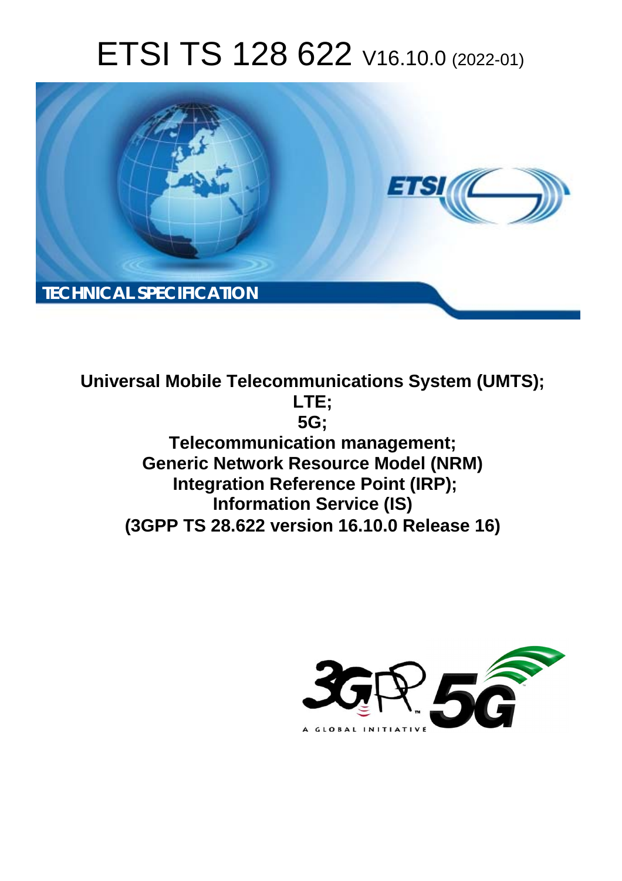# ETSI TS 128 622 V16.10.0 (2022-01)

TECHNICAL SPECIFICATION

**Universal Mobile Telecommunications System (UMTS); LTE; 5G; Telecommunication management; Generic Network Resource Model (NRM) Integration Reference Point (IRP); Information Service (IS) (3GPP TS 28.622 version 16.10.0 Release 16)**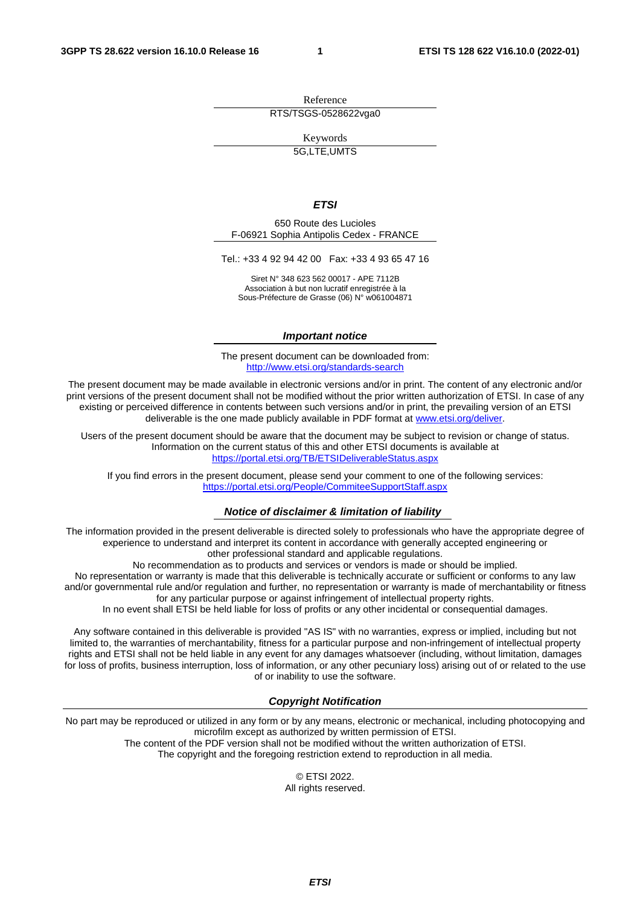Reference

RTS/TSGS-0528622vga0

Keywords

5G,LTE,UMTS

***ETSI***

650 Route des Lucioles
F-06921 Sophia Antipolis Cedex - FRANCE

Tel.: +33 4 92 94 42 00   Fax: +33 4 93 65 47 16

Siret N° 348 623 562 00017 - APE 7112B
Association à but non lucratif enregistrée à la
Sous-Préfecture de Grasse (06) N° w061004871

***Important notice***

The present document can be downloaded from:
http://www.etsi.org/standards-search

The present document may be made available in electronic versions and/or in print. The content of any electronic and/or print versions of the present document shall not be modified without the prior written authorization of ETSI. In case of any existing or perceived difference in contents between such versions and/or in print, the prevailing version of an ETSI deliverable is the one made publicly available in PDF format at www.etsi.org/deliver.

Users of the present document should be aware that the document may be subject to revision or change of status. Information on the current status of this and other ETSI documents is available at
https://portal.etsi.org/TB/ETSIDeliverableStatus.aspx

If you find errors in the present document, please send your comment to one of the following services:
https://portal.etsi.org/People/CommiteeSupportStaff.aspx

***Notice of disclaimer & limitation of liability***

The information provided in the present deliverable is directed solely to professionals who have the appropriate degree of experience to understand and interpret its content in accordance with generally accepted engineering or other professional standard and applicable regulations.
No recommendation as to products and services or vendors is made or should be implied.
No representation or warranty is made that this deliverable is technically accurate or sufficient or conforms to any law and/or governmental rule and/or regulation and further, no representation or warranty is made of merchantability or fitness for any particular purpose or against infringement of intellectual property rights.
In no event shall ETSI be held liable for loss of profits or any other incidental or consequential damages.

Any software contained in this deliverable is provided "AS IS" with no warranties, express or implied, including but not limited to, the warranties of merchantability, fitness for a particular purpose and non-infringement of intellectual property rights and ETSI shall not be held liable in any event for any damages whatsoever (including, without limitation, damages for loss of profits, business interruption, loss of information, or any other pecuniary loss) arising out of or related to the use of or inability to use the software.

***Copyright Notification***

No part may be reproduced or utilized in any form or by any means, electronic or mechanical, including photocopying and microfilm except as authorized by written permission of ETSI.
The content of the PDF version shall not be modified without the written authorization of ETSI.
The copyright and the foregoing restriction extend to reproduction in all media.

© ETSI 2022.
All rights reserved.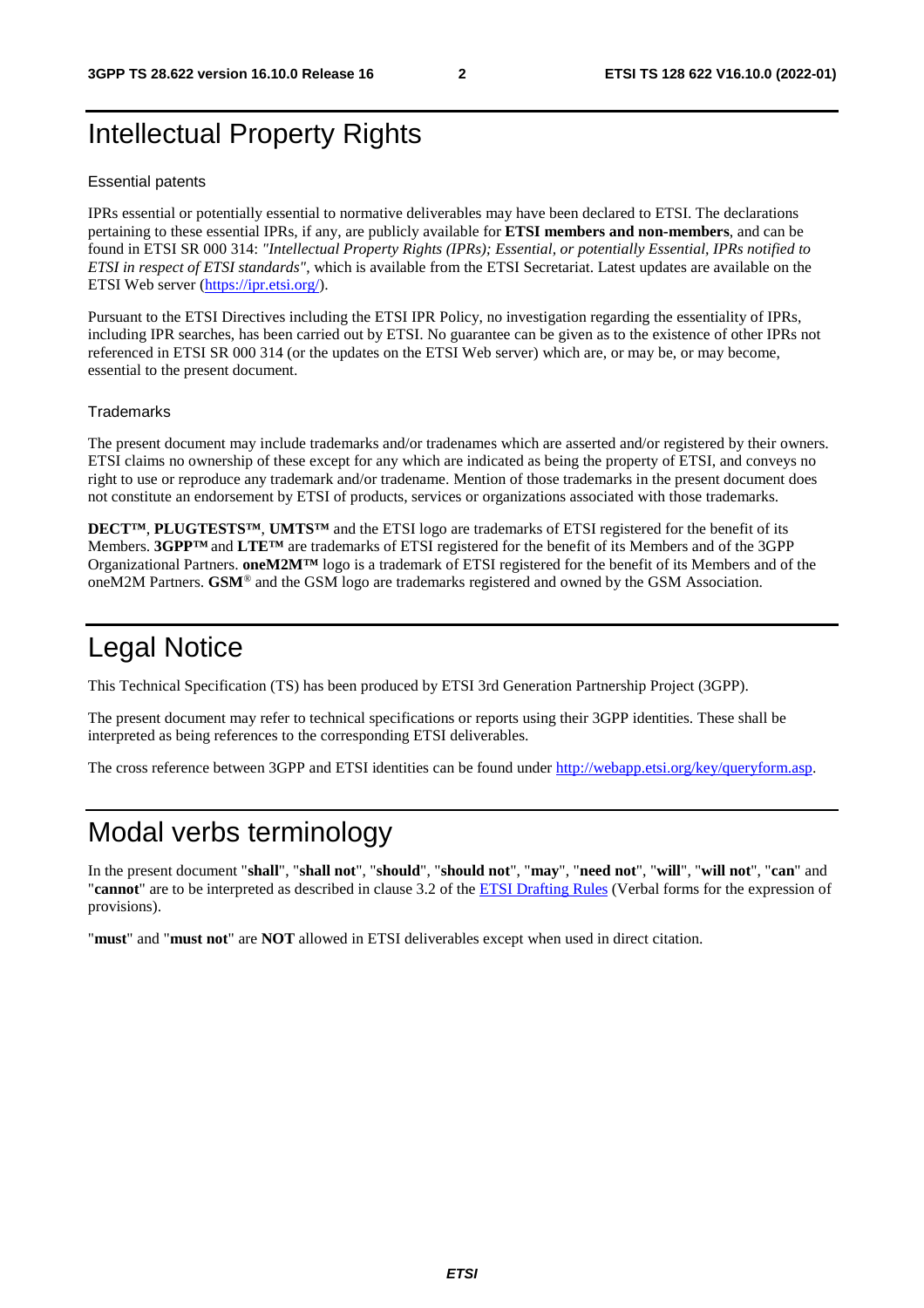# Intellectual Property Rights

Essential patents

IPRs essential or potentially essential to normative deliverables may have been declared to ETSI. The declarations pertaining to these essential IPRs, if any, are publicly available for **ETSI members and non-members**, and can be found in ETSI SR 000 314: *"Intellectual Property Rights (IPRs); Essential, or potentially Essential, IPRs notified to ETSI in respect of ETSI standards"*, which is available from the ETSI Secretariat. Latest updates are available on the ETSI Web server (https://ipr.etsi.org/).

Pursuant to the ETSI Directives including the ETSI IPR Policy, no investigation regarding the essentiality of IPRs, including IPR searches, has been carried out by ETSI. No guarantee can be given as to the existence of other IPRs not referenced in ETSI SR 000 314 (or the updates on the ETSI Web server) which are, or may be, or may become, essential to the present document.

Trademarks

The present document may include trademarks and/or tradenames which are asserted and/or registered by their owners. ETSI claims no ownership of these except for any which are indicated as being the property of ETSI, and conveys no right to use or reproduce any trademark and/or tradename. Mention of those trademarks in the present document does not constitute an endorsement by ETSI of products, services or organizations associated with those trademarks.

**DECT™**, **PLUGTESTS™**, **UMTS™** and the ETSI logo are trademarks of ETSI registered for the benefit of its Members. **3GPP™** and **LTE™** are trademarks of ETSI registered for the benefit of its Members and of the 3GPP Organizational Partners. **oneM2M™** logo is a trademark of ETSI registered for the benefit of its Members and of the oneM2M Partners. **GSM**® and the GSM logo are trademarks registered and owned by the GSM Association.

# Legal Notice

This Technical Specification (TS) has been produced by ETSI 3rd Generation Partnership Project (3GPP).

The present document may refer to technical specifications or reports using their 3GPP identities. These shall be interpreted as being references to the corresponding ETSI deliverables.

The cross reference between 3GPP and ETSI identities can be found under http://webapp.etsi.org/key/queryform.asp.

# Modal verbs terminology

In the present document "**shall**", "**shall not**", "**should**", "**should not**", "**may**", "**need not**", "**will**", "**will not**", "**can**" and "**cannot**" are to be interpreted as described in clause 3.2 of the ETSI Drafting Rules (Verbal forms for the expression of provisions).

"**must**" and "**must not**" are **NOT** allowed in ETSI deliverables except when used in direct citation.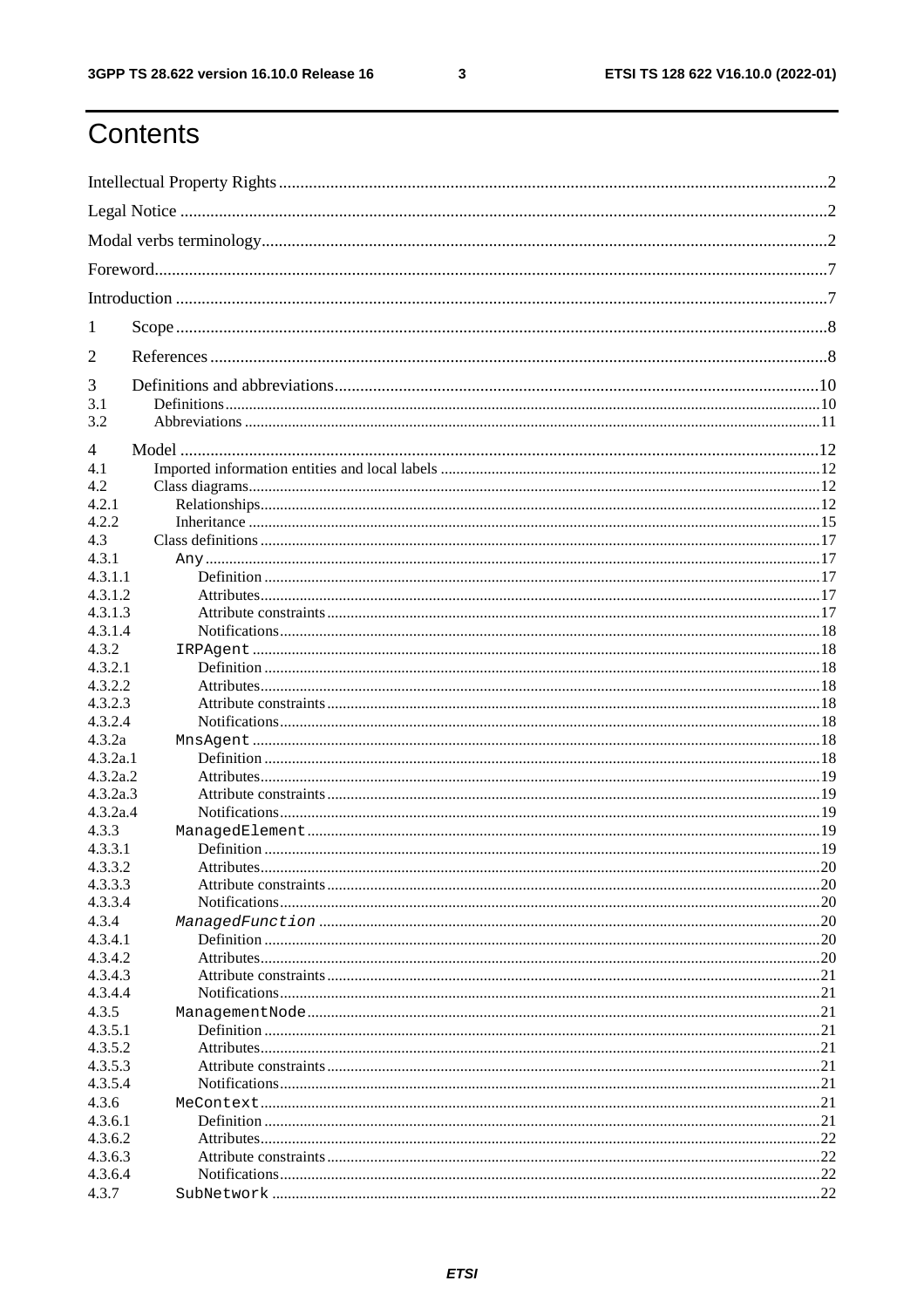# Contents

Intellectual Property Rights ............................................................ 2

Legal Notice ............................................................ 2

Modal verbs terminology ............................................................ 2

Foreword ............................................................ 7

Introduction ............................................................ 7

1 Scope ............................................................ 8

2 References ............................................................ 8

3 Definitions and abbreviations ............................................................ 10

3.1 Definitions ............................................................ 10

3.2 Abbreviations ............................................................ 11

4 Model ............................................................ 12

4.1 Imported information entities and local labels ............................................................ 12

4.2 Class diagrams ............................................................ 12

4.2.1 Relationships ............................................................ 12

4.2.2 Inheritance ............................................................ 15

4.3 Class definitions ............................................................ 17

4.3.1 `Any` ............................................................ 17

4.3.1.1 Definition ............................................................ 17

4.3.1.2 Attributes ............................................................ 17

4.3.1.3 Attribute constraints ............................................................ 17

4.3.1.4 Notifications ............................................................ 18

4.3.2 `IRPAgent` ............................................................ 18

4.3.2.1 Definition ............................................................ 18

4.3.2.2 Attributes ............................................................ 18

4.3.2.3 Attribute constraints ............................................................ 18

4.3.2.4 Notifications ............................................................ 18

4.3.2a `MnsAgent` ............................................................ 18

4.3.2a.1 Definition ............................................................ 18

4.3.2a.2 Attributes ............................................................ 19

4.3.2a.3 Attribute constraints ............................................................ 19

4.3.2a.4 Notifications ............................................................ 19

4.3.3 `ManagedElement` ............................................................ 19

4.3.3.1 Definition ............................................................ 19

4.3.3.2 Attributes ............................................................ 20

4.3.3.3 Attribute constraints ............................................................ 20

4.3.3.4 Notifications ............................................................ 20

4.3.4 *`ManagedFunction`* ............................................................ 20

4.3.4.1 Definition ............................................................ 20

4.3.4.2 Attributes ............................................................ 20

4.3.4.3 Attribute constraints ............................................................ 21

4.3.4.4 Notifications ............................................................ 21

4.3.5 `ManagementNode` ............................................................ 21

4.3.5.1 Definition ............................................................ 21

4.3.5.2 Attributes ............................................................ 21

4.3.5.3 Attribute constraints ............................................................ 21

4.3.5.4 Notifications ............................................................ 21

4.3.6 `MeContext` ............................................................ 21

4.3.6.1 Definition ............................................................ 21

4.3.6.2 Attributes ............................................................ 22

4.3.6.3 Attribute constraints ............................................................ 22

4.3.6.4 Notifications ............................................................ 22

4.3.7 `SubNetwork` ............................................................ 22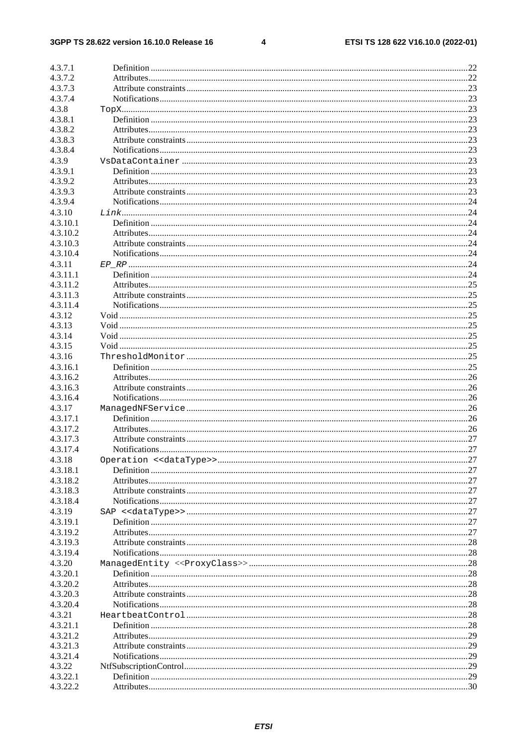4.3.7.1 Definition .....22
4.3.7.2 Attributes.....22
4.3.7.3 Attribute constraints.....23
4.3.7.4 Notifications.....23
4.3.8 TopX.....23
4.3.8.1 Definition .....23
4.3.8.2 Attributes.....23
4.3.8.3 Attribute constraints.....23
4.3.8.4 Notifications.....23
4.3.9 VsDataContainer .....23
4.3.9.1 Definition .....23
4.3.9.2 Attributes.....23
4.3.9.3 Attribute constraints.....23
4.3.9.4 Notifications.....24
4.3.10 *Link*.....24
4.3.10.1 Definition .....24
4.3.10.2 Attributes.....24
4.3.10.3 Attribute constraints.....24
4.3.10.4 Notifications.....24
4.3.11 *EP_RP* .....24
4.3.11.1 Definition .....24
4.3.11.2 Attributes.....25
4.3.11.3 Attribute constraints.....25
4.3.11.4 Notifications.....25
4.3.12 Void .....25
4.3.13 Void .....25
4.3.14 Void .....25
4.3.15 Void .....25
4.3.16 ThresholdMonitor.....25
4.3.16.1 Definition .....25
4.3.16.2 Attributes.....26
4.3.16.3 Attribute constraints.....26
4.3.16.4 Notifications.....26
4.3.17 ManagedNFService.....26
4.3.17.1 Definition .....26
4.3.17.2 Attributes.....26
4.3.17.3 Attribute constraints.....27
4.3.17.4 Notifications.....27
4.3.18 Operation <<dataType>>.....27
4.3.18.1 Definition .....27
4.3.18.2 Attributes.....27
4.3.18.3 Attribute constraints.....27
4.3.18.4 Notifications.....27
4.3.19 SAP <<dataType>>.....27
4.3.19.1 Definition .....27
4.3.19.2 Attributes.....27
4.3.19.3 Attribute constraints.....28
4.3.19.4 Notifications.....28
4.3.20 ManagedEntity <<ProxyClass>>.....28
4.3.20.1 Definition .....28
4.3.20.2 Attributes.....28
4.3.20.3 Attribute constraints.....28
4.3.20.4 Notifications.....28
4.3.21 HeartbeatControl.....28
4.3.21.1 Definition .....28
4.3.21.2 Attributes.....29
4.3.21.3 Attribute constraints.....29
4.3.21.4 Notifications.....29
4.3.22 NtfSubscriptionControl.....29
4.3.22.1 Definition .....29
4.3.22.2 Attributes.....30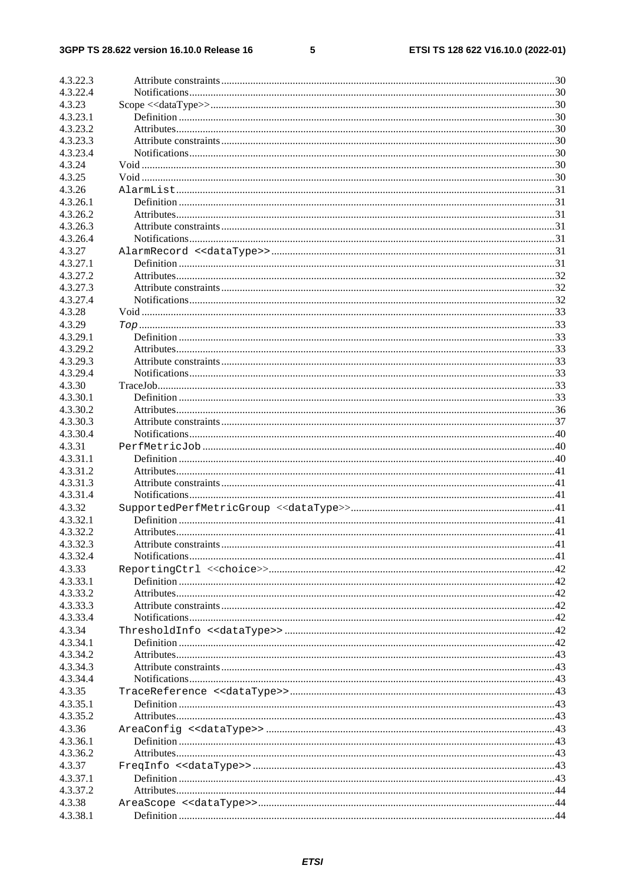4.3.22.3 Attribute constraints ....................................................................................................................30
4.3.22.4 Notifications...............................................................................................................................30
4.3.23 Scope <<dataType>>.....................................................................................................................30
4.3.23.1 Definition ...................................................................................................................................30
4.3.23.2 Attributes...................................................................................................................................30
4.3.23.3 Attribute constraints ....................................................................................................................30
4.3.23.4 Notifications...............................................................................................................................30
4.3.24 Void .................................................................................................................................................30
4.3.25 Void .................................................................................................................................................30
4.3.26 `AlarmList`.......................................................................................................................................31
4.3.26.1 Definition ...................................................................................................................................31
4.3.26.2 Attributes...................................................................................................................................31
4.3.26.3 Attribute constraints ....................................................................................................................31
4.3.26.4 Notifications...............................................................................................................................31
4.3.27 `AlarmRecord <<dataType>>`............................................................................................................31
4.3.27.1 Definition ...................................................................................................................................31
4.3.27.2 Attributes...................................................................................................................................32
4.3.27.3 Attribute constraints ....................................................................................................................32
4.3.27.4 Notifications...............................................................................................................................32
4.3.28 Void .................................................................................................................................................33
4.3.29 *`Top`*...............................................................................................................................................33
4.3.29.1 Definition ...................................................................................................................................33
4.3.29.2 Attributes...................................................................................................................................33
4.3.29.3 Attribute constraints ....................................................................................................................33
4.3.29.4 Notifications...............................................................................................................................33
4.3.30 TraceJob...........................................................................................................................................33
4.3.30.1 Definition ...................................................................................................................................33
4.3.30.2 Attributes...................................................................................................................................36
4.3.30.3 Attribute constraints ....................................................................................................................37
4.3.30.4 Notifications...............................................................................................................................40
4.3.31 `PerfMetricJob`..................................................................................................................................40
4.3.31.1 Definition ...................................................................................................................................40
4.3.31.2 Attributes...................................................................................................................................41
4.3.31.3 Attribute constraints ....................................................................................................................41
4.3.31.4 Notifications...............................................................................................................................41
4.3.32 `SupportedPerfMetricGroup <<dataType>>`.......................................................................................41
4.3.32.1 Definition ...................................................................................................................................41
4.3.32.2 Attributes...................................................................................................................................41
4.3.32.3 Attribute constraints ....................................................................................................................41
4.3.32.4 Notifications...............................................................................................................................41
4.3.33 `ReportingCtrl <<choice>>`...............................................................................................................42
4.3.33.1 Definition ...................................................................................................................................42
4.3.33.2 Attributes...................................................................................................................................42
4.3.33.3 Attribute constraints ....................................................................................................................42
4.3.33.4 Notifications...............................................................................................................................42
4.3.34 `ThresholdInfo <<dataType>>`...........................................................................................................42
4.3.34.1 Definition ...................................................................................................................................42
4.3.34.2 Attributes...................................................................................................................................43
4.3.34.3 Attribute constraints ....................................................................................................................43
4.3.34.4 Notifications...............................................................................................................................43
4.3.35 `TraceReference <<dataType>>`.........................................................................................................43
4.3.35.1 Definition ...................................................................................................................................43
4.3.35.2 Attributes...................................................................................................................................43
4.3.36 `AreaConfig <<dataType>>`...............................................................................................................43
4.3.36.1 Definition ...................................................................................................................................43
4.3.36.2 Attributes...................................................................................................................................43
4.3.37 `FreqInfo <<dataType>>`...................................................................................................................43
4.3.37.1 Definition ...................................................................................................................................43
4.3.37.2 Attributes...................................................................................................................................44
4.3.38 `AreaScope <<dataType>>`................................................................................................................44
4.3.38.1 Definition ...................................................................................................................................44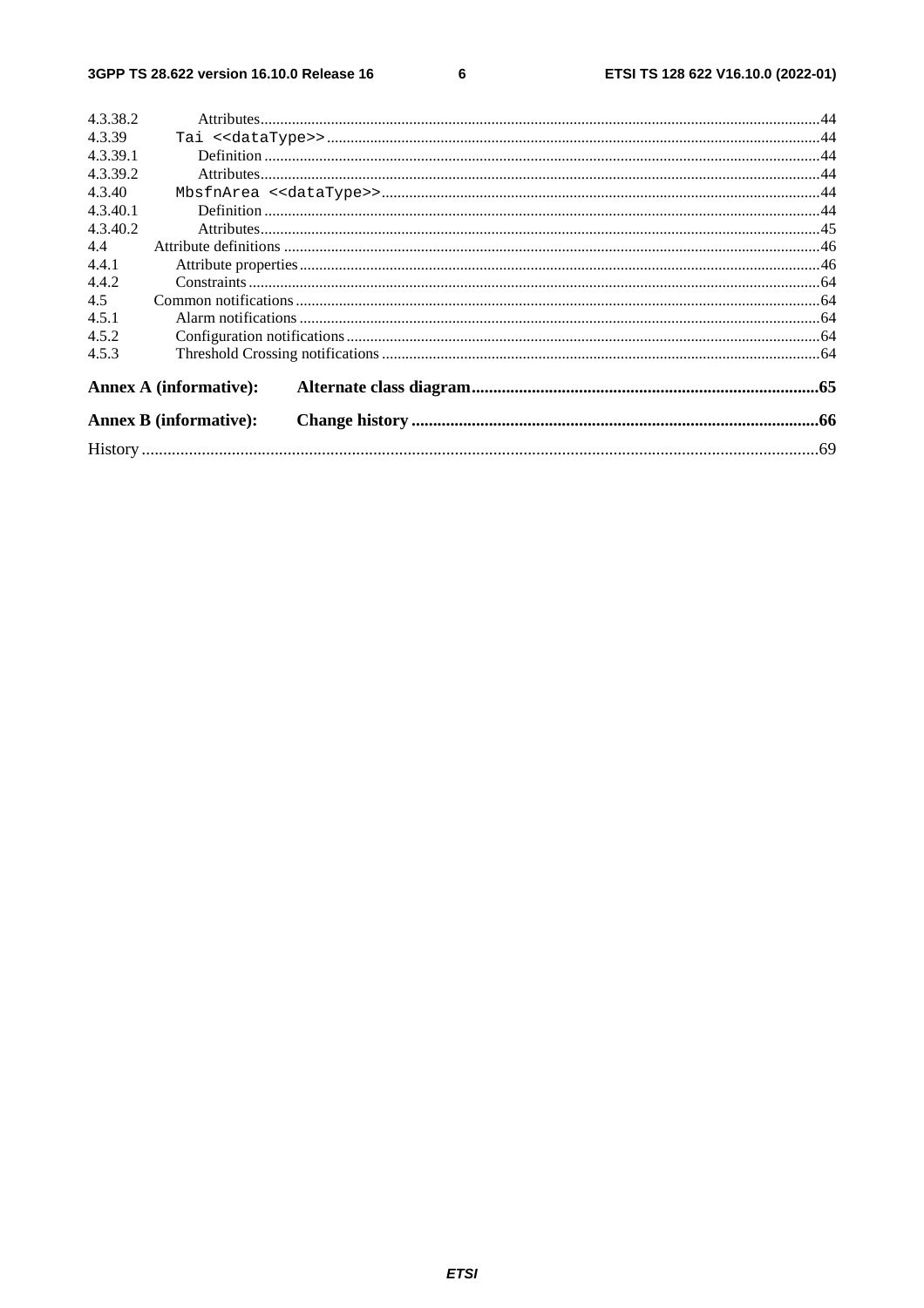4.3.38.2 Attributes..............................................................................................................................................44
4.3.39 Tai <<dataType>>.............................................................................................................................44
4.3.39.1 Definition .............................................................................................................................................44
4.3.39.2 Attributes..............................................................................................................................................44
4.3.40 MbsfnArea <<dataType>>...............................................................................................................44
4.3.40.1 Definition .............................................................................................................................................44
4.3.40.2 Attributes..............................................................................................................................................45
4.4 Attribute definitions .........................................................................................................................................46
4.4.1 Attribute properties....................................................................................................................................46
4.4.2 Constraints.................................................................................................................................................64
4.5 Common notifications......................................................................................................................................64
4.5.1 Alarm notifications....................................................................................................................................64
4.5.2 Configuration notifications........................................................................................................................64
4.5.3 Threshold Crossing notifications...............................................................................................................64

**Annex A (informative): Alternate class diagram................................................................................65**

**Annex B (informative): Change history ..............................................................................................66**

History.............................................................................................................................................................69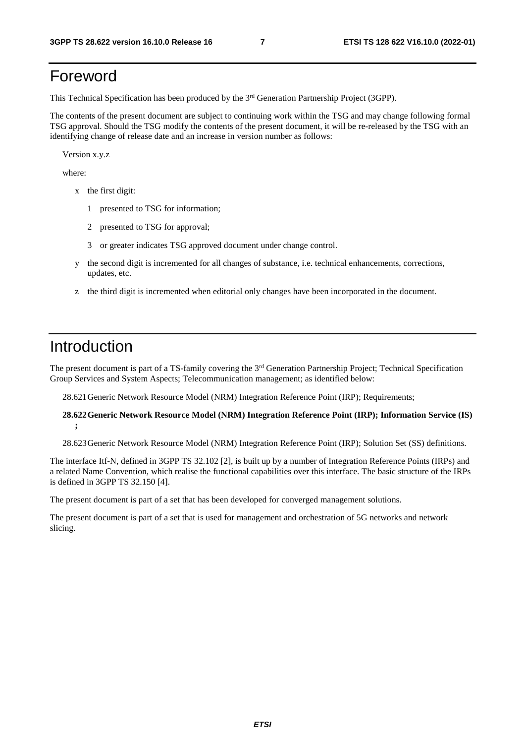# Foreword

This Technical Specification has been produced by the 3rd Generation Partnership Project (3GPP).

The contents of the present document are subject to continuing work within the TSG and may change following formal TSG approval. Should the TSG modify the contents of the present document, it will be re-released by the TSG with an identifying change of release date and an increase in version number as follows:

Version x.y.z

where:

- x the first digit:
  - 1 presented to TSG for information;
  - 2 presented to TSG for approval;
  - 3 or greater indicates TSG approved document under change control.
- y the second digit is incremented for all changes of substance, i.e. technical enhancements, corrections, updates, etc.
- z the third digit is incremented when editorial only changes have been incorporated in the document.

# Introduction

The present document is part of a TS-family covering the 3rd Generation Partnership Project; Technical Specification Group Services and System Aspects; Telecommunication management; as identified below:

28.621 Generic Network Resource Model (NRM) Integration Reference Point (IRP); Requirements;

**28.622 Generic Network Resource Model (NRM) Integration Reference Point (IRP); Information Service (IS);**

28.623 Generic Network Resource Model (NRM) Integration Reference Point (IRP); Solution Set (SS) definitions.

The interface Itf-N, defined in 3GPP TS 32.102 [2], is built up by a number of Integration Reference Points (IRPs) and a related Name Convention, which realise the functional capabilities over this interface. The basic structure of the IRPs is defined in 3GPP TS 32.150 [4].

The present document is part of a set that has been developed for converged management solutions.

The present document is part of a set that is used for management and orchestration of 5G networks and network slicing.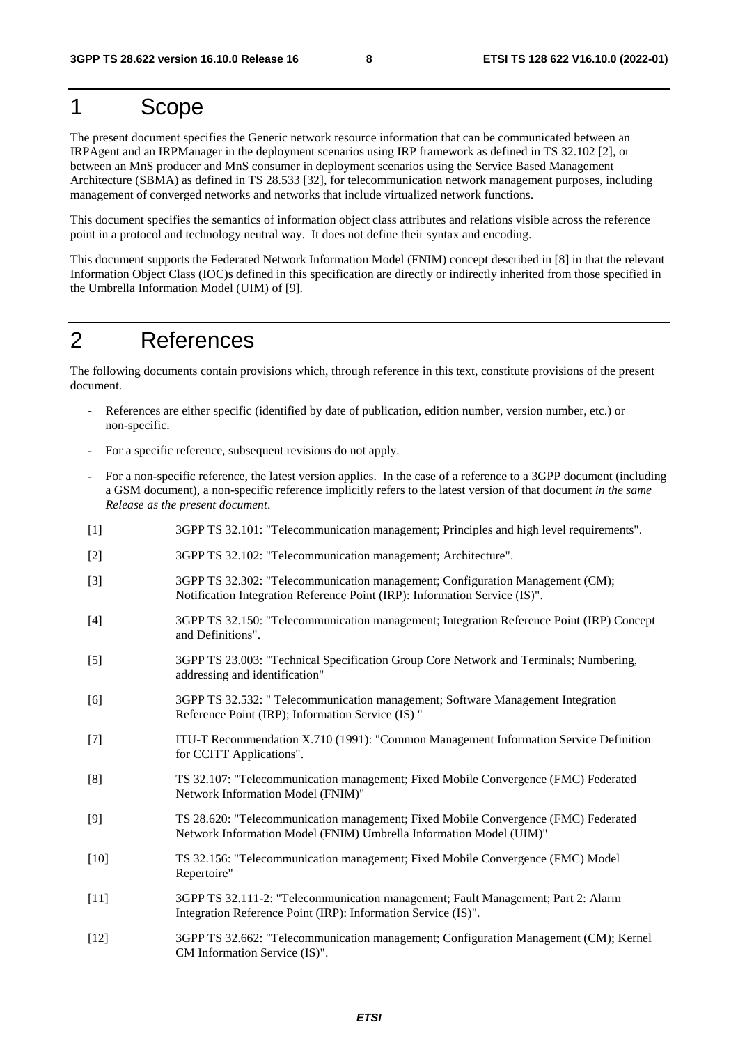# 1 Scope

The present document specifies the Generic network resource information that can be communicated between an IRPAgent and an IRPManager in the deployment scenarios using IRP framework as defined in TS 32.102 [2], or between an MnS producer and MnS consumer in deployment scenarios using the Service Based Management Architecture (SBMA) as defined in TS 28.533 [32], for telecommunication network management purposes, including management of converged networks and networks that include virtualized network functions.

This document specifies the semantics of information object class attributes and relations visible across the reference point in a protocol and technology neutral way. It does not define their syntax and encoding.

This document supports the Federated Network Information Model (FNIM) concept described in [8] in that the relevant Information Object Class (IOC)s defined in this specification are directly or indirectly inherited from those specified in the Umbrella Information Model (UIM) of [9].

# 2 References

The following documents contain provisions which, through reference in this text, constitute provisions of the present document.

- References are either specific (identified by date of publication, edition number, version number, etc.) or non-specific.
- For a specific reference, subsequent revisions do not apply.
- For a non-specific reference, the latest version applies. In the case of a reference to a 3GPP document (including a GSM document), a non-specific reference implicitly refers to the latest version of that document *in the same Release as the present document*.

[1] 3GPP TS 32.101: "Telecommunication management; Principles and high level requirements".

[2] 3GPP TS 32.102: "Telecommunication management; Architecture".

[3] 3GPP TS 32.302: "Telecommunication management; Configuration Management (CM); Notification Integration Reference Point (IRP): Information Service (IS)".

[4] 3GPP TS 32.150: "Telecommunication management; Integration Reference Point (IRP) Concept and Definitions".

[5] 3GPP TS 23.003: "Technical Specification Group Core Network and Terminals; Numbering, addressing and identification"

[6] 3GPP TS 32.532: " Telecommunication management; Software Management Integration Reference Point (IRP); Information Service (IS) "

[7] ITU-T Recommendation X.710 (1991): "Common Management Information Service Definition for CCITT Applications".

[8] TS 32.107: "Telecommunication management; Fixed Mobile Convergence (FMC) Federated Network Information Model (FNIM)"

[9] TS 28.620: "Telecommunication management; Fixed Mobile Convergence (FMC) Federated Network Information Model (FNIM) Umbrella Information Model (UIM)"

[10] TS 32.156: "Telecommunication management; Fixed Mobile Convergence (FMC) Model Repertoire"

[11] 3GPP TS 32.111-2: "Telecommunication management; Fault Management; Part 2: Alarm Integration Reference Point (IRP): Information Service (IS)".

[12] 3GPP TS 32.662: "Telecommunication management; Configuration Management (CM); Kernel CM Information Service (IS)".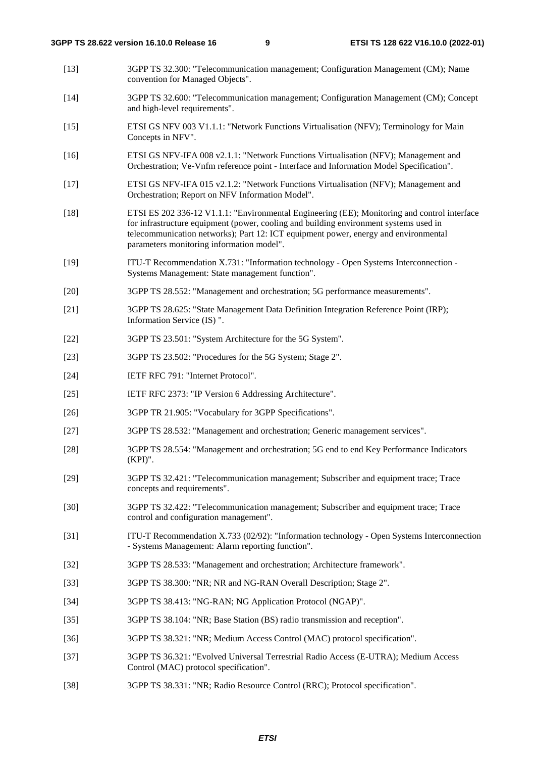[13] 3GPP TS 32.300: "Telecommunication management; Configuration Management (CM); Name convention for Managed Objects".

[14] 3GPP TS 32.600: "Telecommunication management; Configuration Management (CM); Concept and high-level requirements".

[15] ETSI GS NFV 003 V1.1.1: "Network Functions Virtualisation (NFV); Terminology for Main Concepts in NFV".

[16] ETSI GS NFV-IFA 008 v2.1.1: "Network Functions Virtualisation (NFV); Management and Orchestration; Ve-Vnfm reference point - Interface and Information Model Specification".

[17] ETSI GS NFV-IFA 015 v2.1.2: "Network Functions Virtualisation (NFV); Management and Orchestration; Report on NFV Information Model".

[18] ETSI ES 202 336-12 V1.1.1: "Environmental Engineering (EE); Monitoring and control interface for infrastructure equipment (power, cooling and building environment systems used in telecommunication networks); Part 12: ICT equipment power, energy and environmental parameters monitoring information model".

[19] ITU-T Recommendation X.731: "Information technology - Open Systems Interconnection - Systems Management: State management function".

[20] 3GPP TS 28.552: "Management and orchestration; 5G performance measurements".

[21] 3GPP TS 28.625: "State Management Data Definition Integration Reference Point (IRP); Information Service (IS) ".

[22] 3GPP TS 23.501: "System Architecture for the 5G System".

[23] 3GPP TS 23.502: "Procedures for the 5G System; Stage 2".

[24] IETF RFC 791: "Internet Protocol".

[25] IETF RFC 2373: "IP Version 6 Addressing Architecture".

[26] 3GPP TR 21.905: "Vocabulary for 3GPP Specifications".

[27] 3GPP TS 28.532: "Management and orchestration; Generic management services".

[28] 3GPP TS 28.554: "Management and orchestration; 5G end to end Key Performance Indicators (KPI)".

[29] 3GPP TS 32.421: "Telecommunication management; Subscriber and equipment trace; Trace concepts and requirements".

[30] 3GPP TS 32.422: "Telecommunication management; Subscriber and equipment trace; Trace control and configuration management".

[31] ITU-T Recommendation X.733 (02/92): "Information technology - Open Systems Interconnection - Systems Management: Alarm reporting function".

[32] 3GPP TS 28.533: "Management and orchestration; Architecture framework".

[33] 3GPP TS 38.300: "NR; NR and NG-RAN Overall Description; Stage 2".

[34] 3GPP TS 38.413: "NG-RAN; NG Application Protocol (NGAP)".

[35] 3GPP TS 38.104: "NR; Base Station (BS) radio transmission and reception".

[36] 3GPP TS 38.321: "NR; Medium Access Control (MAC) protocol specification".

[37] 3GPP TS 36.321: "Evolved Universal Terrestrial Radio Access (E-UTRA); Medium Access Control (MAC) protocol specification".

[38] 3GPP TS 38.331: "NR; Radio Resource Control (RRC); Protocol specification".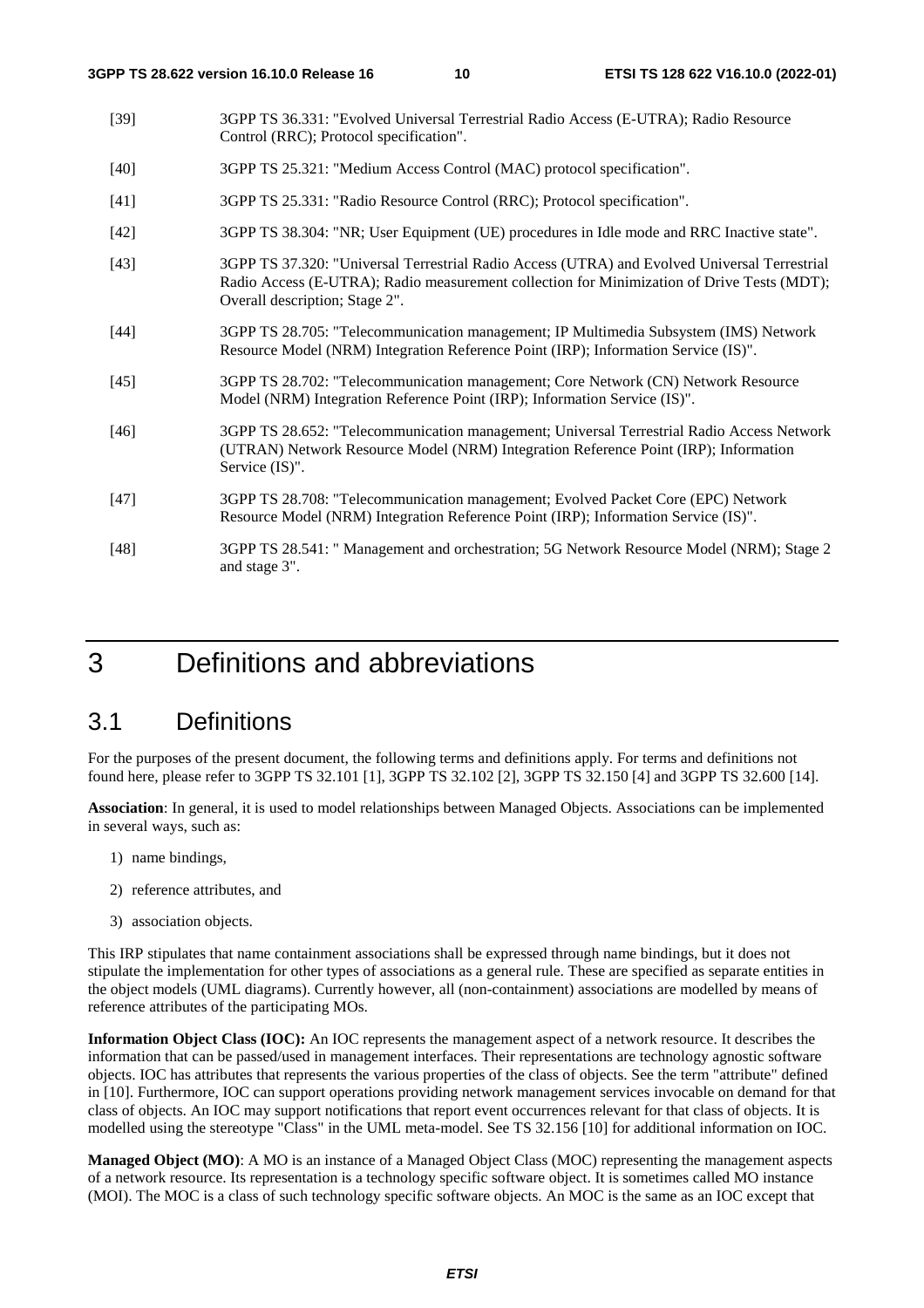[39] 3GPP TS 36.331: "Evolved Universal Terrestrial Radio Access (E-UTRA); Radio Resource Control (RRC); Protocol specification".

[40] 3GPP TS 25.321: "Medium Access Control (MAC) protocol specification".

[41] 3GPP TS 25.331: "Radio Resource Control (RRC); Protocol specification".

[42] 3GPP TS 38.304: "NR; User Equipment (UE) procedures in Idle mode and RRC Inactive state".

[43] 3GPP TS 37.320: "Universal Terrestrial Radio Access (UTRA) and Evolved Universal Terrestrial Radio Access (E-UTRA); Radio measurement collection for Minimization of Drive Tests (MDT); Overall description; Stage 2".

[44] 3GPP TS 28.705: "Telecommunication management; IP Multimedia Subsystem (IMS) Network Resource Model (NRM) Integration Reference Point (IRP); Information Service (IS)".

[45] 3GPP TS 28.702: "Telecommunication management; Core Network (CN) Network Resource Model (NRM) Integration Reference Point (IRP); Information Service (IS)".

[46] 3GPP TS 28.652: "Telecommunication management; Universal Terrestrial Radio Access Network (UTRAN) Network Resource Model (NRM) Integration Reference Point (IRP); Information Service (IS)".

[47] 3GPP TS 28.708: "Telecommunication management; Evolved Packet Core (EPC) Network Resource Model (NRM) Integration Reference Point (IRP); Information Service (IS)".

[48] 3GPP TS 28.541: " Management and orchestration; 5G Network Resource Model (NRM); Stage 2 and stage 3".

# 3 Definitions and abbreviations

## 3.1 Definitions

For the purposes of the present document, the following terms and definitions apply. For terms and definitions not found here, please refer to 3GPP TS 32.101 [1], 3GPP TS 32.102 [2], 3GPP TS 32.150 [4] and 3GPP TS 32.600 [14].

**Association**: In general, it is used to model relationships between Managed Objects. Associations can be implemented in several ways, such as:

1) name bindings,
2) reference attributes, and
3) association objects.

This IRP stipulates that name containment associations shall be expressed through name bindings, but it does not stipulate the implementation for other types of associations as a general rule. These are specified as separate entities in the object models (UML diagrams). Currently however, all (non-containment) associations are modelled by means of reference attributes of the participating MOs.

**Information Object Class (IOC):** An IOC represents the management aspect of a network resource. It describes the information that can be passed/used in management interfaces. Their representations are technology agnostic software objects. IOC has attributes that represents the various properties of the class of objects. See the term "attribute" defined in [10]. Furthermore, IOC can support operations providing network management services invocable on demand for that class of objects. An IOC may support notifications that report event occurrences relevant for that class of objects. It is modelled using the stereotype "Class" in the UML meta-model. See TS 32.156 [10] for additional information on IOC.

**Managed Object (MO)**: A MO is an instance of a Managed Object Class (MOC) representing the management aspects of a network resource. Its representation is a technology specific software object. It is sometimes called MO instance (MOI). The MOC is a class of such technology specific software objects. An MOC is the same as an IOC except that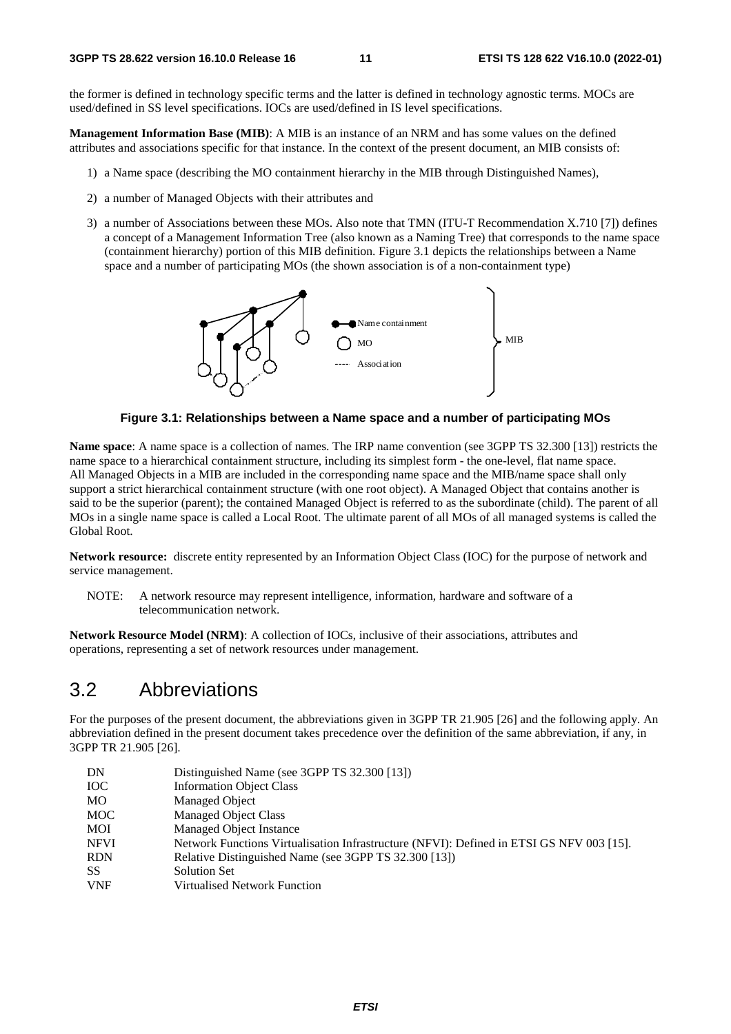the former is defined in technology specific terms and the latter is defined in technology agnostic terms. MOCs are used/defined in SS level specifications. IOCs are used/defined in IS level specifications.

**Management Information Base (MIB)**: A MIB is an instance of an NRM and has some values on the defined attributes and associations specific for that instance. In the context of the present document, an MIB consists of:

1) a Name space (describing the MO containment hierarchy in the MIB through Distinguished Names),
2) a number of Managed Objects with their attributes and
3) a number of Associations between these MOs. Also note that TMN (ITU-T Recommendation X.710 [7]) defines a concept of a Management Information Tree (also known as a Naming Tree) that corresponds to the name space (containment hierarchy) portion of this MIB definition. Figure 3.1 depicts the relationships between a Name space and a number of participating MOs (the shown association is of a non-containment type)

Name containment

MO

Association

MIB

**Figure 3.1: Relationships between a Name space and a number of participating MOs**

**Name space**: A name space is a collection of names. The IRP name convention (see 3GPP TS 32.300 [13]) restricts the name space to a hierarchical containment structure, including its simplest form - the one-level, flat name space. All Managed Objects in a MIB are included in the corresponding name space and the MIB/name space shall only support a strict hierarchical containment structure (with one root object). A Managed Object that contains another is said to be the superior (parent); the contained Managed Object is referred to as the subordinate (child). The parent of all MOs in a single name space is called a Local Root. The ultimate parent of all MOs of all managed systems is called the Global Root.

**Network resource:** discrete entity represented by an Information Object Class (IOC) for the purpose of network and service management.

NOTE: A network resource may represent intelligence, information, hardware and software of a telecommunication network.

**Network Resource Model (NRM)**: A collection of IOCs, inclusive of their associations, attributes and operations, representing a set of network resources under management.

## 3.2 Abbreviations

For the purposes of the present document, the abbreviations given in 3GPP TR 21.905 [26] and the following apply. An abbreviation defined in the present document takes precedence over the definition of the same abbreviation, if any, in 3GPP TR 21.905 [26].

| | |
|---|---|
| DN | Distinguished Name (see 3GPP TS 32.300 [13]) |
| IOC | Information Object Class |
| MO | Managed Object |
| MOC | Managed Object Class |
| MOI | Managed Object Instance |
| NFVI | Network Functions Virtualisation Infrastructure (NFVI): Defined in ETSI GS NFV 003 [15]. |
| RDN | Relative Distinguished Name (see 3GPP TS 32.300 [13]) |
| SS | Solution Set |
| VNF | Virtualised Network Function |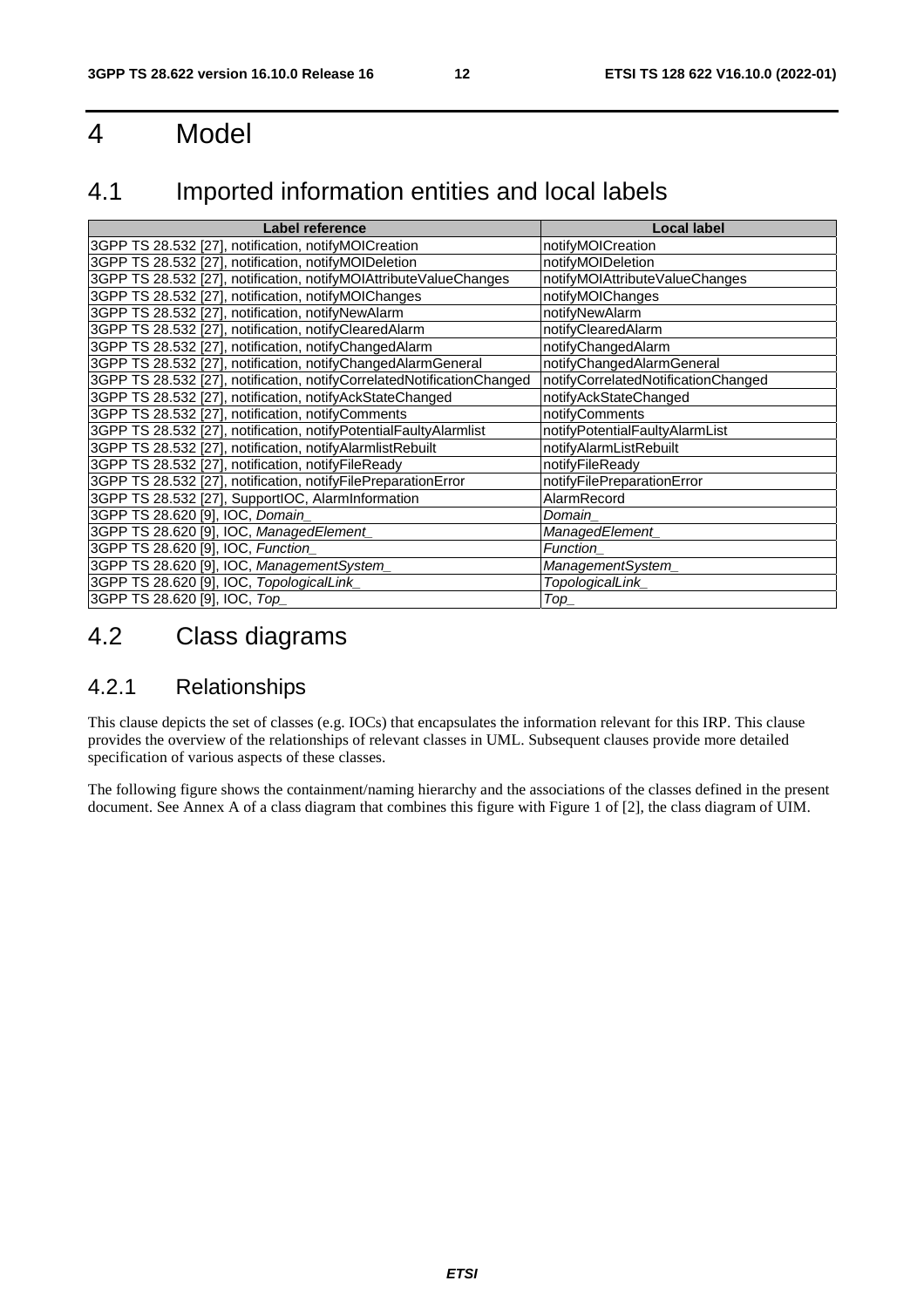# 4 Model

## 4.1 Imported information entities and local labels

| Label reference | Local label |
|---|---|
| 3GPP TS 28.532 [27], notification, notifyMOICreation | notifyMOICreation |
| 3GPP TS 28.532 [27], notification, notifyMOIDeletion | notifyMOIDeletion |
| 3GPP TS 28.532 [27], notification, notifyMOIAttributeValueChanges | notifyMOIAttributeValueChanges |
| 3GPP TS 28.532 [27], notification, notifyMOIChanges | notifyMOIChanges |
| 3GPP TS 28.532 [27], notification, notifyNewAlarm | notifyNewAlarm |
| 3GPP TS 28.532 [27], notification, notifyClearedAlarm | notifyClearedAlarm |
| 3GPP TS 28.532 [27], notification, notifyChangedAlarm | notifyChangedAlarm |
| 3GPP TS 28.532 [27], notification, notifyChangedAlarmGeneral | notifyChangedAlarmGeneral |
| 3GPP TS 28.532 [27], notification, notifyCorrelatedNotificationChanged | notifyCorrelatedNotificationChanged |
| 3GPP TS 28.532 [27], notification, notifyAckStateChanged | notifyAckStateChanged |
| 3GPP TS 28.532 [27], notification, notifyComments | notifyComments |
| 3GPP TS 28.532 [27], notification, notifyPotentialFaultyAlarmlist | notifyPotentialFaultyAlarmList |
| 3GPP TS 28.532 [27], notification, notifyAlarmlistRebuilt | notifyAlarmListRebuilt |
| 3GPP TS 28.532 [27], notification, notifyFileReady | notifyFileReady |
| 3GPP TS 28.532 [27], notification, notifyFilePreparationError | notifyFilePreparationError |
| 3GPP TS 28.532 [27], SupportIOC, AlarmInformation | AlarmRecord |
| 3GPP TS 28.620 [9], IOC, *Domain_* | *Domain_* |
| 3GPP TS 28.620 [9], IOC, *ManagedElement_* | *ManagedElement_* |
| 3GPP TS 28.620 [9], IOC, *Function_* | *Function_* |
| 3GPP TS 28.620 [9], IOC, *ManagementSystem_* | *ManagementSystem_* |
| 3GPP TS 28.620 [9], IOC, *TopologicalLink_* | *TopologicalLink_* |
| 3GPP TS 28.620 [9], IOC, *Top_* | *Top_* |

## 4.2 Class diagrams

### 4.2.1 Relationships

This clause depicts the set of classes (e.g. IOCs) that encapsulates the information relevant for this IRP. This clause provides the overview of the relationships of relevant classes in UML. Subsequent clauses provide more detailed specification of various aspects of these classes.

The following figure shows the containment/naming hierarchy and the associations of the classes defined in the present document. See Annex A of a class diagram that combines this figure with Figure 1 of [2], the class diagram of UIM.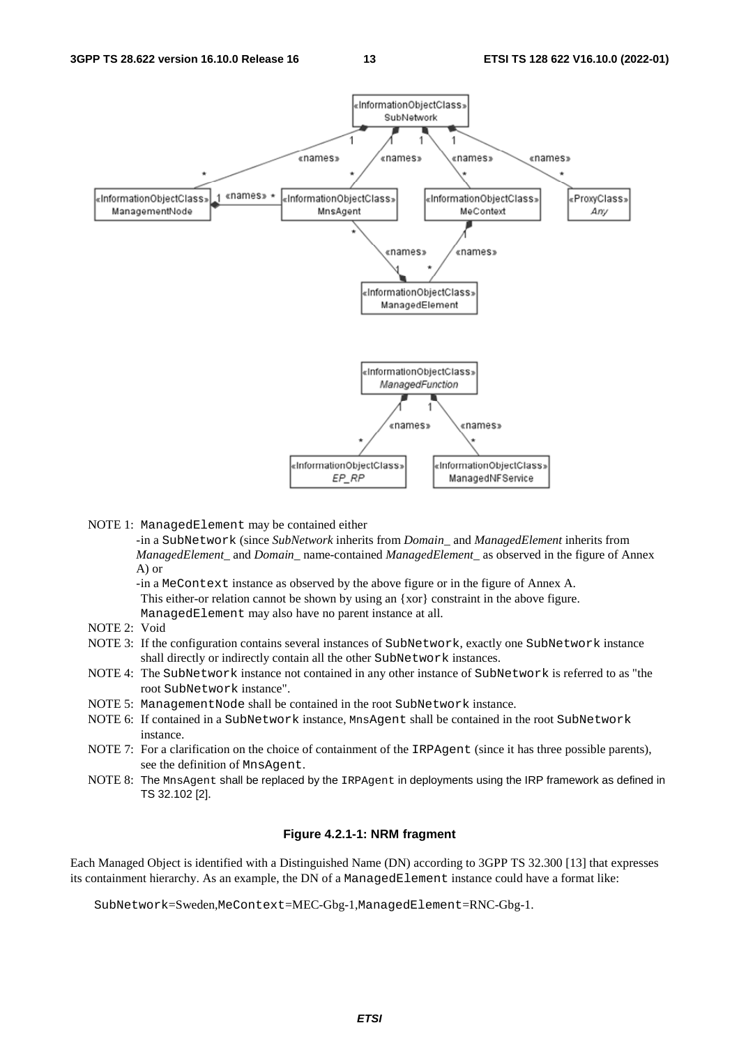NOTE 1: ManagedElement may be contained either

-in a SubNetwork (since *SubNetwork* inherits from *Domain_* and *ManagedElement* inherits from *ManagedElement_* and *Domain_* name-contained *ManagedElement_* as observed in the figure of Annex A) or

-in a MeContext instance as observed by the above figure or in the figure of Annex A.

This either-or relation cannot be shown by using an {xor} constraint in the above figure.

ManagedElement may also have no parent instance at all.

NOTE 2: Void

NOTE 3: If the configuration contains several instances of SubNetwork, exactly one SubNetwork instance shall directly or indirectly contain all the other SubNetwork instances.

NOTE 4: The SubNetwork instance not contained in any other instance of SubNetwork is referred to as "the root SubNetwork instance".

NOTE 5: ManagementNode shall be contained in the root SubNetwork instance.

NOTE 6: If contained in a SubNetwork instance, MnsAgent shall be contained in the root SubNetwork instance.

NOTE 7: For a clarification on the choice of containment of the IRPAgent (since it has three possible parents), see the definition of MnsAgent.

NOTE 8: The MnsAgent shall be replaced by the IRPAgent in deployments using the IRP framework as defined in TS 32.102 [2].

**Figure 4.2.1-1: NRM fragment**

Each Managed Object is identified with a Distinguished Name (DN) according to 3GPP TS 32.300 [13] that expresses its containment hierarchy. As an example, the DN of a ManagedElement instance could have a format like:

SubNetwork=Sweden,MeContext=MEC-Gbg-1,ManagedElement=RNC-Gbg-1.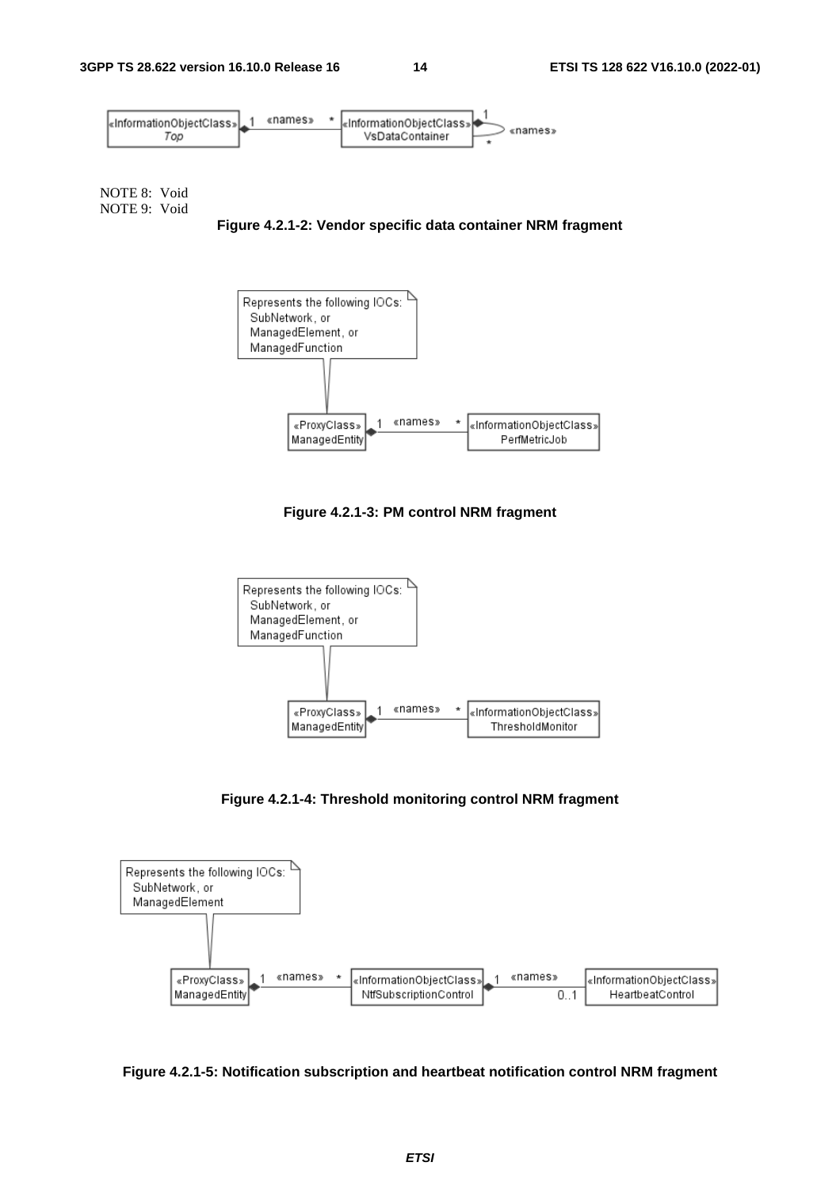NOTE 8: Void

NOTE 9: Void

**Figure 4.2.1-2: Vendor specific data container NRM fragment**

**Figure 4.2.1-3: PM control NRM fragment**

**Figure 4.2.1-4: Threshold monitoring control NRM fragment**

**Figure 4.2.1-5: Notification subscription and heartbeat notification control NRM fragment**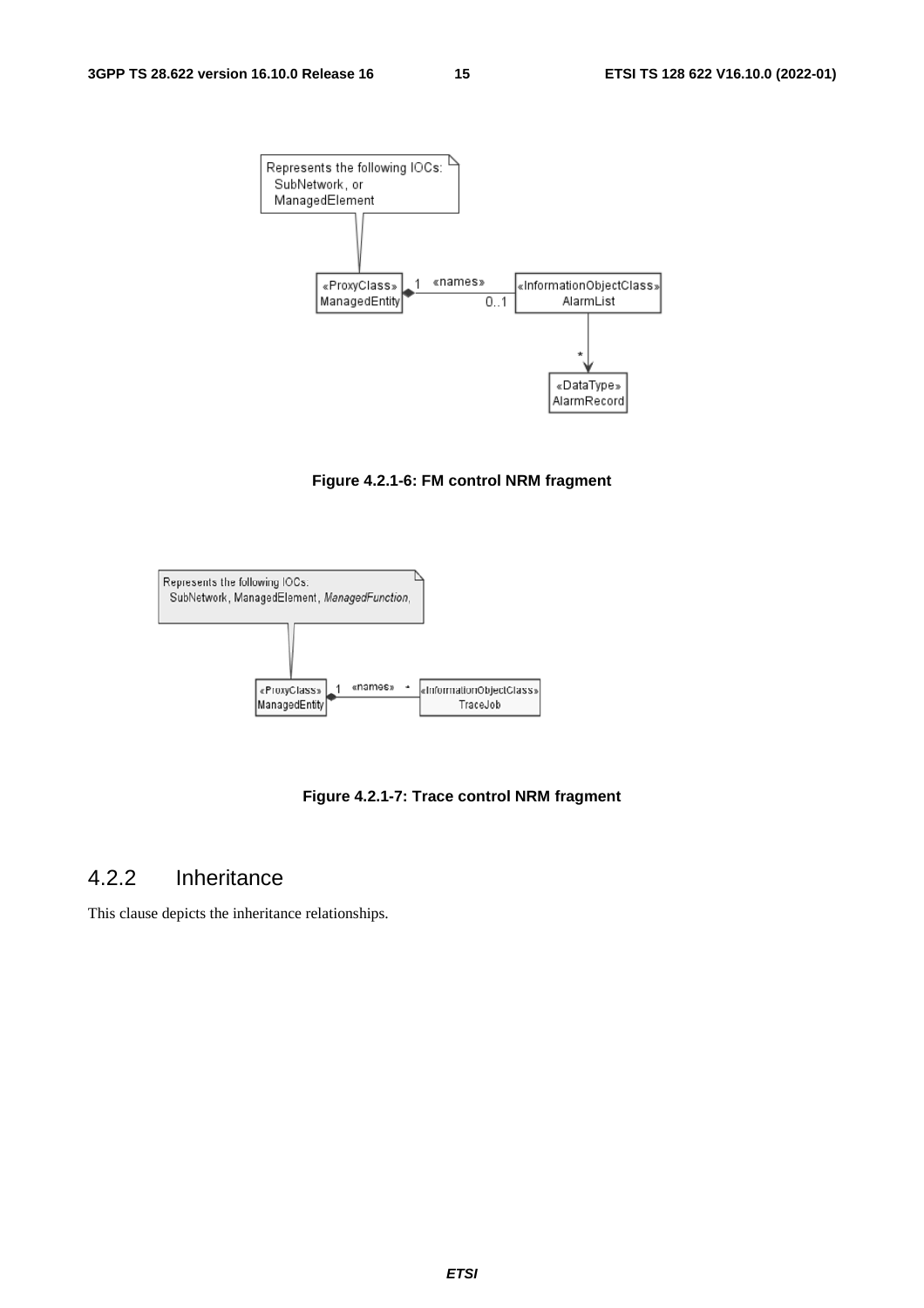Figure 4.2.1-6: FM control NRM fragment

Figure 4.2.1-7: Trace control NRM fragment

### 4.2.2 Inheritance

This clause depicts the inheritance relationships.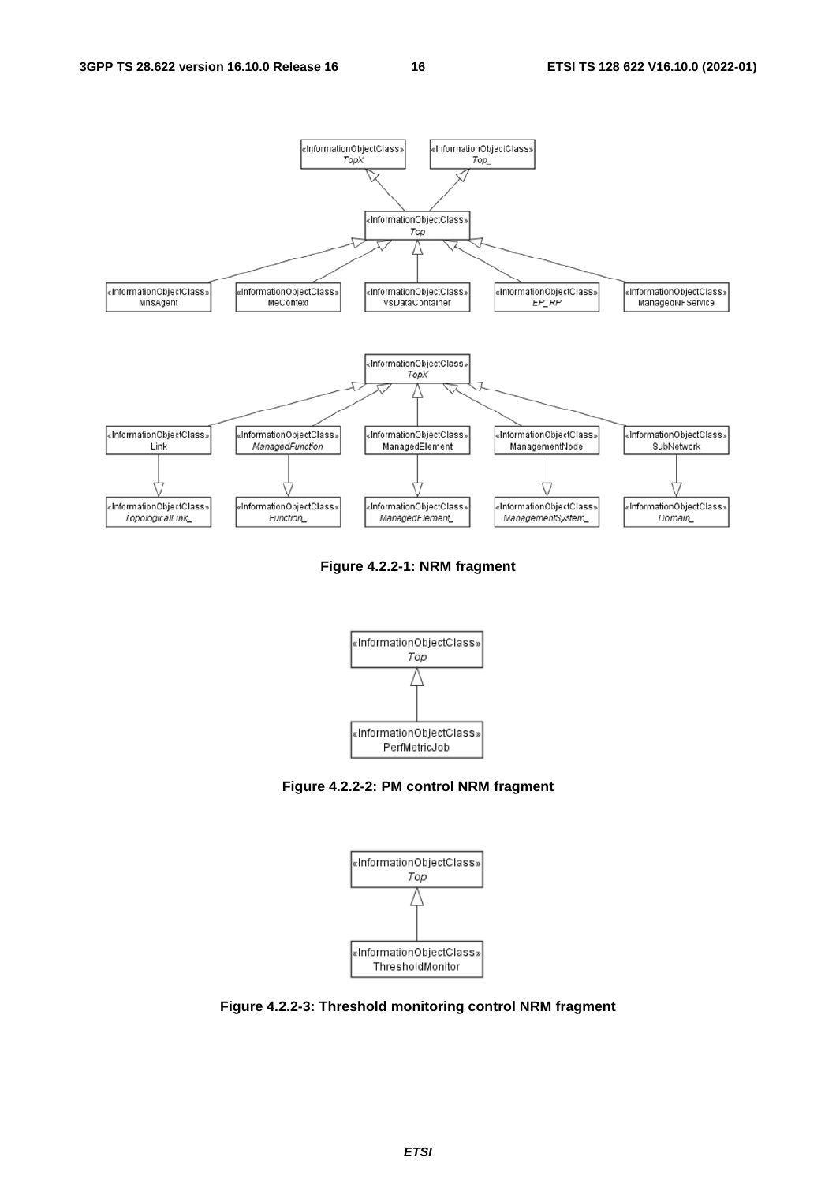Figure 4.2.2-1: NRM fragment

Figure 4.2.2-2: PM control NRM fragment

Figure 4.2.2-3: Threshold monitoring control NRM fragment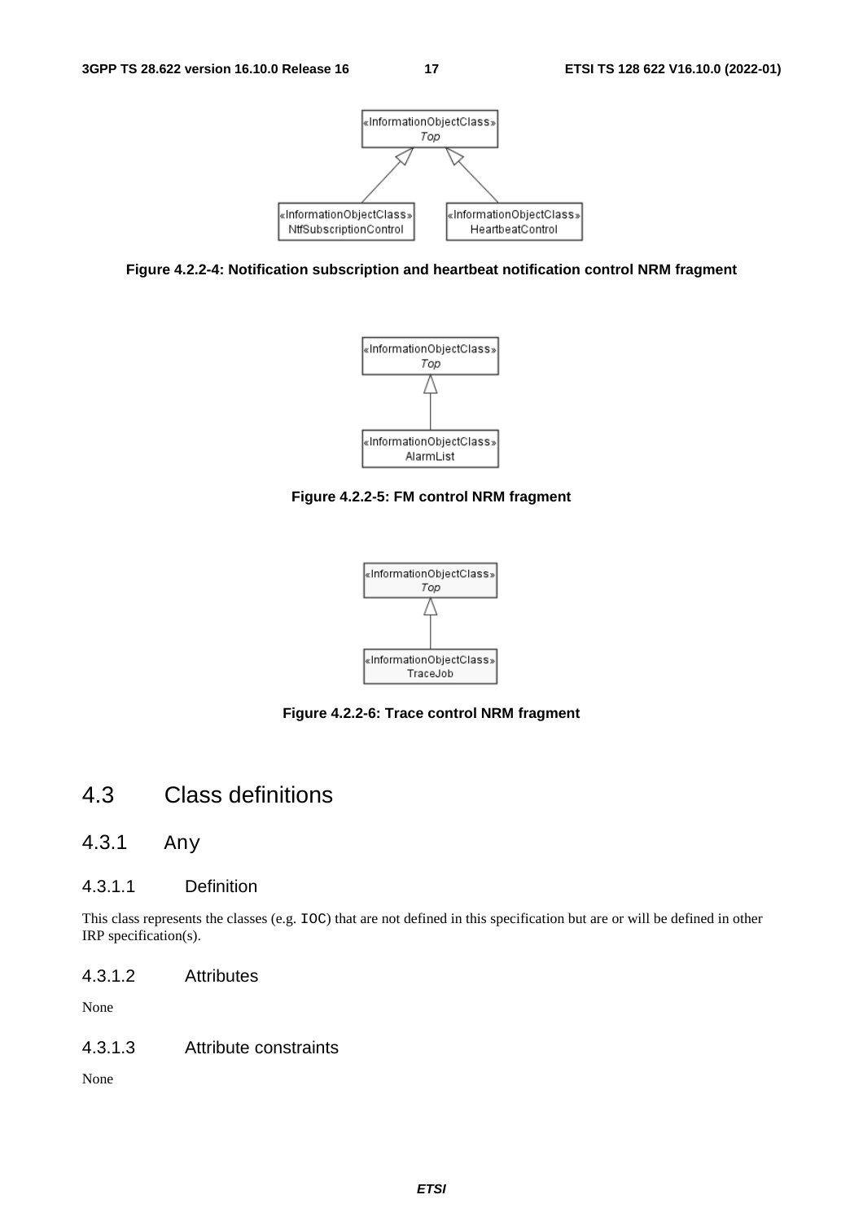Figure 4.2.2-4: Notification subscription and heartbeat notification control NRM fragment

Figure 4.2.2-5: FM control NRM fragment

Figure 4.2.2-6: Trace control NRM fragment

## 4.3 Class definitions

### 4.3.1 Any

#### 4.3.1.1 Definition

This class represents the classes (e.g. `IOC`) that are not defined in this specification but are or will be defined in other IRP specification(s).

#### 4.3.1.2 Attributes

None

#### 4.3.1.3 Attribute constraints

None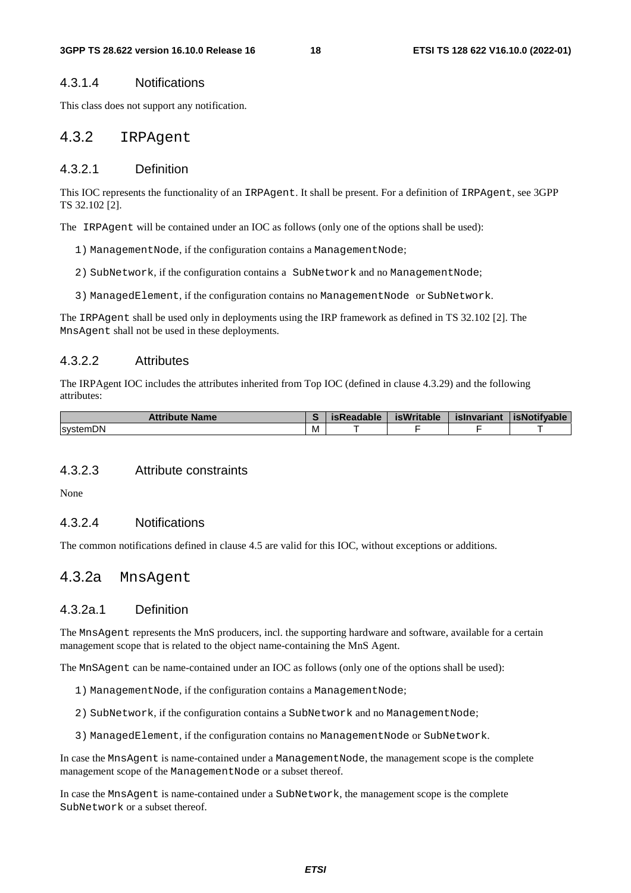#### 4.3.1.4 Notifications

This class does not support any notification.

### 4.3.2 IRPAgent

#### 4.3.2.1 Definition

This IOC represents the functionality of an IRPAgent. It shall be present. For a definition of IRPAgent, see 3GPP TS 32.102 [2].

The IRPAgent will be contained under an IOC as follows (only one of the options shall be used):

1) ManagementNode, if the configuration contains a ManagementNode;

2) SubNetwork, if the configuration contains a SubNetwork and no ManagementNode;

3) ManagedElement, if the configuration contains no ManagementNode or SubNetwork.

The IRPAgent shall be used only in deployments using the IRP framework as defined in TS 32.102 [2]. The MnsAgent shall not be used in these deployments.

#### 4.3.2.2 Attributes

The IRPAgent IOC includes the attributes inherited from Top IOC (defined in clause 4.3.29) and the following attributes:

| Attribute Name | S | isReadable | isWritable | isInvariant | isNotifyable |
|---|---|---|---|---|---|
| systemDN | M | T | F | F | T |

#### 4.3.2.3 Attribute constraints

None

#### 4.3.2.4 Notifications

The common notifications defined in clause 4.5 are valid for this IOC, without exceptions or additions.

### 4.3.2a MnsAgent

#### 4.3.2a.1 Definition

The MnsAgent represents the MnS producers, incl. the supporting hardware and software, available for a certain management scope that is related to the object name-containing the MnS Agent.

The MnSAgent can be name-contained under an IOC as follows (only one of the options shall be used):

1) ManagementNode, if the configuration contains a ManagementNode;

2) SubNetwork, if the configuration contains a SubNetwork and no ManagementNode;

3) ManagedElement, if the configuration contains no ManagementNode or SubNetwork.

In case the MnsAgent is name-contained under a ManagementNode, the management scope is the complete management scope of the ManagementNode or a subset thereof.

In case the MnsAgent is name-contained under a SubNetwork, the management scope is the complete SubNetwork or a subset thereof.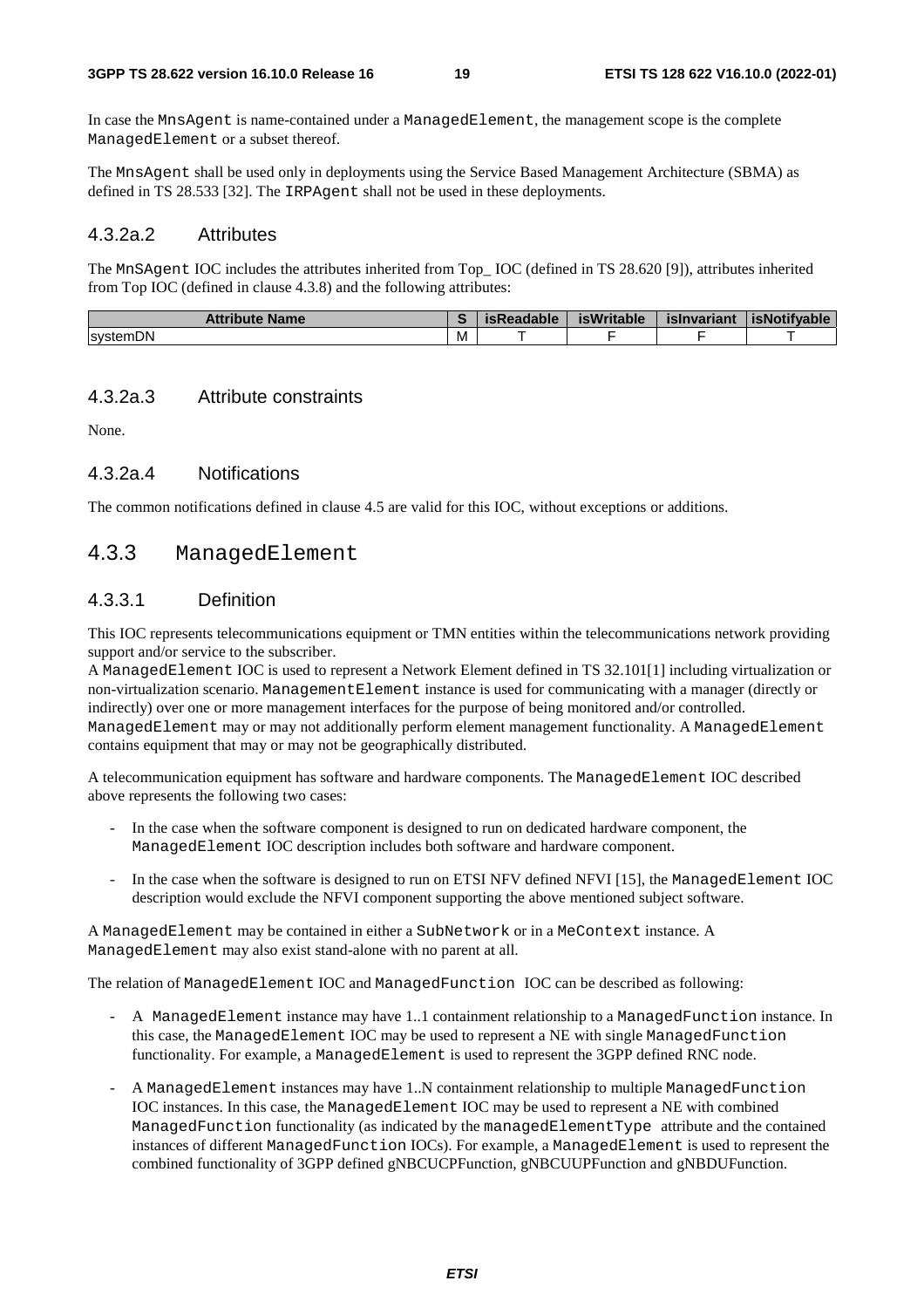In case the MnsAgent is name-contained under a ManagedElement, the management scope is the complete ManagedElement or a subset thereof.

The MnsAgent shall be used only in deployments using the Service Based Management Architecture (SBMA) as defined in TS 28.533 [32]. The IRPAgent shall not be used in these deployments.

#### 4.3.2a.2 Attributes

The MnSAgent IOC includes the attributes inherited from Top_ IOC (defined in TS 28.620 [9]), attributes inherited from Top IOC (defined in clause 4.3.8) and the following attributes:

| Attribute Name | S | isReadable | isWritable | isInvariant | isNotifyable |
|---|---|---|---|---|---|
| systemDN | M | T | F | F | T |

#### 4.3.2a.3 Attribute constraints

None.

#### 4.3.2a.4 Notifications

The common notifications defined in clause 4.5 are valid for this IOC, without exceptions or additions.

### 4.3.3 ManagedElement

#### 4.3.3.1 Definition

This IOC represents telecommunications equipment or TMN entities within the telecommunications network providing support and/or service to the subscriber.
A ManagedElement IOC is used to represent a Network Element defined in TS 32.101[1] including virtualization or non-virtualization scenario. ManagementElement instance is used for communicating with a manager (directly or indirectly) over one or more management interfaces for the purpose of being monitored and/or controlled. ManagedElement may or may not additionally perform element management functionality. A ManagedElement contains equipment that may or may not be geographically distributed.

A telecommunication equipment has software and hardware components. The ManagedElement IOC described above represents the following two cases:

- In the case when the software component is designed to run on dedicated hardware component, the ManagedElement IOC description includes both software and hardware component.
- In the case when the software is designed to run on ETSI NFV defined NFVI [15], the ManagedElement IOC description would exclude the NFVI component supporting the above mentioned subject software.

A ManagedElement may be contained in either a SubNetwork or in a MeContext instance. A ManagedElement may also exist stand-alone with no parent at all.

The relation of ManagedElement IOC and ManagedFunction IOC can be described as following:

- A ManagedElement instance may have 1..1 containment relationship to a ManagedFunction instance. In this case, the ManagedElement IOC may be used to represent a NE with single ManagedFunction functionality. For example, a ManagedElement is used to represent the 3GPP defined RNC node.
- A ManagedElement instances may have 1..N containment relationship to multiple ManagedFunction IOC instances. In this case, the ManagedElement IOC may be used to represent a NE with combined ManagedFunction functionality (as indicated by the managedElementType attribute and the contained instances of different ManagedFunction IOCs). For example, a ManagedElement is used to represent the combined functionality of 3GPP defined gNBCUCPFunction, gNBCUUPFunction and gNBDUFunction.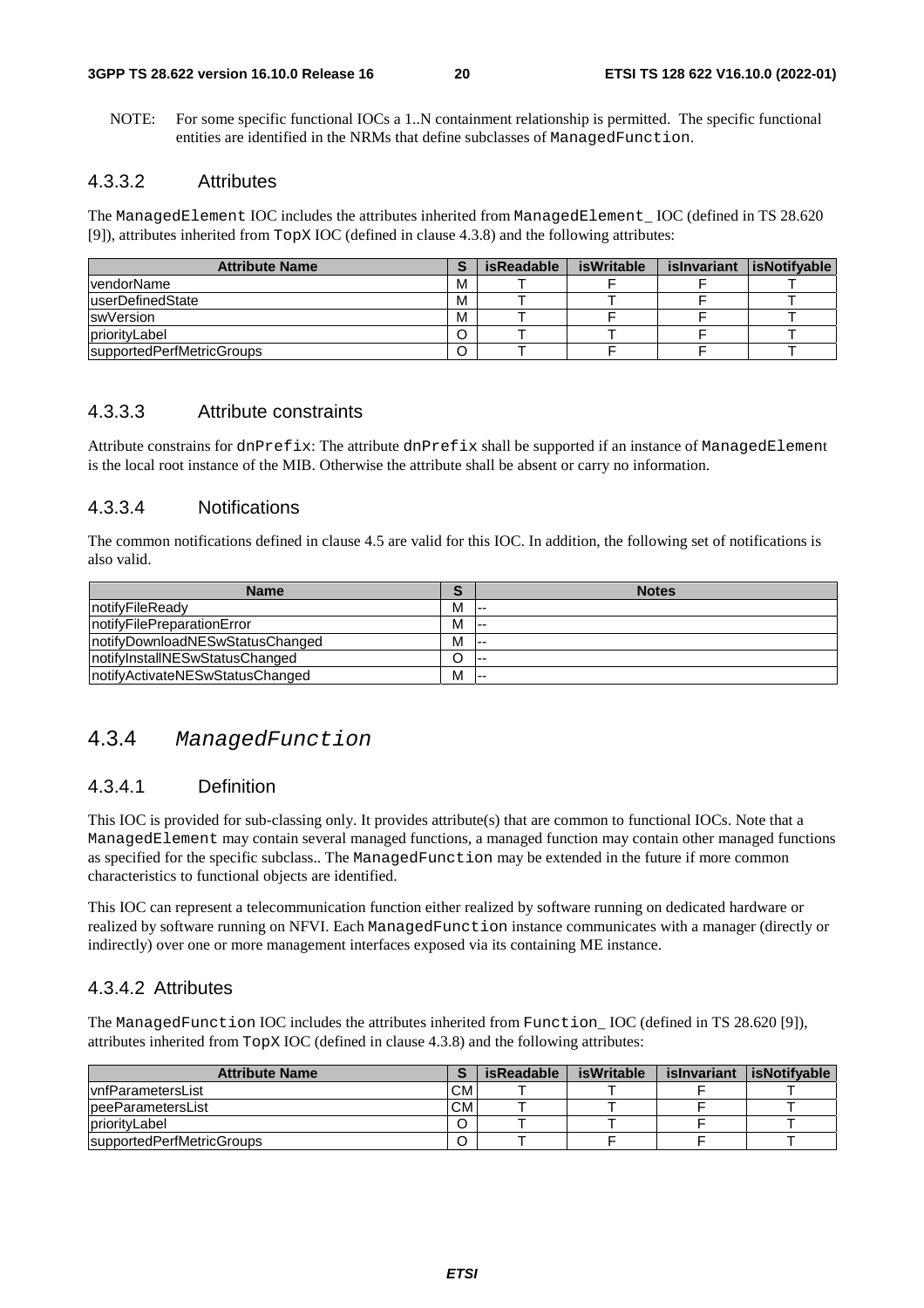NOTE: For some specific functional IOCs a 1..N containment relationship is permitted. The specific functional entities are identified in the NRMs that define subclasses of ManagedFunction.

### 4.3.3.2 Attributes

The ManagedElement IOC includes the attributes inherited from ManagedElement_ IOC (defined in TS 28.620 [9]), attributes inherited from TopX IOC (defined in clause 4.3.8) and the following attributes:

| Attribute Name | S | isReadable | isWritable | isInvariant | isNotifyable |
|---|---|---|---|---|---|
| vendorName | M | T | F | F | T |
| userDefinedState | M | T | T | F | T |
| swVersion | M | T | F | F | T |
| priorityLabel | O | T | T | F | T |
| supportedPerfMetricGroups | O | T | F | F | T |

### 4.3.3.3 Attribute constraints

Attribute constrains for dnPrefix: The attribute dnPrefix shall be supported if an instance of ManagedElement is the local root instance of the MIB. Otherwise the attribute shall be absent or carry no information.

### 4.3.3.4 Notifications

The common notifications defined in clause 4.5 are valid for this IOC. In addition, the following set of notifications is also valid.

| Name | S | Notes |
|---|---|---|
| notifyFileReady | M | -- |
| notifyFilePreparationError | M | -- |
| notifyDownloadNESwStatusChanged | M | -- |
| notifyInstallNESwStatusChanged | O | -- |
| notifyActivateNESwStatusChanged | M | -- |

## 4.3.4 *ManagedFunction*

### 4.3.4.1 Definition

This IOC is provided for sub-classing only. It provides attribute(s) that are common to functional IOCs. Note that a ManagedElement may contain several managed functions, a managed function may contain other managed functions as specified for the specific subclass.. The ManagedFunction may be extended in the future if more common characteristics to functional objects are identified.

This IOC can represent a telecommunication function either realized by software running on dedicated hardware or realized by software running on NFVI. Each ManagedFunction instance communicates with a manager (directly or indirectly) over one or more management interfaces exposed via its containing ME instance.

### 4.3.4.2 Attributes

The ManagedFunction IOC includes the attributes inherited from Function_ IOC (defined in TS 28.620 [9]), attributes inherited from TopX IOC (defined in clause 4.3.8) and the following attributes:

| Attribute Name | S | isReadable | isWritable | isInvariant | isNotifyable |
|---|---|---|---|---|---|
| vnfParametersList | CM | T | T | F | T |
| peeParametersList | CM | T | T | F | T |
| priorityLabel | O | T | T | F | T |
| supportedPerfMetricGroups | O | T | F | F | T |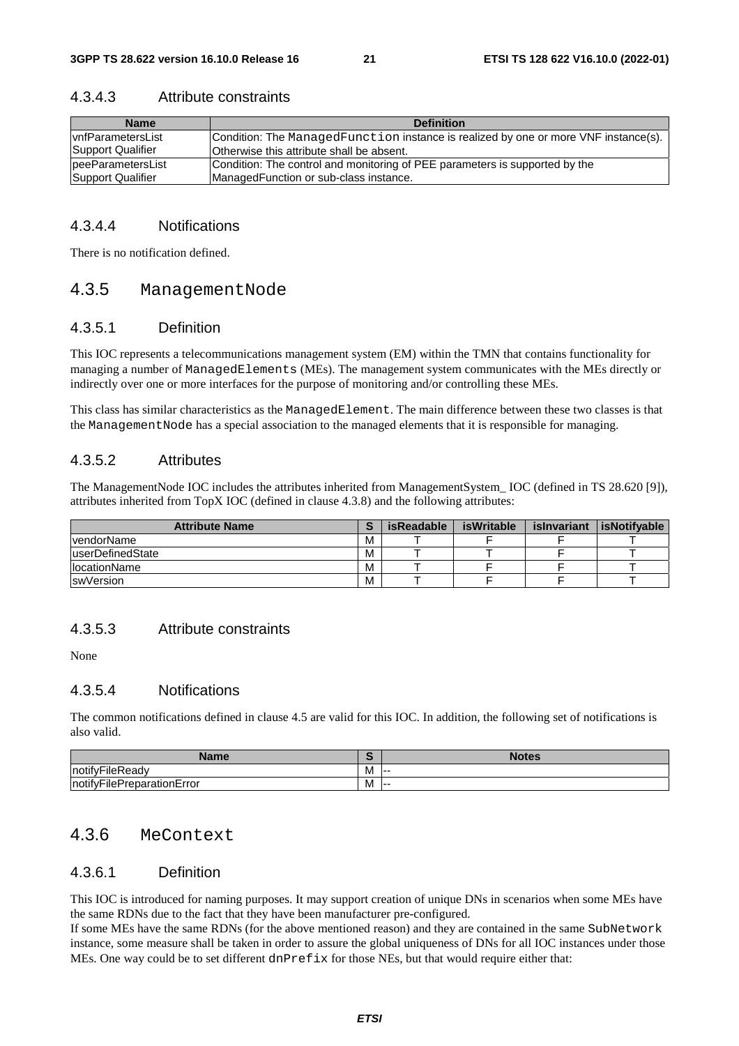#### 4.3.4.3 Attribute constraints

| Name | Definition |
|---|---|
| vnfParametersList Support Qualifier | Condition: The ManagedFunction instance is realized by one or more VNF instance(s). Otherwise this attribute shall be absent. |
| peeParametersList Support Qualifier | Condition: The control and monitoring of PEE parameters is supported by the ManagedFunction or sub-class instance. |

#### 4.3.4.4 Notifications

There is no notification defined.

### 4.3.5 ManagementNode

#### 4.3.5.1 Definition

This IOC represents a telecommunications management system (EM) within the TMN that contains functionality for managing a number of ManagedElements (MEs). The management system communicates with the MEs directly or indirectly over one or more interfaces for the purpose of monitoring and/or controlling these MEs.

This class has similar characteristics as the ManagedElement. The main difference between these two classes is that the ManagementNode has a special association to the managed elements that it is responsible for managing.

#### 4.3.5.2 Attributes

The ManagementNode IOC includes the attributes inherited from ManagementSystem_ IOC (defined in TS 28.620 [9]), attributes inherited from TopX IOC (defined in clause 4.3.8) and the following attributes:

| Attribute Name | S | isReadable | isWritable | isInvariant | isNotifyable |
|---|---|---|---|---|---|
| vendorName | M | T | F | F | T |
| userDefinedState | M | T | T | F | T |
| locationName | M | T | F | F | T |
| swVersion | M | T | F | F | T |

#### 4.3.5.3 Attribute constraints

None

#### 4.3.5.4 Notifications

The common notifications defined in clause 4.5 are valid for this IOC. In addition, the following set of notifications is also valid.

| Name | S | Notes |
|---|---|---|
| notifyFileReady | M | -- |
| notifyFilePreparationError | M | -- |

### 4.3.6 MeContext

#### 4.3.6.1 Definition

This IOC is introduced for naming purposes. It may support creation of unique DNs in scenarios when some MEs have the same RDNs due to the fact that they have been manufacturer pre-configured.

If some MEs have the same RDNs (for the above mentioned reason) and they are contained in the same SubNetwork instance, some measure shall be taken in order to assure the global uniqueness of DNs for all IOC instances under those MEs. One way could be to set different dnPrefix for those NEs, but that would require either that: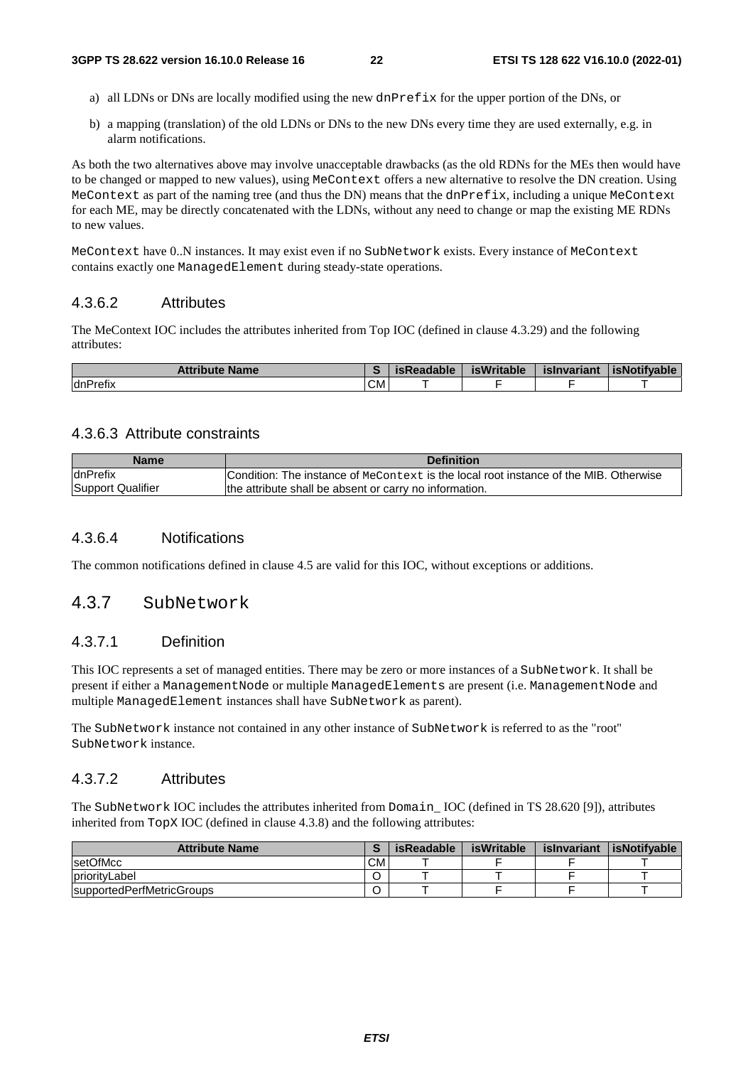a) all LDNs or DNs are locally modified using the new dnPrefix for the upper portion of the DNs, or

b) a mapping (translation) of the old LDNs or DNs to the new DNs every time they are used externally, e.g. in alarm notifications.

As both the two alternatives above may involve unacceptable drawbacks (as the old RDNs for the MEs then would have to be changed or mapped to new values), using MeContext offers a new alternative to resolve the DN creation. Using MeContext as part of the naming tree (and thus the DN) means that the dnPrefix, including a unique MeContext for each ME, may be directly concatenated with the LDNs, without any need to change or map the existing ME RDNs to new values.

MeContext have 0..N instances. It may exist even if no SubNetwork exists. Every instance of MeContext contains exactly one ManagedElement during steady-state operations.

#### 4.3.6.2 Attributes

The MeContext IOC includes the attributes inherited from Top IOC (defined in clause 4.3.29) and the following attributes:

| Attribute Name | S | isReadable | isWritable | isInvariant | isNotifyable |
|---|---|---|---|---|---|
| dnPrefix | CM | T | F | F | T |

#### 4.3.6.3 Attribute constraints

| Name | Definition |
|---|---|
| dnPrefix Support Qualifier | Condition: The instance of MeContext is the local root instance of the MIB. Otherwise the attribute shall be absent or carry no information. |

#### 4.3.6.4 Notifications

The common notifications defined in clause 4.5 are valid for this IOC, without exceptions or additions.

### 4.3.7 SubNetwork

#### 4.3.7.1 Definition

This IOC represents a set of managed entities. There may be zero or more instances of a SubNetwork. It shall be present if either a ManagementNode or multiple ManagedElements are present (i.e. ManagementNode and multiple ManagedElement instances shall have SubNetwork as parent).

The SubNetwork instance not contained in any other instance of SubNetwork is referred to as the "root" SubNetwork instance.

#### 4.3.7.2 Attributes

The SubNetwork IOC includes the attributes inherited from Domain_ IOC (defined in TS 28.620 [9]), attributes inherited from TopX IOC (defined in clause 4.3.8) and the following attributes:

| Attribute Name | S | isReadable | isWritable | isInvariant | isNotifyable |
|---|---|---|---|---|---|
| setOfMcc | CM | T | F | F | T |
| priorityLabel | O | T | T | F | T |
| supportedPerfMetricGroups | O | T | F | F | T |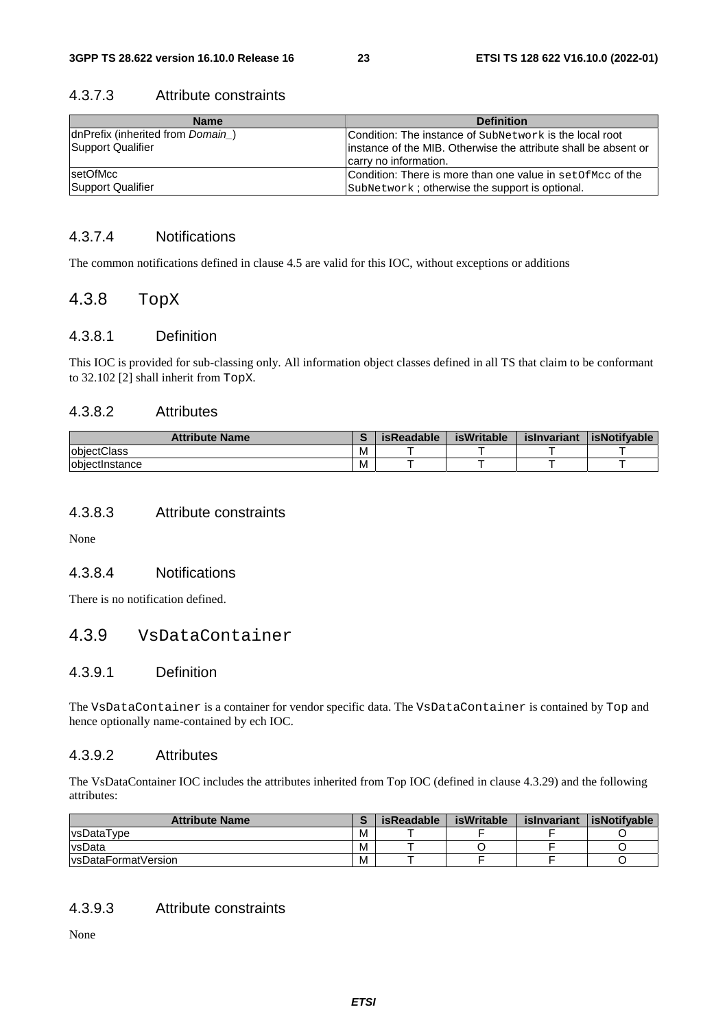### 4.3.7.3 Attribute constraints

| Name | Definition |
|---|---|
| dnPrefix (inherited from *Domain_*)<br>Support Qualifier | Condition: The instance of `SubNetwork` is the local root instance of the MIB. Otherwise the attribute shall be absent or carry no information. |
| setOfMcc<br>Support Qualifier | Condition: There is more than one value in `setOfMcc` of the `SubNetwork` ; otherwise the support is optional. |

### 4.3.7.4 Notifications

The common notifications defined in clause 4.5 are valid for this IOC, without exceptions or additions

## 4.3.8 `TopX`

### 4.3.8.1 Definition

This IOC is provided for sub-classing only. All information object classes defined in all TS that claim to be conformant to 32.102 [2] shall inherit from `TopX`.

### 4.3.8.2 Attributes

| Attribute Name | S | isReadable | isWritable | isInvariant | isNotifyable |
|---|---|---|---|---|---|
| objectClass | M | T | T | T | T |
| objectInstance | M | T | T | T | T |

### 4.3.8.3 Attribute constraints

None

### 4.3.8.4 Notifications

There is no notification defined.

## 4.3.9 `VsDataContainer`

### 4.3.9.1 Definition

The `VsDataContainer` is a container for vendor specific data. The `VsDataContainer` is contained by `Top` and hence optionally name-contained by ech IOC.

### 4.3.9.2 Attributes

The VsDataContainer IOC includes the attributes inherited from Top IOC (defined in clause 4.3.29) and the following attributes:

| Attribute Name | S | isReadable | isWritable | isInvariant | isNotifyable |
|---|---|---|---|---|---|
| vsDataType | M | T | F | F | O |
| vsData | M | T | O | F | O |
| vsDataFormatVersion | M | T | F | F | O |

### 4.3.9.3 Attribute constraints

None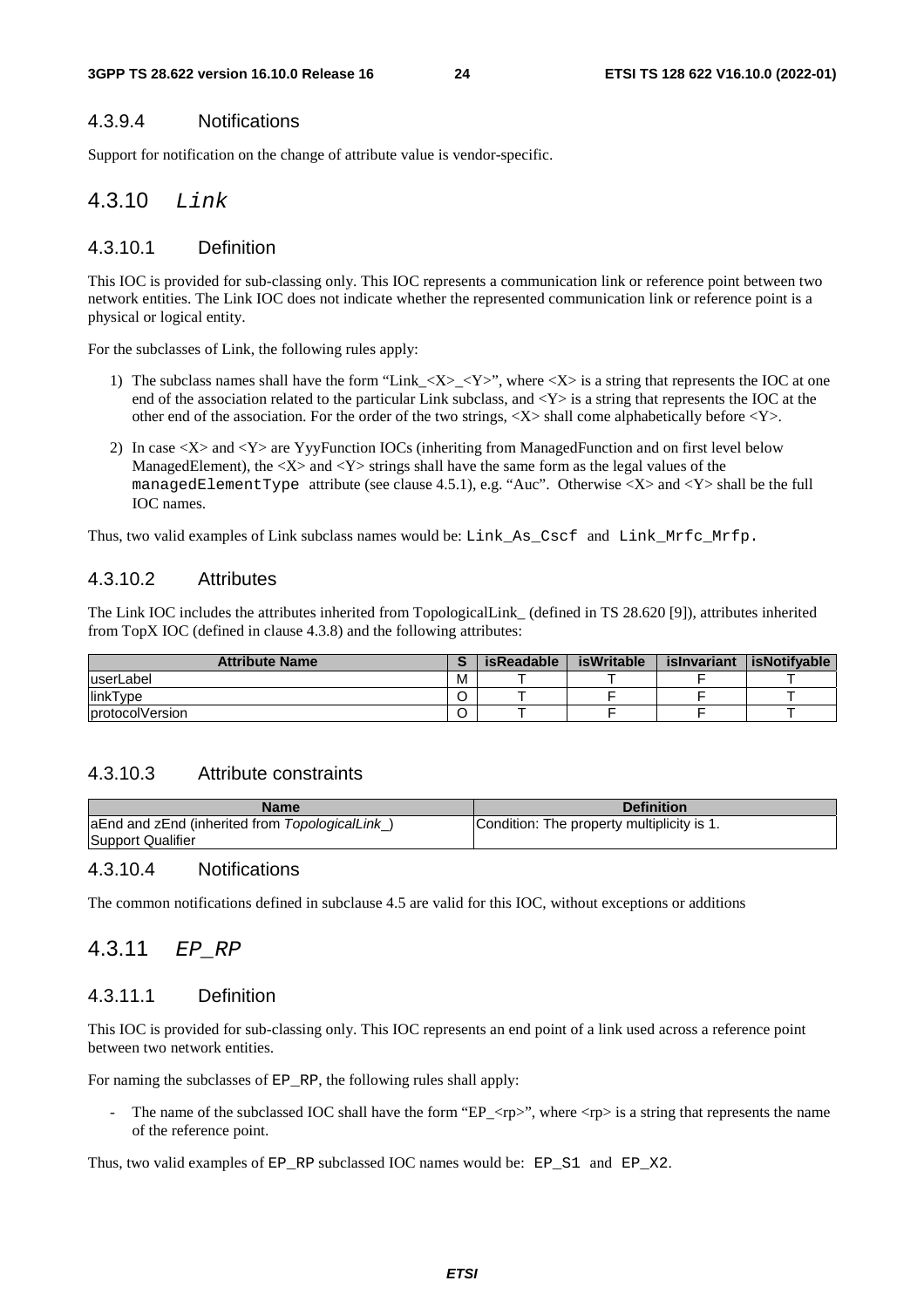#### 4.3.9.4 Notifications

Support for notification on the change of attribute value is vendor-specific.

### 4.3.10 *Link*

#### 4.3.10.1 Definition

This IOC is provided for sub-classing only. This IOC represents a communication link or reference point between two network entities. The Link IOC does not indicate whether the represented communication link or reference point is a physical or logical entity.

For the subclasses of Link, the following rules apply:

1) The subclass names shall have the form "Link_<X>_<Y>", where <X> is a string that represents the IOC at one end of the association related to the particular Link subclass, and <Y> is a string that represents the IOC at the other end of the association. For the order of the two strings, <X> shall come alphabetically before <Y>.

2) In case <X> and <Y> are YyyFunction IOCs (inheriting from ManagedFunction and on first level below ManagedElement), the <X> and <Y> strings shall have the same form as the legal values of the `managedElementType` attribute (see clause 4.5.1), e.g. "Auc". Otherwise <X> and <Y> shall be the full IOC names.

Thus, two valid examples of Link subclass names would be: `Link_As_Cscf` and `Link_Mrfc_Mrfp`.

#### 4.3.10.2 Attributes

The Link IOC includes the attributes inherited from TopologicalLink_ (defined in TS 28.620 [9]), attributes inherited from TopX IOC (defined in clause 4.3.8) and the following attributes:

| Attribute Name | S | isReadable | isWritable | isInvariant | isNotifyable |
|---|---|---|---|---|---|
| userLabel | M | T | T | F | T |
| linkType | O | T | F | F | T |
| protocolVersion | O | T | F | F | T |

#### 4.3.10.3 Attribute constraints

| Name | Definition |
|---|---|
| aEnd and zEnd (inherited from *TopologicalLink_*) Support Qualifier | Condition: The property multiplicity is 1. |

#### 4.3.10.4 Notifications

The common notifications defined in subclause 4.5 are valid for this IOC, without exceptions or additions

### 4.3.11 *EP_RP*

#### 4.3.11.1 Definition

This IOC is provided for sub-classing only. This IOC represents an end point of a link used across a reference point between two network entities.

For naming the subclasses of EP_RP, the following rules shall apply:

- The name of the subclassed IOC shall have the form "EP_<rp>", where <rp> is a string that represents the name of the reference point.

Thus, two valid examples of EP_RP subclassed IOC names would be: `EP_S1` and `EP_X2`.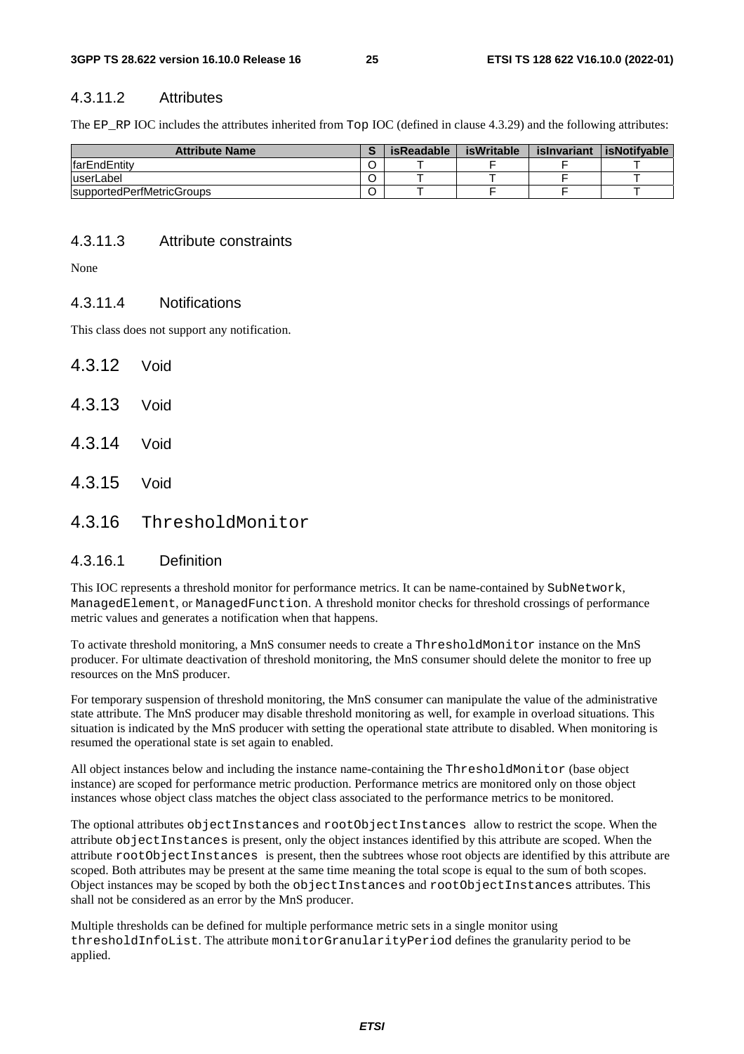#### 4.3.11.2 Attributes

The EP_RP IOC includes the attributes inherited from Top IOC (defined in clause 4.3.29) and the following attributes:

| Attribute Name | S | isReadable | isWritable | isInvariant | isNotifyable |
|---|---|---|---|---|---|
| farEndEntity | O | T | F | F | T |
| userLabel | O | T | T | F | T |
| supportedPerfMetricGroups | O | T | F | F | T |

#### 4.3.11.3 Attribute constraints

None

#### 4.3.11.4 Notifications

This class does not support any notification.

### 4.3.12 Void

### 4.3.13 Void

### 4.3.14 Void

### 4.3.15 Void

### 4.3.16 ThresholdMonitor

#### 4.3.16.1 Definition

This IOC represents a threshold monitor for performance metrics. It can be name-contained by SubNetwork, ManagedElement, or ManagedFunction. A threshold monitor checks for threshold crossings of performance metric values and generates a notification when that happens.

To activate threshold monitoring, a MnS consumer needs to create a ThresholdMonitor instance on the MnS producer. For ultimate deactivation of threshold monitoring, the MnS consumer should delete the monitor to free up resources on the MnS producer.

For temporary suspension of threshold monitoring, the MnS consumer can manipulate the value of the administrative state attribute. The MnS producer may disable threshold monitoring as well, for example in overload situations. This situation is indicated by the MnS producer with setting the operational state attribute to disabled. When monitoring is resumed the operational state is set again to enabled.

All object instances below and including the instance name-containing the ThresholdMonitor (base object instance) are scoped for performance metric production. Performance metrics are monitored only on those object instances whose object class matches the object class associated to the performance metrics to be monitored.

The optional attributes objectInstances and rootObjectInstances allow to restrict the scope. When the attribute objectInstances is present, only the object instances identified by this attribute are scoped. When the attribute rootObjectInstances is present, then the subtrees whose root objects are identified by this attribute are scoped. Both attributes may be present at the same time meaning the total scope is equal to the sum of both scopes. Object instances may be scoped by both the objectInstances and rootObjectInstances attributes. This shall not be considered as an error by the MnS producer.

Multiple thresholds can be defined for multiple performance metric sets in a single monitor using thresholdInfoList. The attribute monitorGranularityPeriod defines the granularity period to be applied.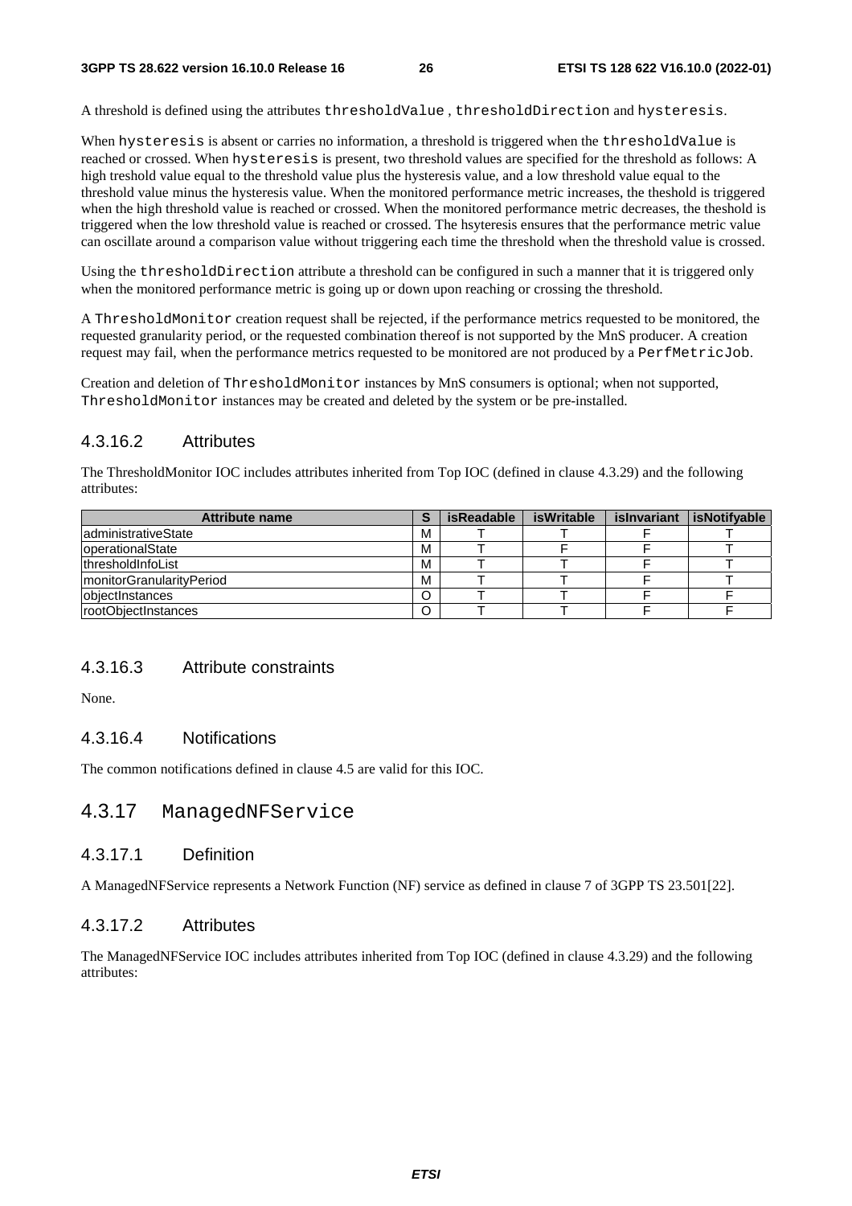A threshold is defined using the attributes thresholdValue , thresholdDirection and hysteresis.

When hysteresis is absent or carries no information, a threshold is triggered when the thresholdValue is reached or crossed. When hysteresis is present, two threshold values are specified for the threshold as follows: A high treshold value equal to the threshold value plus the hysteresis value, and a low threshold value equal to the threshold value minus the hysteresis value. When the monitored performance metric increases, the theshold is triggered when the high threshold value is reached or crossed. When the monitored performance metric decreases, the theshold is triggered when the low threshold value is reached or crossed. The hsyteresis ensures that the performance metric value can oscillate around a comparison value without triggering each time the threshold when the threshold value is crossed.

Using the thresholdDirection attribute a threshold can be configured in such a manner that it is triggered only when the monitored performance metric is going up or down upon reaching or crossing the threshold.

A ThresholdMonitor creation request shall be rejected, if the performance metrics requested to be monitored, the requested granularity period, or the requested combination thereof is not supported by the MnS producer. A creation request may fail, when the performance metrics requested to be monitored are not produced by a PerfMetricJob.

Creation and deletion of ThresholdMonitor instances by MnS consumers is optional; when not supported, ThresholdMonitor instances may be created and deleted by the system or be pre-installed.

### 4.3.16.2 Attributes

The ThresholdMonitor IOC includes attributes inherited from Top IOC (defined in clause 4.3.29) and the following attributes:

| Attribute name | S | isReadable | isWritable | isInvariant | isNotifyable |
|---|---|---|---|---|---|
| administrativeState | M | T | T | F | T |
| operationalState | M | T | F | F | T |
| thresholdInfoList | M | T | T | F | T |
| monitorGranularityPeriod | M | T | T | F | T |
| objectInstances | O | T | T | F | F |
| rootObjectInstances | O | T | T | F | F |

### 4.3.16.3 Attribute constraints

None.

### 4.3.16.4 Notifications

The common notifications defined in clause 4.5 are valid for this IOC.

## 4.3.17 ManagedNFService

### 4.3.17.1 Definition

A ManagedNFService represents a Network Function (NF) service as defined in clause 7 of 3GPP TS 23.501[22].

### 4.3.17.2 Attributes

The ManagedNFService IOC includes attributes inherited from Top IOC (defined in clause 4.3.29) and the following attributes: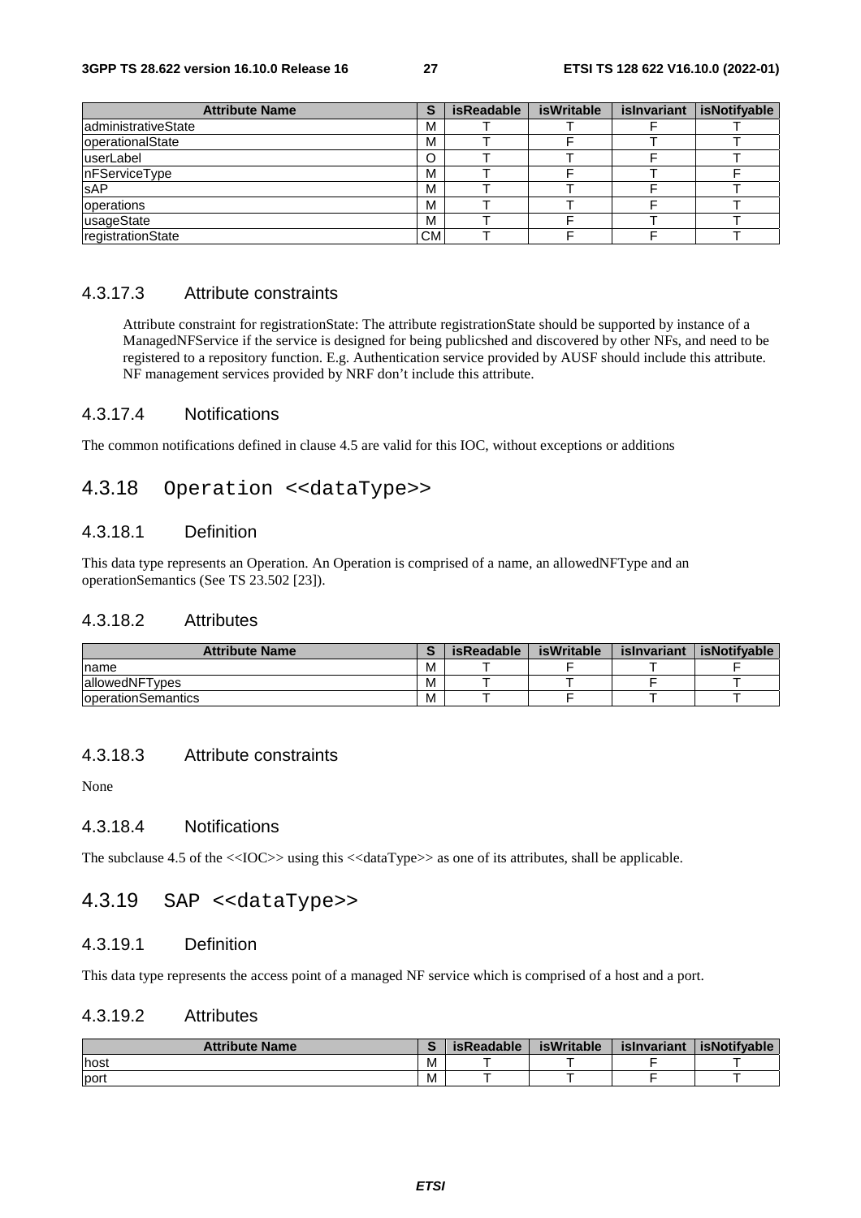| Attribute Name | S | isReadable | isWritable | isInvariant | isNotifyable |
| --- | --- | --- | --- | --- | --- |
| administrativeState | M | T | T | F | T |
| operationalState | M | T | F | T | T |
| userLabel | O | T | T | F | T |
| nFServiceType | M | T | F | T | F |
| sAP | M | T | T | F | T |
| operations | M | T | T | F | T |
| usageState | M | T | F | T | T |
| registrationState | CM | T | F | F | T |

#### 4.3.17.3 Attribute constraints

Attribute constraint for registrationState: The attribute registrationState should be supported by instance of a ManagedNFService if the service is designed for being publicshed and discovered by other NFs, and need to be registered to a repository function. E.g. Authentication service provided by AUSF should include this attribute. NF management services provided by NRF don't include this attribute.

#### 4.3.17.4 Notifications

The common notifications defined in clause 4.5 are valid for this IOC, without exceptions or additions

### 4.3.18 Operation <<dataType>>

#### 4.3.18.1 Definition

This data type represents an Operation. An Operation is comprised of a name, an allowedNFType and an operationSemantics (See TS 23.502 [23]).

#### 4.3.18.2 Attributes

| Attribute Name | S | isReadable | isWritable | isInvariant | isNotifyable |
| --- | --- | --- | --- | --- | --- |
| name | M | T | F | T | F |
| allowedNFTypes | M | T | T | F | T |
| operationSemantics | M | T | F | T | T |

#### 4.3.18.3 Attribute constraints

None

#### 4.3.18.4 Notifications

The subclause 4.5 of the <<IOC>> using this <<dataType>> as one of its attributes, shall be applicable.

### 4.3.19 SAP <<dataType>>

#### 4.3.19.1 Definition

This data type represents the access point of a managed NF service which is comprised of a host and a port.

#### 4.3.19.2 Attributes

| Attribute Name | S | isReadable | isWritable | isInvariant | isNotifyable |
| --- | --- | --- | --- | --- | --- |
| host | M | T | T | F | T |
| port | M | T | T | F | T |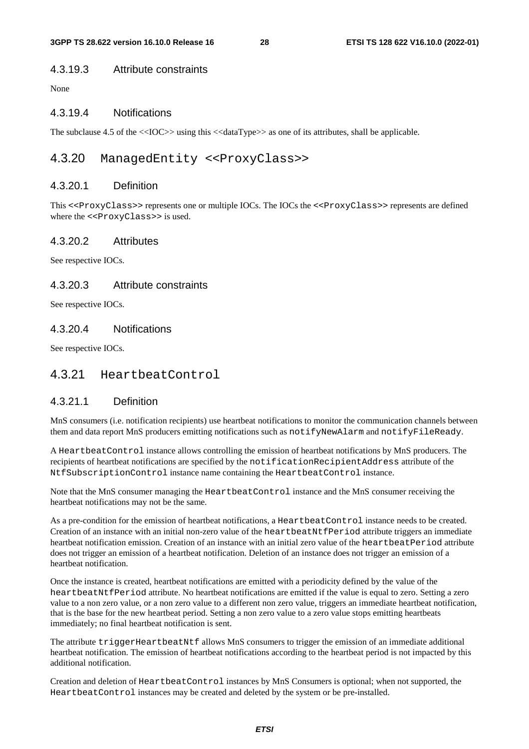#### 4.3.19.3 Attribute constraints

None

#### 4.3.19.4 Notifications

The subclause 4.5 of the <<IOC>> using this <<dataType>> as one of its attributes, shall be applicable.

### 4.3.20 ManagedEntity <<ProxyClass>>

#### 4.3.20.1 Definition

This <<ProxyClass>> represents one or multiple IOCs. The IOCs the <<ProxyClass>> represents are defined where the <<ProxyClass>> is used.

#### 4.3.20.2 Attributes

See respective IOCs.

#### 4.3.20.3 Attribute constraints

See respective IOCs.

#### 4.3.20.4 Notifications

See respective IOCs.

### 4.3.21 HeartbeatControl

#### 4.3.21.1 Definition

MnS consumers (i.e. notification recipients) use heartbeat notifications to monitor the communication channels between them and data report MnS producers emitting notifications such as notifyNewAlarm and notifyFileReady.

A HeartbeatControl instance allows controlling the emission of heartbeat notifications by MnS producers. The recipients of heartbeat notifications are specified by the notificationRecipientAddress attribute of the NtfSubscriptionControl instance name containing the HeartbeatControl instance.

Note that the MnS consumer managing the HeartbeatControl instance and the MnS consumer receiving the heartbeat notifications may not be the same.

As a pre-condition for the emission of heartbeat notifications, a HeartbeatControl instance needs to be created. Creation of an instance with an initial non-zero value of the heartbeatNtfPeriod attribute triggers an immediate heartbeat notification emission. Creation of an instance with an initial zero value of the heartbeatPeriod attribute does not trigger an emission of a heartbeat notification. Deletion of an instance does not trigger an emission of a heartbeat notification.

Once the instance is created, heartbeat notifications are emitted with a periodicity defined by the value of the heartbeatNtfPeriod attribute. No heartbeat notifications are emitted if the value is equal to zero. Setting a zero value to a non zero value, or a non zero value to a different non zero value, triggers an immediate heartbeat notification, that is the base for the new heartbeat period. Setting a non zero value to a zero value stops emitting heartbeats immediately; no final heartbeat notification is sent.

The attribute triggerHeartbeatNtf allows MnS consumers to trigger the emission of an immediate additional heartbeat notification. The emission of heartbeat notifications according to the heartbeat period is not impacted by this additional notification.

Creation and deletion of HeartbeatControl instances by MnS Consumers is optional; when not supported, the HeartbeatControl instances may be created and deleted by the system or be pre-installed.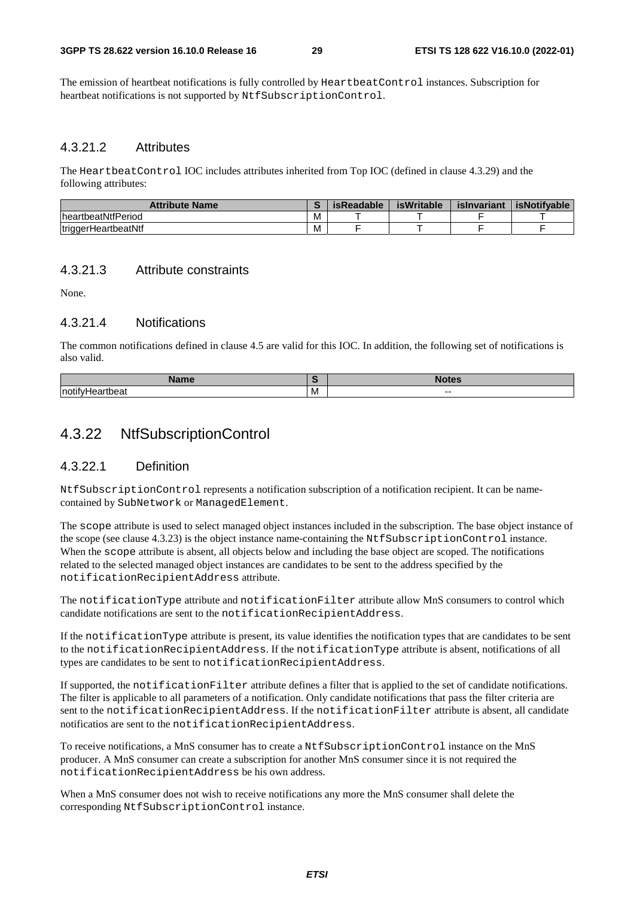The emission of heartbeat notifications is fully controlled by HeartbeatControl instances. Subscription for heartbeat notifications is not supported by NtfSubscriptionControl.

#### 4.3.21.2 Attributes

The HeartbeatControl IOC includes attributes inherited from Top IOC (defined in clause 4.3.29) and the following attributes:

| Attribute Name | S | isReadable | isWritable | isInvariant | isNotifyable |
|---|---|---|---|---|---|
| heartbeatNtfPeriod | M | T | T | F | T |
| triggerHeartbeatNtf | M | F | T | F | F |

#### 4.3.21.3 Attribute constraints

None.

#### 4.3.21.4 Notifications

The common notifications defined in clause 4.5 are valid for this IOC. In addition, the following set of notifications is also valid.

| Name | S | Notes |
|---|---|---|
| notifyHeartbeat | M | -- |

### 4.3.22 NtfSubscriptionControl

#### 4.3.22.1 Definition

NtfSubscriptionControl represents a notification subscription of a notification recipient. It can be name-contained by SubNetwork or ManagedElement.

The scope attribute is used to select managed object instances included in the subscription. The base object instance of the scope (see clause 4.3.23) is the object instance name-containing the NtfSubscriptionControl instance. When the scope attribute is absent, all objects below and including the base object are scoped. The notifications related to the selected managed object instances are candidates to be sent to the address specified by the notificationRecipientAddress attribute.

The notificationType attribute and notificationFilter attribute allow MnS consumers to control which candidate notifications are sent to the notificationRecipientAddress.

If the notificationType attribute is present, its value identifies the notification types that are candidates to be sent to the notificationRecipientAddress. If the notificationType attribute is absent, notifications of all types are candidates to be sent to notificationRecipientAddress.

If supported, the notificationFilter attribute defines a filter that is applied to the set of candidate notifications. The filter is applicable to all parameters of a notification. Only candidate notifications that pass the filter criteria are sent to the notificationRecipientAddress. If the notificationFilter attribute is absent, all candidate notificatios are sent to the notificationRecipientAddress.

To receive notifications, a MnS consumer has to create a NtfSubscriptionControl instance on the MnS producer. A MnS consumer can create a subscription for another MnS consumer since it is not required the notificationRecipientAddress be his own address.

When a MnS consumer does not wish to receive notifications any more the MnS consumer shall delete the corresponding NtfSubscriptionControl instance.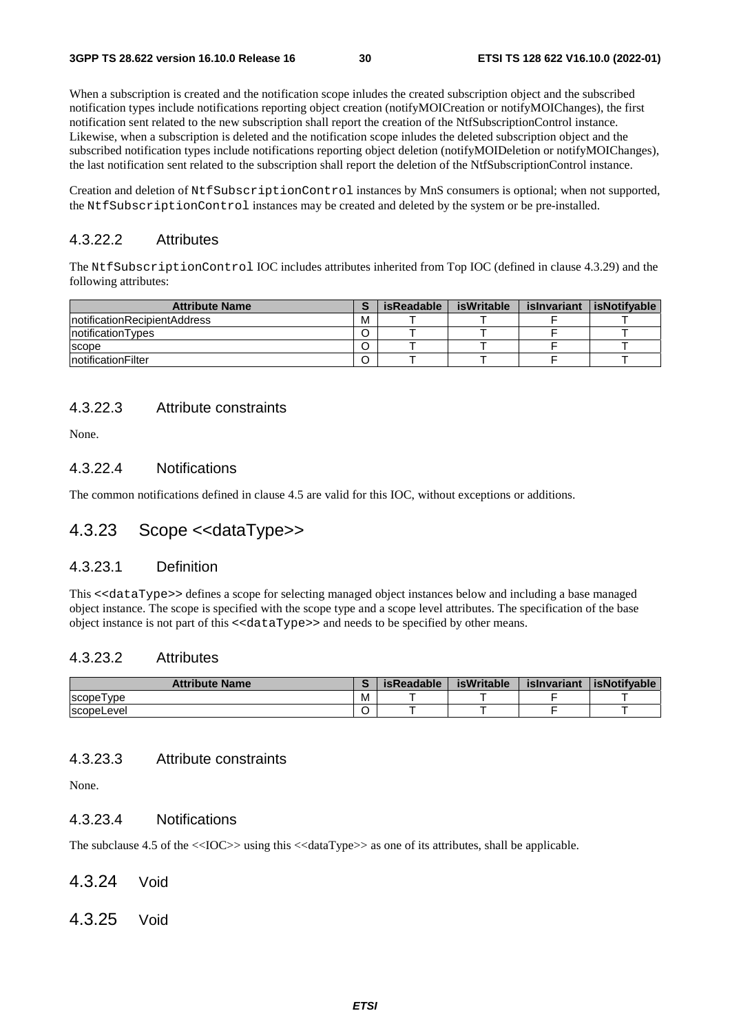When a subscription is created and the notification scope inludes the created subscription object and the subscribed notification types include notifications reporting object creation (notifyMOICreation or notifyMOIChanges), the first notification sent related to the new subscription shall report the creation of the NtfSubscriptionControl instance. Likewise, when a subscription is deleted and the notification scope inludes the deleted subscription object and the subscribed notification types include notifications reporting object deletion (notifyMOIDeletion or notifyMOIChanges), the last notification sent related to the subscription shall report the deletion of the NtfSubscriptionControl instance.

Creation and deletion of `NtfSubscriptionControl` instances by MnS consumers is optional; when not supported, the `NtfSubscriptionControl` instances may be created and deleted by the system or be pre-installed.

### 4.3.22.2 Attributes

The `NtfSubscriptionControl` IOC includes attributes inherited from Top IOC (defined in clause 4.3.29) and the following attributes:

| Attribute Name | S | isReadable | isWritable | isInvariant | isNotifyable |
| --- | --- | --- | --- | --- | --- |
| notificationRecipientAddress | M | T | T | F | T |
| notificationTypes | O | T | T | F | T |
| scope | O | T | T | F | T |
| notificationFilter | O | T | T | F | T |

### 4.3.22.3 Attribute constraints

None.

### 4.3.22.4 Notifications

The common notifications defined in clause 4.5 are valid for this IOC, without exceptions or additions.

## 4.3.23 Scope <<dataType>>

### 4.3.23.1 Definition

This `<<dataType>>` defines a scope for selecting managed object instances below and including a base managed object instance. The scope is specified with the scope type and a scope level attributes. The specification of the base object instance is not part of this `<<dataType>>` and needs to be specified by other means.

### 4.3.23.2 Attributes

| Attribute Name | S | isReadable | isWritable | isInvariant | isNotifyable |
| --- | --- | --- | --- | --- | --- |
| scopeType | M | T | T | F | T |
| scopeLevel | O | T | T | F | T |

### 4.3.23.3 Attribute constraints

None.

### 4.3.23.4 Notifications

The subclause 4.5 of the <<IOC>> using this <<dataType>> as one of its attributes, shall be applicable.

## 4.3.24 Void

## 4.3.25 Void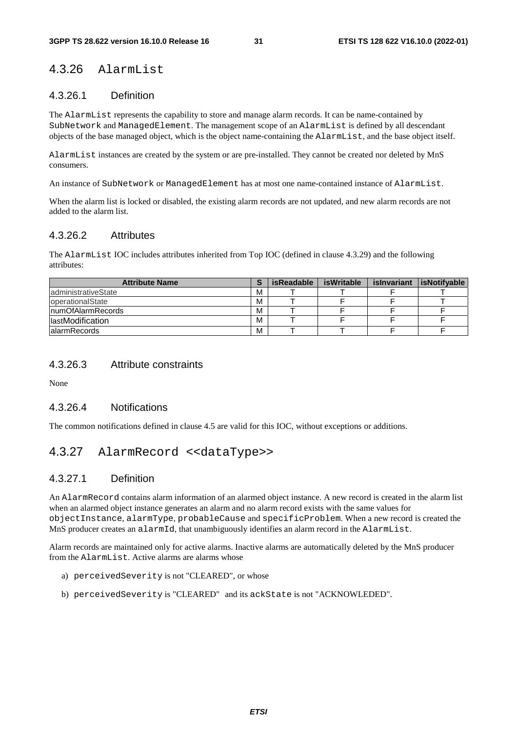## 4.3.26 AlarmList

### 4.3.26.1 Definition

The AlarmList represents the capability to store and manage alarm records. It can be name-contained by SubNetwork and ManagedElement. The management scope of an AlarmList is defined by all descendant objects of the base managed object, which is the object name-containing the AlarmList, and the base object itself.

AlarmList instances are created by the system or are pre-installed. They cannot be created nor deleted by MnS consumers.

An instance of SubNetwork or ManagedElement has at most one name-contained instance of AlarmList.

When the alarm list is locked or disabled, the existing alarm records are not updated, and new alarm records are not added to the alarm list.

### 4.3.26.2 Attributes

The AlarmList IOC includes attributes inherited from Top IOC (defined in clause 4.3.29) and the following attributes:

| Attribute Name | S | isReadable | isWritable | isInvariant | isNotifyable |
|---|---|---|---|---|---|
| administrativeState | M | T | T | F | T |
| operationalState | M | T | F | F | T |
| numOfAlarmRecords | M | T | F | F | F |
| lastModification | M | T | F | F | F |
| alarmRecords | M | T | T | F | F |

### 4.3.26.3 Attribute constraints

None

### 4.3.26.4 Notifications

The common notifications defined in clause 4.5 are valid for this IOC, without exceptions or additions.

## 4.3.27 AlarmRecord <<dataType>>

### 4.3.27.1 Definition

An AlarmRecord contains alarm information of an alarmed object instance. A new record is created in the alarm list when an alarmed object instance generates an alarm and no alarm record exists with the same values for objectInstance, alarmType, probableCause and specificProblem. When a new record is created the MnS producer creates an alarmId, that unambiguously identifies an alarm record in the AlarmList.

Alarm records are maintained only for active alarms. Inactive alarms are automatically deleted by the MnS producer from the AlarmList. Active alarms are alarms whose

a) perceivedSeverity is not "CLEARED", or whose

b) perceivedSeverity is "CLEARED" and its ackState is not "ACKNOWLEDED".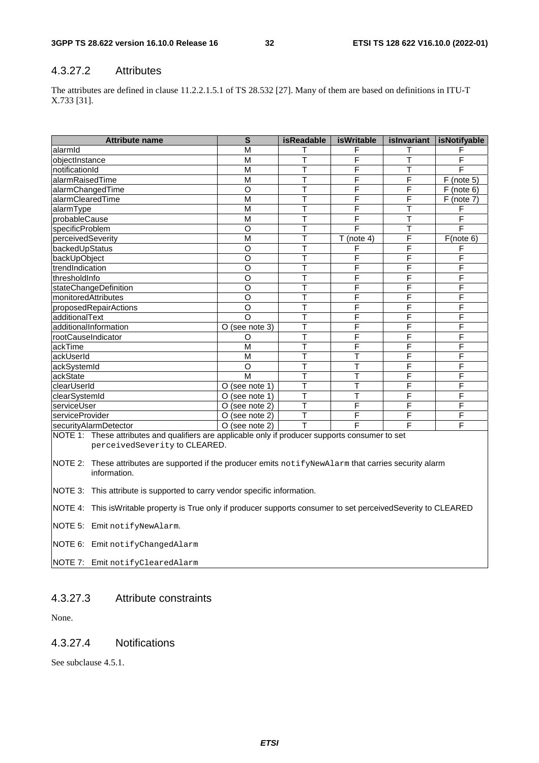### 4.3.27.2 Attributes

The attributes are defined in clause 11.2.2.1.5.1 of TS 28.532 [27]. Many of them are based on definitions in ITU-T X.733 [31].

| Attribute name | S | isReadable | isWritable | isInvariant | isNotifyable |
|---|---|---|---|---|---|
| alarmId | M | T | F | T | F |
| objectInstance | M | T | F | T | F |
| notificationId | M | T | F | T | F |
| alarmRaisedTime | M | T | F | F | F (note 5) |
| alarmChangedTime | O | T | F | F | F (note 6) |
| alarmClearedTime | M | T | F | F | F (note 7) |
| alarmType | M | T | F | T | F |
| probableCause | M | T | F | T | F |
| specificProblem | O | T | F | T | F |
| perceivedSeverity | M | T | T (note 4) | F | F(note 6) |
| backedUpStatus | O | T | F | F | F |
| backUpObject | O | T | F | F | F |
| trendIndication | O | T | F | F | F |
| thresholdInfo | O | T | F | F | F |
| stateChangeDefinition | O | T | F | F | F |
| monitoredAttributes | O | T | F | F | F |
| proposedRepairActions | O | T | F | F | F |
| additionalText | O | T | F | F | F |
| additionalInformation | O (see note 3) | T | F | F | F |
| rootCauseIndicator | O | T | F | F | F |
| ackTime | M | T | F | F | F |
| ackUserId | M | T | T | F | F |
| ackSystemId | O | T | T | F | F |
| ackState | M | T | T | F | F |
| clearUserId | O (see note 1) | T | T | F | F |
| clearSystemId | O (see note 1) | T | T | F | F |
| serviceUser | O (see note 2) | T | F | F | F |
| serviceProvider | O (see note 2) | T | F | F | F |
| securityAlarmDetector | O (see note 2) | T | F | F | F |

NOTE 1: These attributes and qualifiers are applicable only if producer supports consumer to set `perceivedSeverity` to CLEARED.

NOTE 2: These attributes are supported if the producer emits `notifyNewAlarm` that carries security alarm information.

NOTE 3: This attribute is supported to carry vendor specific information.

NOTE 4: This isWritable property is True only if producer supports consumer to set perceivedSeverity to CLEARED

NOTE 5: Emit `notifyNewAlarm`.

NOTE 6: Emit `notifyChangedAlarm`

NOTE 7: Emit `notifyClearedAlarm`

### 4.3.27.3 Attribute constraints

None.

### 4.3.27.4 Notifications

See subclause 4.5.1.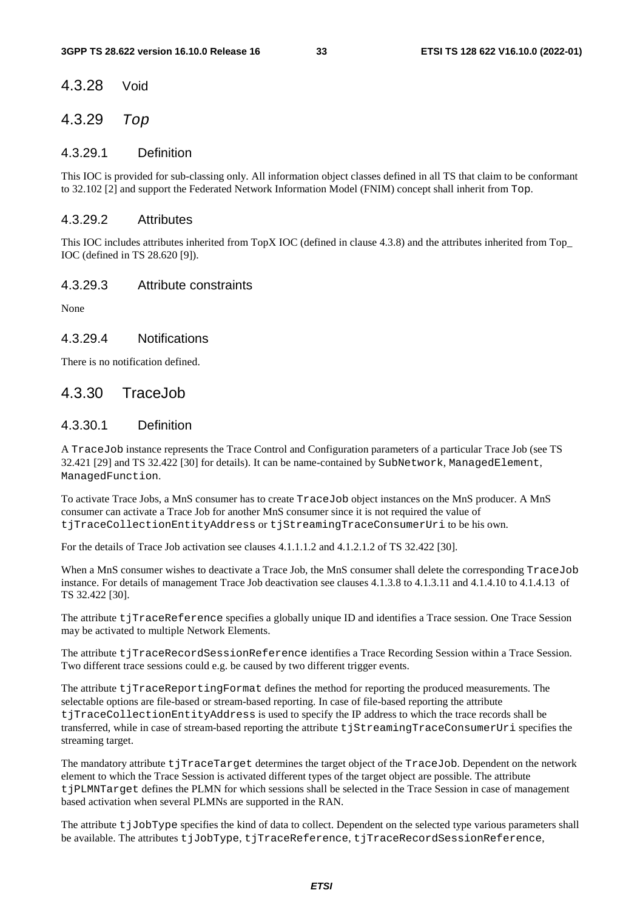## 4.3.28 Void

## 4.3.29 *Top*

### 4.3.29.1 Definition

This IOC is provided for sub-classing only. All information object classes defined in all TS that claim to be conformant to 32.102 [2] and support the Federated Network Information Model (FNIM) concept shall inherit from `Top`.

### 4.3.29.2 Attributes

This IOC includes attributes inherited from TopX IOC (defined in clause 4.3.8) and the attributes inherited from Top_ IOC (defined in TS 28.620 [9]).

### 4.3.29.3 Attribute constraints

None

### 4.3.29.4 Notifications

There is no notification defined.

## 4.3.30 TraceJob

### 4.3.30.1 Definition

A `TraceJob` instance represents the Trace Control and Configuration parameters of a particular Trace Job (see TS 32.421 [29] and TS 32.422 [30] for details). It can be name-contained by `SubNetwork`, `ManagedElement`, `ManagedFunction`.

To activate Trace Jobs, a MnS consumer has to create `TraceJob` object instances on the MnS producer. A MnS consumer can activate a Trace Job for another MnS consumer since it is not required the value of `tjTraceCollectionEntityAddress` or `tjStreamingTraceConsumerUri` to be his own.

For the details of Trace Job activation see clauses 4.1.1.1.2 and 4.1.2.1.2 of TS 32.422 [30].

When a MnS consumer wishes to deactivate a Trace Job, the MnS consumer shall delete the corresponding `TraceJob` instance. For details of management Trace Job deactivation see clauses 4.1.3.8 to 4.1.3.11 and 4.1.4.10 to 4.1.4.13 of TS 32.422 [30].

The attribute `tjTraceReference` specifies a globally unique ID and identifies a Trace session. One Trace Session may be activated to multiple Network Elements.

The attribute `tjTraceRecordSessionReference` identifies a Trace Recording Session within a Trace Session. Two different trace sessions could e.g. be caused by two different trigger events.

The attribute `tjTraceReportingFormat` defines the method for reporting the produced measurements. The selectable options are file-based or stream-based reporting. In case of file-based reporting the attribute `tjTraceCollectionEntityAddress` is used to specify the IP address to which the trace records shall be transferred, while in case of stream-based reporting the attribute `tjStreamingTraceConsumerUri` specifies the streaming target.

The mandatory attribute `tjTraceTarget` determines the target object of the `TraceJob`. Dependent on the network element to which the Trace Session is activated different types of the target object are possible. The attribute `tjPLMNTarget` defines the PLMN for which sessions shall be selected in the Trace Session in case of management based activation when several PLMNs are supported in the RAN.

The attribute `tjJobType` specifies the kind of data to collect. Dependent on the selected type various parameters shall be available. The attributes `tjJobType`, `tjTraceReference`, `tjTraceRecordSessionReference`,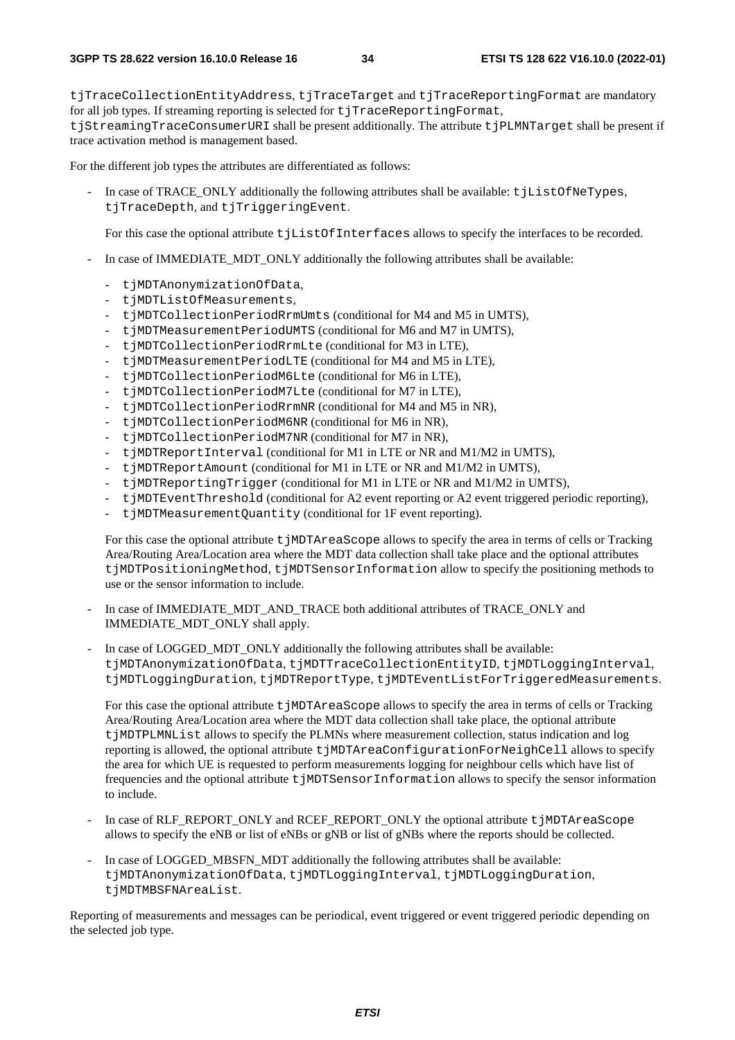tjTraceCollectionEntityAddress, tjTraceTarget and tjTraceReportingFormat are mandatory for all job types. If streaming reporting is selected for tjTraceReportingFormat, tjStreamingTraceConsumerURI shall be present additionally. The attribute tjPLMNTarget shall be present if trace activation method is management based.

For the different job types the attributes are differentiated as follows:

- In case of TRACE_ONLY additionally the following attributes shall be available: tjListOfNeTypes, tjTraceDepth, and tjTriggeringEvent.

  For this case the optional attribute tjListOfInterfaces allows to specify the interfaces to be recorded.

- In case of IMMEDIATE_MDT_ONLY additionally the following attributes shall be available:
  - tjMDTAnonymizationOfData,
  - tjMDTListOfMeasurements,
  - tjMDTCollectionPeriodRrmUmts (conditional for M4 and M5 in UMTS),
  - tjMDTMeasurementPeriodUMTS (conditional for M6 and M7 in UMTS),
  - tjMDTCollectionPeriodRrmLte (conditional for M3 in LTE),
  - tjMDTMeasurementPeriodLTE (conditional for M4 and M5 in LTE),
  - tjMDTCollectionPeriodM6Lte (conditional for M6 in LTE),
  - tjMDTCollectionPeriodM7Lte (conditional for M7 in LTE),
  - tjMDTCollectionPeriodRrmNR (conditional for M4 and M5 in NR),
  - tjMDTCollectionPeriodM6NR (conditional for M6 in NR),
  - tjMDTCollectionPeriodM7NR (conditional for M7 in NR),
  - tjMDTReportInterval (conditional for M1 in LTE or NR and M1/M2 in UMTS),
  - tjMDTReportAmount (conditional for M1 in LTE or NR and M1/M2 in UMTS),
  - tjMDTReportingTrigger (conditional for M1 in LTE or NR and M1/M2 in UMTS),
  - tjMDTEventThreshold (conditional for A2 event reporting or A2 event triggered periodic reporting),
  - tjMDTMeasurementQuantity (conditional for 1F event reporting).

  For this case the optional attribute tjMDTAreaScope allows to specify the area in terms of cells or Tracking Area/Routing Area/Location area where the MDT data collection shall take place and the optional attributes tjMDTPositioningMethod, tjMDTSensorInformation allow to specify the positioning methods to use or the sensor information to include.

- In case of IMMEDIATE_MDT_AND_TRACE both additional attributes of TRACE_ONLY and IMMEDIATE_MDT_ONLY shall apply.

- In case of LOGGED_MDT_ONLY additionally the following attributes shall be available: tjMDTAnonymizationOfData, tjMDTTraceCollectionEntityID, tjMDTLoggingInterval, tjMDTLoggingDuration, tjMDTReportType, tjMDTEventListForTriggeredMeasurements.

  For this case the optional attribute tjMDTAreaScope allows to specify the area in terms of cells or Tracking Area/Routing Area/Location area where the MDT data collection shall take place, the optional attribute tjMDTPLMNList allows to specify the PLMNs where measurement collection, status indication and log reporting is allowed, the optional attribute tjMDTAreaConfigurationForNeighCell allows to specify the area for which UE is requested to perform measurements logging for neighbour cells which have list of frequencies and the optional attribute tjMDTSensorInformation allows to specify the sensor information to include.

- In case of RLF_REPORT_ONLY and RCEF_REPORT_ONLY the optional attribute tjMDTAreaScope allows to specify the eNB or list of eNBs or gNB or list of gNBs where the reports should be collected.

- In case of LOGGED_MBSFN_MDT additionally the following attributes shall be available: tjMDTAnonymizationOfData, tjMDTLoggingInterval, tjMDTLoggingDuration, tjMDTMBSFNAreaList.

Reporting of measurements and messages can be periodical, event triggered or event triggered periodic depending on the selected job type.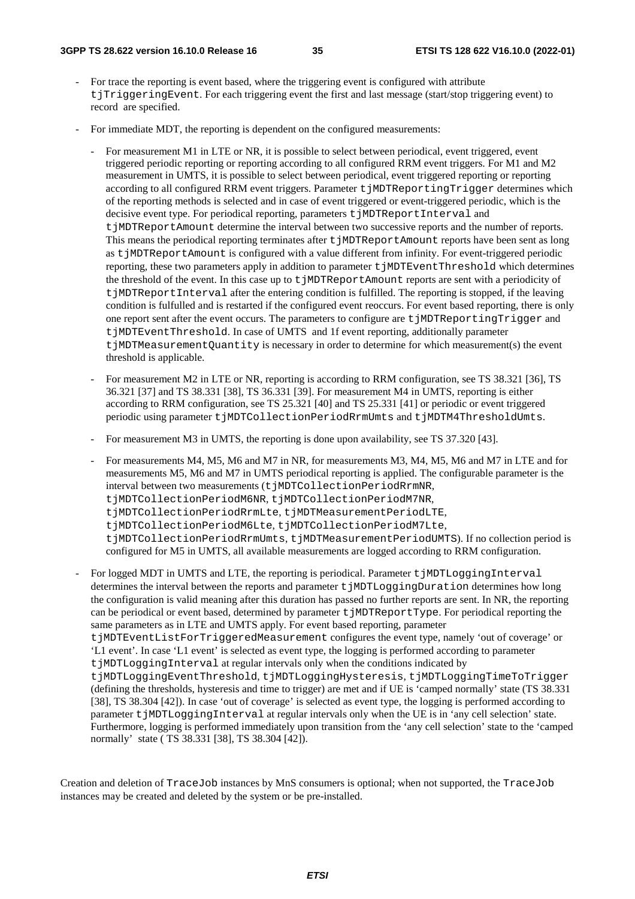- For trace the reporting is event based, where the triggering event is configured with attribute `tjTriggeringEvent`. For each triggering event the first and last message (start/stop triggering event) to record are specified.

- For immediate MDT, the reporting is dependent on the configured measurements:

  - For measurement M1 in LTE or NR, it is possible to select between periodical, event triggered, event triggered periodic reporting or reporting according to all configured RRM event triggers. For M1 and M2 measurement in UMTS, it is possible to select between periodical, event triggered reporting or reporting according to all configured RRM event triggers. Parameter `tjMDTReportingTrigger` determines which of the reporting methods is selected and in case of event triggered or event-triggered periodic, which is the decisive event type. For periodical reporting, parameters `tjMDTReportInterval` and `tjMDTReportAmount` determine the interval between two successive reports and the number of reports. This means the periodical reporting terminates after `tjMDTReportAmount` reports have been sent as long as `tjMDTReportAmount` is configured with a value different from infinity. For event-triggered periodic reporting, these two parameters apply in addition to parameter `tjMDTEventThreshold` which determines the threshold of the event. In this case up to `tjMDTReportAmount` reports are sent with a periodicity of `tjMDTReportInterval` after the entering condition is fulfilled. The reporting is stopped, if the leaving condition is fulfulled and is restarted if the configured event reoccurs. For event based reporting, there is only one report sent after the event occurs. The parameters to configure are `tjMDTReportingTrigger` and `tjMDTEventThreshold`. In case of UMTS and 1f event reporting, additionally parameter `tjMDTMeasurementQuantity` is necessary in order to determine for which measurement(s) the event threshold is applicable.

  - For measurement M2 in LTE or NR, reporting is according to RRM configuration, see TS 38.321 [36], TS 36.321 [37] and TS 38.331 [38], TS 36.331 [39]. For measurement M4 in UMTS, reporting is either according to RRM configuration, see TS 25.321 [40] and TS 25.331 [41] or periodic or event triggered periodic using parameter `tjMDTCollectionPeriodRrmUmts` and `tjMDTM4ThresholdUmts`.

  - For measurement M3 in UMTS, the reporting is done upon availability, see TS 37.320 [43].

  - For measurements M4, M5, M6 and M7 in NR, for measurements M3, M4, M5, M6 and M7 in LTE and for measurements M5, M6 and M7 in UMTS periodical reporting is applied. The configurable parameter is the interval between two measurements (`tjMDTCollectionPeriodRrmNR`, `tjMDTCollectionPeriodM6NR`, `tjMDTCollectionPeriodM7NR`, `tjMDTCollectionPeriodRrmLte`, `tjMDTMeasurementPeriodLTE`, `tjMDTCollectionPeriodM6Lte`, `tjMDTCollectionPeriodM7Lte`, `tjMDTCollectionPeriodRrmUmts`, `tjMDTMeasurementPeriodUMTS`). If no collection period is configured for M5 in UMTS, all available measurements are logged according to RRM configuration.

- For logged MDT in UMTS and LTE, the reporting is periodical. Parameter `tjMDTLoggingInterval` determines the interval between the reports and parameter `tjMDTLoggingDuration` determines how long the configuration is valid meaning after this duration has passed no further reports are sent. In NR, the reporting can be periodical or event based, determined by parameter `tjMDTReportType`. For periodical reporting the same parameters as in LTE and UMTS apply. For event based reporting, parameter `tjMDTEventListForTriggeredMeasurement` configures the event type, namely 'out of coverage' or 'L1 event'. In case 'L1 event' is selected as event type, the logging is performed according to parameter `tjMDTLoggingInterval` at regular intervals only when the conditions indicated by `tjMDTLoggingEventThreshold`, `tjMDTLoggingHysteresis`, `tjMDTLoggingTimeToTrigger` (defining the thresholds, hysteresis and time to trigger) are met and if UE is 'camped normally' state (TS 38.331 [38], TS 38.304 [42]). In case 'out of coverage' is selected as event type, the logging is performed according to parameter `tjMDTLoggingInterval` at regular intervals only when the UE is in 'any cell selection' state. Furthermore, logging is performed immediately upon transition from the 'any cell selection' state to the 'camped normally' state ( TS 38.331 [38], TS 38.304 [42]).

Creation and deletion of `TraceJob` instances by MnS consumers is optional; when not supported, the `TraceJob` instances may be created and deleted by the system or be pre-installed.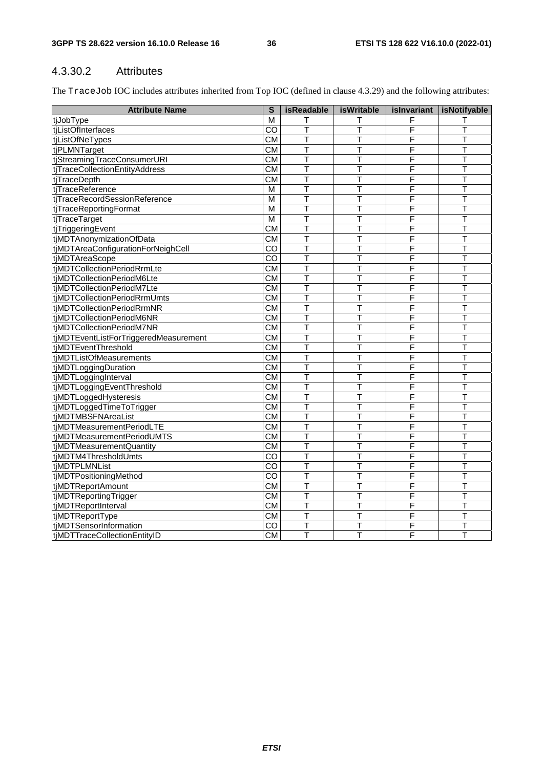### 4.3.30.2 Attributes

The TraceJob IOC includes attributes inherited from Top IOC (defined in clause 4.3.29) and the following attributes:

| Attribute Name | S | isReadable | isWritable | isInvariant | isNotifyable |
|---|---|---|---|---|---|
| tjJobType | M | T | T | F | T |
| tjListOfInterfaces | CO | T | T | F | T |
| tjListOfNeTypes | CM | T | T | F | T |
| tjPLMNTarget | CM | T | T | F | T |
| tjStreamingTraceConsumerURI | CM | T | T | F | T |
| tjTraceCollectionEntityAddress | CM | T | T | F | T |
| tjTraceDepth | CM | T | T | F | T |
| tjTraceReference | M | T | T | F | T |
| tjTraceRecordSessionReference | M | T | T | F | T |
| tjTraceReportingFormat | M | T | T | F | T |
| tjTraceTarget | M | T | T | F | T |
| tjTriggeringEvent | CM | T | T | F | T |
| tjMDTAnonymizationOfData | CM | T | T | F | T |
| tjMDTAreaConfigurationForNeighCell | CO | T | T | F | T |
| tjMDTAreaScope | CO | T | T | F | T |
| tjMDTCollectionPeriodRrmLte | CM | T | T | F | T |
| tjMDTCollectionPeriodM6Lte | CM | T | T | F | T |
| tjMDTCollectionPeriodM7Lte | CM | T | T | F | T |
| tjMDTCollectionPeriodRrmUmts | CM | T | T | F | T |
| tjMDTCollectionPeriodRrmNR | CM | T | T | F | T |
| tjMDTCollectionPeriodM6NR | CM | T | T | F | T |
| tjMDTCollectionPeriodM7NR | CM | T | T | F | T |
| tjMDTEventListForTriggeredMeasurement | CM | T | T | F | T |
| tjMDTEventThreshold | CM | T | T | F | T |
| tjMDTListOfMeasurements | CM | T | T | F | T |
| tjMDTLoggingDuration | CM | T | T | F | T |
| tjMDTLoggingInterval | CM | T | T | F | T |
| tjMDTLoggingEventThreshold | CM | T | T | F | T |
| tjMDTLoggedHysteresis | CM | T | T | F | T |
| tjMDTLoggedTimeToTrigger | CM | T | T | F | T |
| tjMDTMBSFNAreaList | CM | T | T | F | T |
| tjMDTMeasurementPeriodLTE | CM | T | T | F | T |
| tjMDTMeasurementPeriodUMTS | CM | T | T | F | T |
| tjMDTMeasurementQuantity | CM | T | T | F | T |
| tjMDTM4ThresholdUmts | CO | T | T | F | T |
| tjMDTPLMNList | CO | T | T | F | T |
| tjMDTPositioningMethod | CO | T | T | F | T |
| tjMDTReportAmount | CM | T | T | F | T |
| tjMDTReportingTrigger | CM | T | T | F | T |
| tjMDTReportInterval | CM | T | T | F | T |
| tjMDTReportType | CM | T | T | F | T |
| tjMDTSensorInformation | CO | T | T | F | T |
| tjMDTTraceCollectionEntityID | CM | T | T | F | T |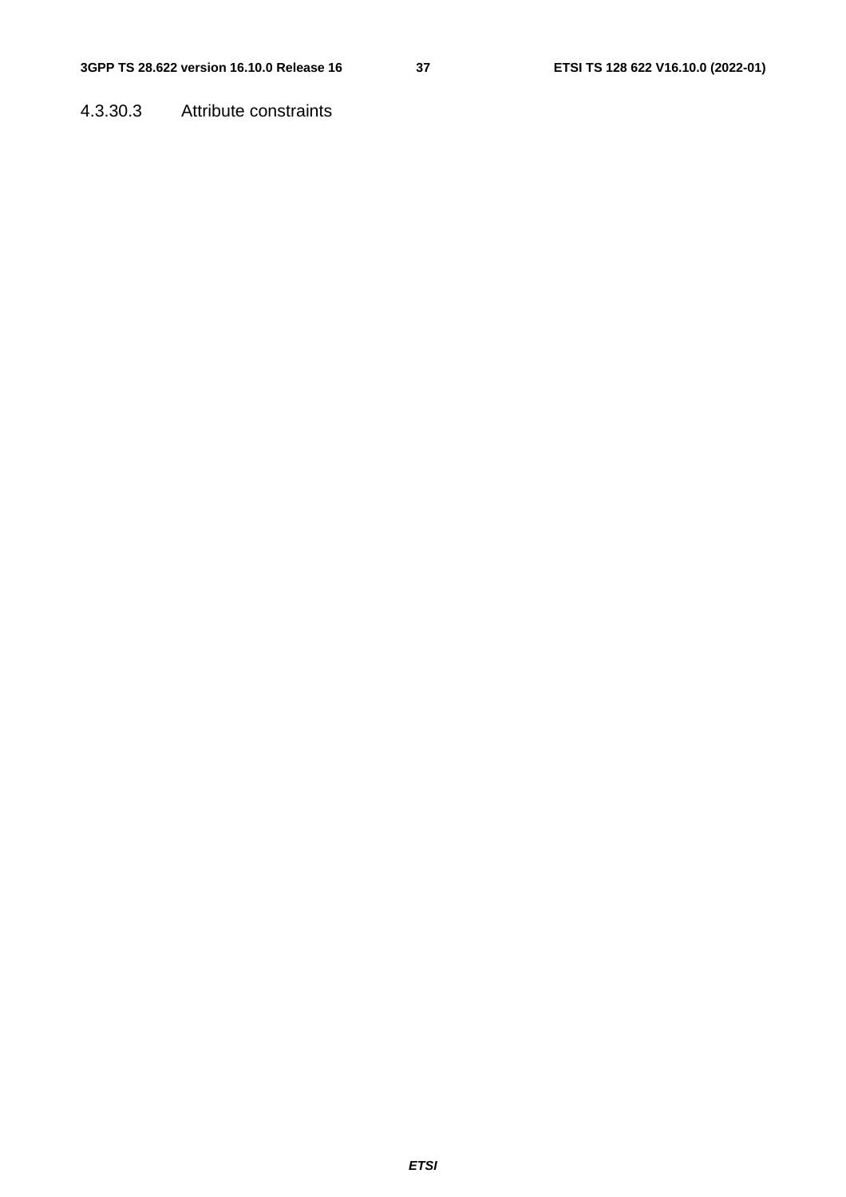#### 4.3.30.3 Attribute constraints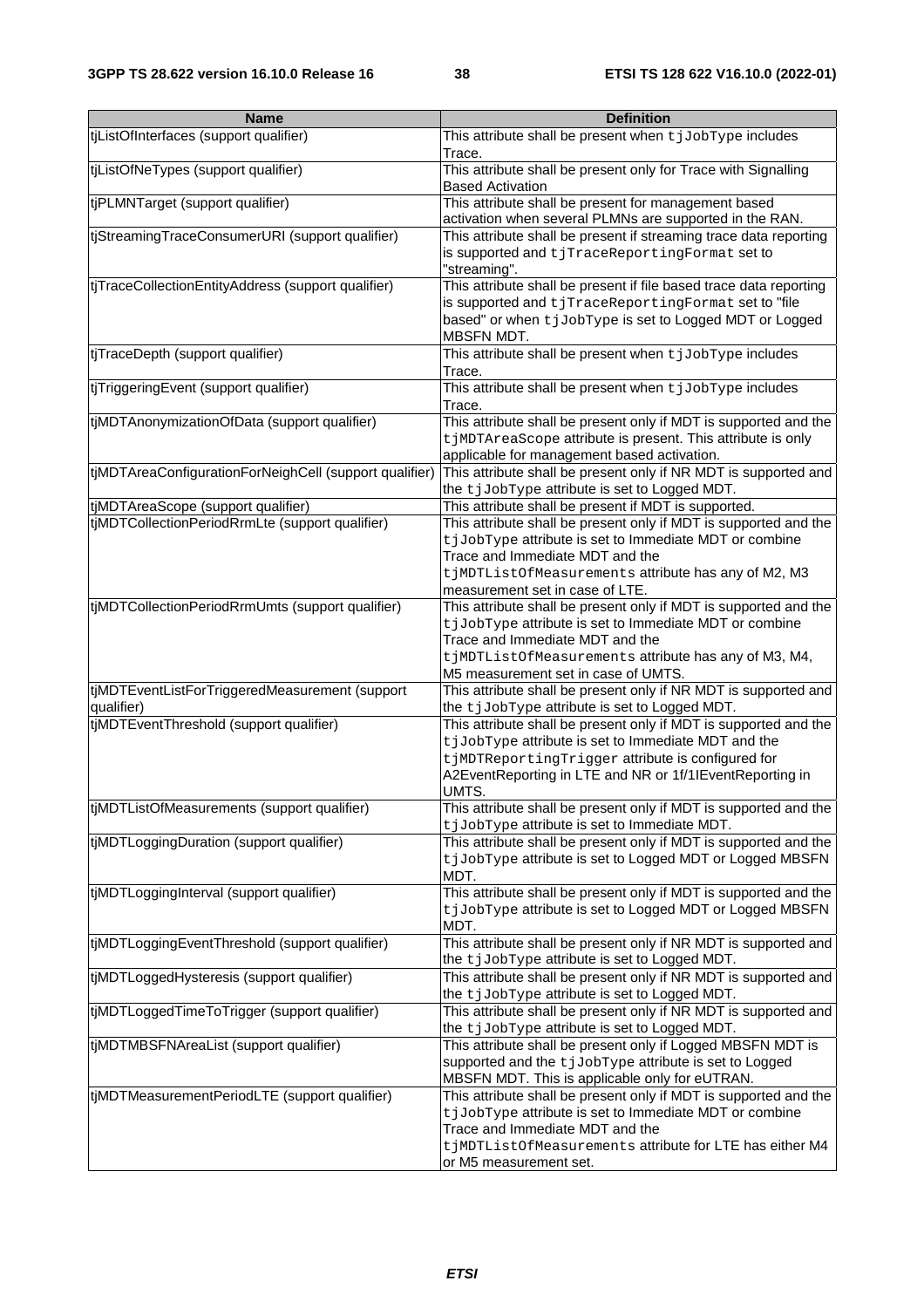| Name | Definition |
| --- | --- |
| tjListOfInterfaces (support qualifier) | This attribute shall be present when tjJobType includes Trace. |
| tjListOfNeTypes (support qualifier) | This attribute shall be present only for Trace with Signalling Based Activation |
| tjPLMNTarget (support qualifier) | This attribute shall be present for management based activation when several PLMNs are supported in the RAN. |
| tjStreamingTraceConsumerURI (support qualifier) | This attribute shall be present if streaming trace data reporting is supported and tjTraceReportingFormat set to "streaming". |
| tjTraceCollectionEntityAddress (support qualifier) | This attribute shall be present if file based trace data reporting is supported and tjTraceReportingFormat set to "file based" or when tjJobType is set to Logged MDT or Logged MBSFN MDT. |
| tjTraceDepth (support qualifier) | This attribute shall be present when tjJobType includes Trace. |
| tjTriggeringEvent (support qualifier) | This attribute shall be present when tjJobType includes Trace. |
| tjMDTAnonymizationOfData (support qualifier) | This attribute shall be present only if MDT is supported and the tjMDTAreaScope attribute is present. This attribute is only applicable for management based activation. |
| tjMDTAreaConfigurationForNeighCell (support qualifier) | This attribute shall be present only if NR MDT is supported and the tjJobType attribute is set to Logged MDT. |
| tjMDTAreaScope (support qualifier) | This attribute shall be present if MDT is supported. |
| tjMDTCollectionPeriodRrmLte (support qualifier) | This attribute shall be present only if MDT is supported and the tjJobType attribute is set to Immediate MDT or combine Trace and Immediate MDT and the tjMDTListOfMeasurements attribute has any of M2, M3 measurement set in case of LTE. |
| tjMDTCollectionPeriodRrmUmts (support qualifier) | This attribute shall be present only if MDT is supported and the tjJobType attribute is set to Immediate MDT or combine Trace and Immediate MDT and the tjMDTListOfMeasurements attribute has any of M3, M4, M5 measurement set in case of UMTS. |
| tjMDTEventListForTriggeredMeasurement (support qualifier) | This attribute shall be present only if NR MDT is supported and the tjJobType attribute is set to Logged MDT. |
| tjMDTEventThreshold (support qualifier) | This attribute shall be present only if MDT is supported and the tjJobType attribute is set to Immediate MDT and the tjMDTReportingTrigger attribute is configured for A2EventReporting in LTE and NR or 1f/1IEventReporting in UMTS. |
| tjMDTListOfMeasurements (support qualifier) | This attribute shall be present only if MDT is supported and the tjJobType attribute is set to Immediate MDT. |
| tjMDTLoggingDuration (support qualifier) | This attribute shall be present only if MDT is supported and the tjJobType attribute is set to Logged MDT or Logged MBSFN MDT. |
| tjMDTLoggingInterval (support qualifier) | This attribute shall be present only if MDT is supported and the tjJobType attribute is set to Logged MDT or Logged MBSFN MDT. |
| tjMDTLoggingEventThreshold (support qualifier) | This attribute shall be present only if NR MDT is supported and the tjJobType attribute is set to Logged MDT. |
| tjMDTLoggedHysteresis (support qualifier) | This attribute shall be present only if NR MDT is supported and the tjJobType attribute is set to Logged MDT. |
| tjMDTLoggedTimeToTrigger (support qualifier) | This attribute shall be present only if NR MDT is supported and the tjJobType attribute is set to Logged MDT. |
| tjMDTMBSFNAreaList (support qualifier) | This attribute shall be present only if Logged MBSFN MDT is supported and the tjJobType attribute is set to Logged MBSFN MDT. This is applicable only for eUTRAN. |
| tjMDTMeasurementPeriodLTE (support qualifier) | This attribute shall be present only if MDT is supported and the tjJobType attribute is set to Immediate MDT or combine Trace and Immediate MDT and the tjMDTListOfMeasurements attribute for LTE has either M4 or M5 measurement set. |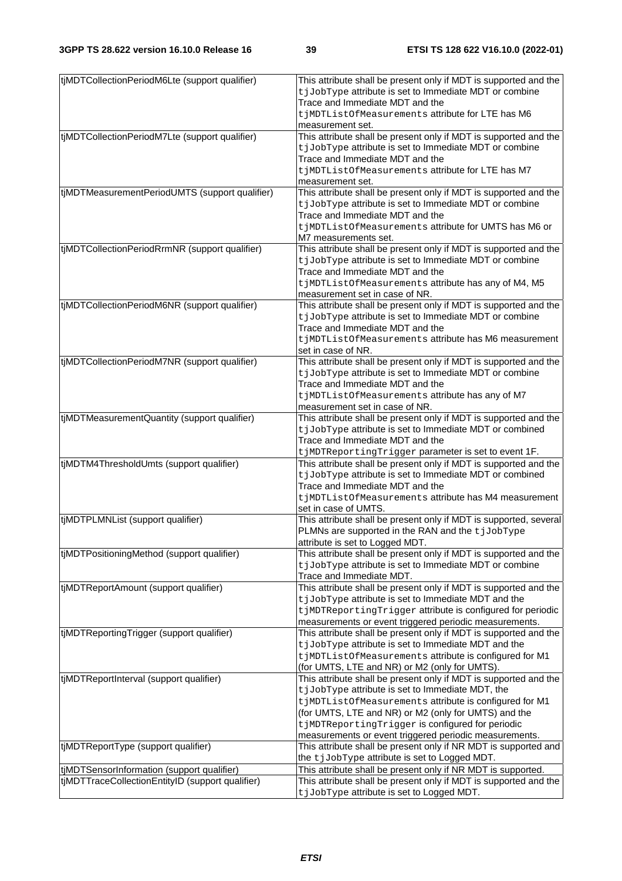| | |
|---|---|
| tjMDTCollectionPeriodM6Lte (support qualifier) | This attribute shall be present only if MDT is supported and the `tjJobType` attribute is set to Immediate MDT or combine Trace and Immediate MDT and the `tjMDTListOfMeasurements` attribute for LTE has M6 measurement set. |
| tjMDTCollectionPeriodM7Lte (support qualifier) | This attribute shall be present only if MDT is supported and the `tjJobType` attribute is set to Immediate MDT or combine Trace and Immediate MDT and the `tjMDTListOfMeasurements` attribute for LTE has M7 measurement set. |
| tjMDTMeasurementPeriodUMTS (support qualifier) | This attribute shall be present only if MDT is supported and the `tjJobType` attribute is set to Immediate MDT or combine Trace and Immediate MDT and the `tjMDTListOfMeasurements` attribute for UMTS has M6 or M7 measurements set. |
| tjMDTCollectionPeriodRrmNR (support qualifier) | This attribute shall be present only if MDT is supported and the `tjJobType` attribute is set to Immediate MDT or combine Trace and Immediate MDT and the `tjMDTListOfMeasurements` attribute has any of M4, M5 measurement set in case of NR. |
| tjMDTCollectionPeriodM6NR (support qualifier) | This attribute shall be present only if MDT is supported and the `tjJobType` attribute is set to Immediate MDT or combine Trace and Immediate MDT and the `tjMDTListOfMeasurements` attribute has M6 measurement set in case of NR. |
| tjMDTCollectionPeriodM7NR (support qualifier) | This attribute shall be present only if MDT is supported and the `tjJobType` attribute is set to Immediate MDT or combine Trace and Immediate MDT and the `tjMDTListOfMeasurements` attribute has any of M7 measurement set in case of NR. |
| tjMDTMeasurementQuantity (support qualifier) | This attribute shall be present only if MDT is supported and the `tjJobType` attribute is set to Immediate MDT or combined Trace and Immediate MDT and the `tjMDTReportingTrigger` parameter is set to event 1F. |
| tjMDTM4ThresholdUmts (support qualifier) | This attribute shall be present only if MDT is supported and the `tjJobType` attribute is set to Immediate MDT or combined Trace and Immediate MDT and the `tjMDTListOfMeasurements` attribute has M4 measurement set in case of UMTS. |
| tjMDTPLMNList (support qualifier) | This attribute shall be present only if MDT is supported, several PLMNs are supported in the RAN and the `tjJobType` attribute is set to Logged MDT. |
| tjMDTPositioningMethod (support qualifier) | This attribute shall be present only if MDT is supported and the `tjJobType` attribute is set to Immediate MDT or combine Trace and Immediate MDT. |
| tjMDTReportAmount (support qualifier) | This attribute shall be present only if MDT is supported and the `tjJobType` attribute is set to Immediate MDT and the `tjMDTReportingTrigger` attribute is configured for periodic measurements or event triggered periodic measurements. |
| tjMDTReportingTrigger (support qualifier) | This attribute shall be present only if MDT is supported and the `tjJobType` attribute is set to Immediate MDT and the `tjMDTListOfMeasurements` attribute is configured for M1 (for UMTS, LTE and NR) or M2 (only for UMTS). |
| tjMDTReportInterval (support qualifier) | This attribute shall be present only if MDT is supported and the `tjJobType` attribute is set to Immediate MDT, the `tjMDTListOfMeasurements` attribute is configured for M1 (for UMTS, LTE and NR) or M2 (only for UMTS) and the `tjMDTReportingTrigger` is configured for periodic measurements or event triggered periodic measurements. |
| tjMDTReportType (support qualifier) | This attribute shall be present only if NR MDT is supported and the `tjJobType` attribute is set to Logged MDT. |
| tjMDTSensorInformation (support qualifier) | This attribute shall be present only if NR MDT is supported. |
| tjMDTTraceCollectionEntityID (support qualifier) | This attribute shall be present only if MDT is supported and the `tjJobType` attribute is set to Logged MDT. |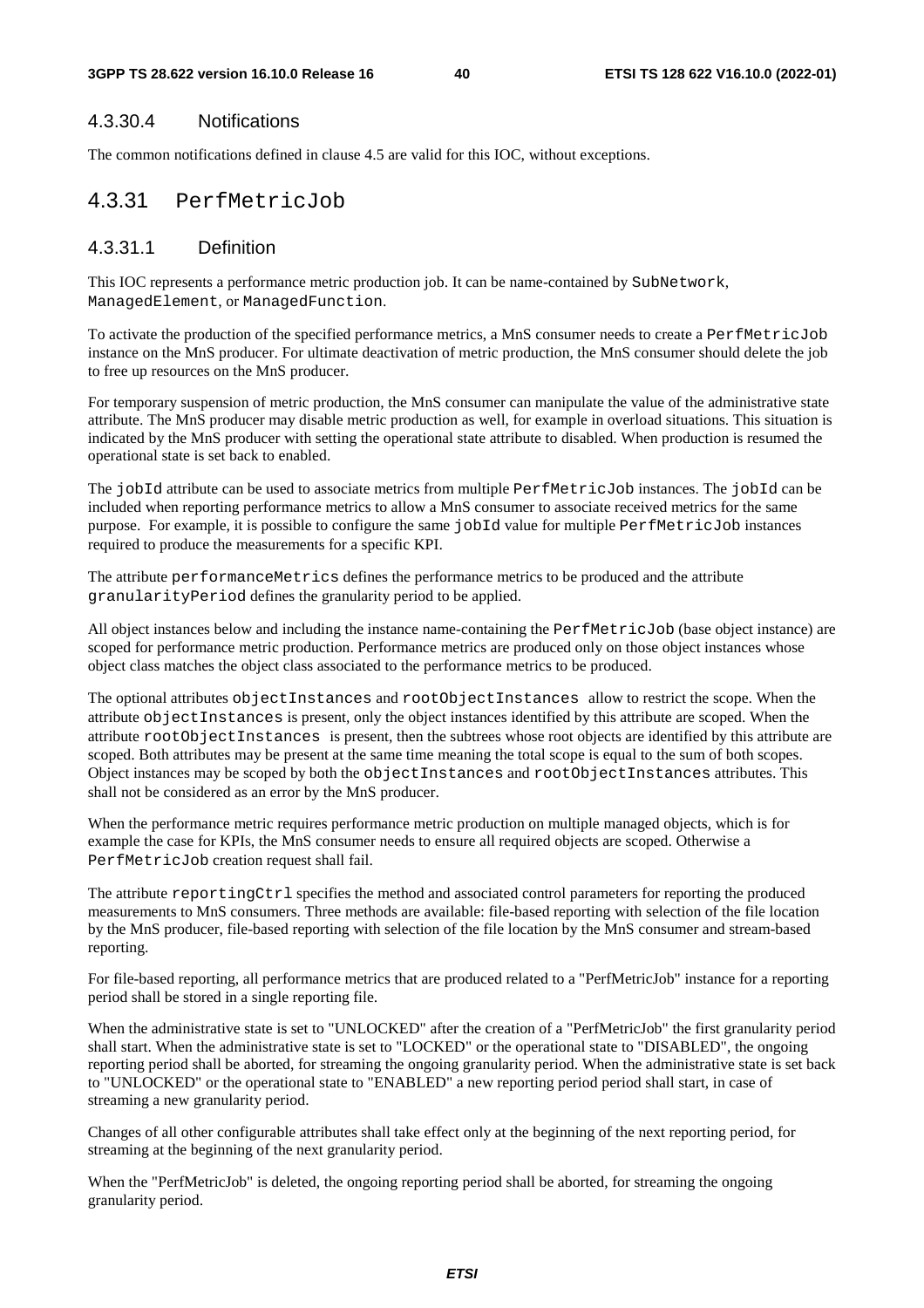#### 4.3.30.4 Notifications

The common notifications defined in clause 4.5 are valid for this IOC, without exceptions.

### 4.3.31 PerfMetricJob

#### 4.3.31.1 Definition

This IOC represents a performance metric production job. It can be name-contained by SubNetwork, ManagedElement, or ManagedFunction.

To activate the production of the specified performance metrics, a MnS consumer needs to create a PerfMetricJob instance on the MnS producer. For ultimate deactivation of metric production, the MnS consumer should delete the job to free up resources on the MnS producer.

For temporary suspension of metric production, the MnS consumer can manipulate the value of the administrative state attribute. The MnS producer may disable metric production as well, for example in overload situations. This situation is indicated by the MnS producer with setting the operational state attribute to disabled. When production is resumed the operational state is set back to enabled.

The jobId attribute can be used to associate metrics from multiple PerfMetricJob instances. The jobId can be included when reporting performance metrics to allow a MnS consumer to associate received metrics for the same purpose. For example, it is possible to configure the same jobId value for multiple PerfMetricJob instances required to produce the measurements for a specific KPI.

The attribute performanceMetrics defines the performance metrics to be produced and the attribute granularityPeriod defines the granularity period to be applied.

All object instances below and including the instance name-containing the PerfMetricJob (base object instance) are scoped for performance metric production. Performance metrics are produced only on those object instances whose object class matches the object class associated to the performance metrics to be produced.

The optional attributes objectInstances and rootObjectInstances allow to restrict the scope. When the attribute objectInstances is present, only the object instances identified by this attribute are scoped. When the attribute rootObjectInstances is present, then the subtrees whose root objects are identified by this attribute are scoped. Both attributes may be present at the same time meaning the total scope is equal to the sum of both scopes. Object instances may be scoped by both the objectInstances and rootObjectInstances attributes. This shall not be considered as an error by the MnS producer.

When the performance metric requires performance metric production on multiple managed objects, which is for example the case for KPIs, the MnS consumer needs to ensure all required objects are scoped. Otherwise a PerfMetricJob creation request shall fail.

The attribute reportingCtrl specifies the method and associated control parameters for reporting the produced measurements to MnS consumers. Three methods are available: file-based reporting with selection of the file location by the MnS producer, file-based reporting with selection of the file location by the MnS consumer and stream-based reporting.

For file-based reporting, all performance metrics that are produced related to a "PerfMetricJob" instance for a reporting period shall be stored in a single reporting file.

When the administrative state is set to "UNLOCKED" after the creation of a "PerfMetricJob" the first granularity period shall start. When the administrative state is set to "LOCKED" or the operational state to "DISABLED", the ongoing reporting period shall be aborted, for streaming the ongoing granularity period. When the administrative state is set back to "UNLOCKED" or the operational state to "ENABLED" a new reporting period period shall start, in case of streaming a new granularity period.

Changes of all other configurable attributes shall take effect only at the beginning of the next reporting period, for streaming at the beginning of the next granularity period.

When the "PerfMetricJob" is deleted, the ongoing reporting period shall be aborted, for streaming the ongoing granularity period.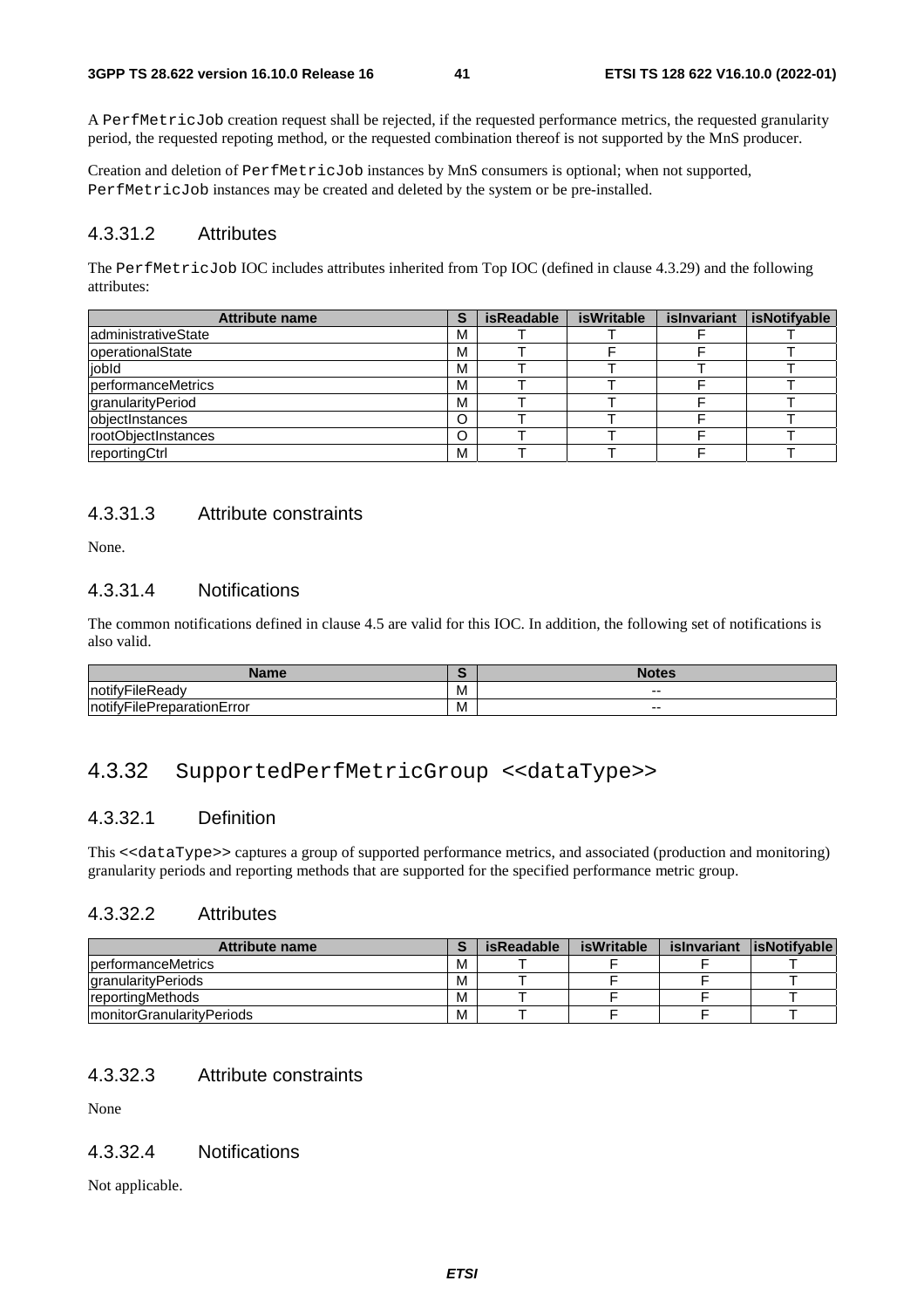A PerfMetricJob creation request shall be rejected, if the requested performance metrics, the requested granularity period, the requested repoting method, or the requested combination thereof is not supported by the MnS producer.

Creation and deletion of PerfMetricJob instances by MnS consumers is optional; when not supported, PerfMetricJob instances may be created and deleted by the system or be pre-installed.

### 4.3.31.2 Attributes

The PerfMetricJob IOC includes attributes inherited from Top IOC (defined in clause 4.3.29) and the following attributes:

| Attribute name | S | isReadable | isWritable | isInvariant | isNotifyable |
|---|---|---|---|---|---|
| administrativeState | M | T | T | F | T |
| operationalState | M | T | F | F | T |
| jobId | M | T | T | T | T |
| performanceMetrics | M | T | T | F | T |
| granularityPeriod | M | T | T | F | T |
| objectInstances | O | T | T | F | T |
| rootObjectInstances | O | T | T | F | T |
| reportingCtrl | M | T | T | F | T |

### 4.3.31.3 Attribute constraints

None.

### 4.3.31.4 Notifications

The common notifications defined in clause 4.5 are valid for this IOC. In addition, the following set of notifications is also valid.

| Name | S | Notes |
|---|---|---|
| notifyFileReady | M | -- |
| notifyFilePreparationError | M | -- |

## 4.3.32 SupportedPerfMetricGroup <<dataType>>

### 4.3.32.1 Definition

This <<dataType>> captures a group of supported performance metrics, and associated (production and monitoring) granularity periods and reporting methods that are supported for the specified performance metric group.

### 4.3.32.2 Attributes

| Attribute name | S | isReadable | isWritable | isInvariant | isNotifyable |
|---|---|---|---|---|---|
| performanceMetrics | M | T | F | F | T |
| granularityPeriods | M | T | F | F | T |
| reportingMethods | M | T | F | F | T |
| monitorGranularityPeriods | M | T | F | F | T |

### 4.3.32.3 Attribute constraints

None

### 4.3.32.4 Notifications

Not applicable.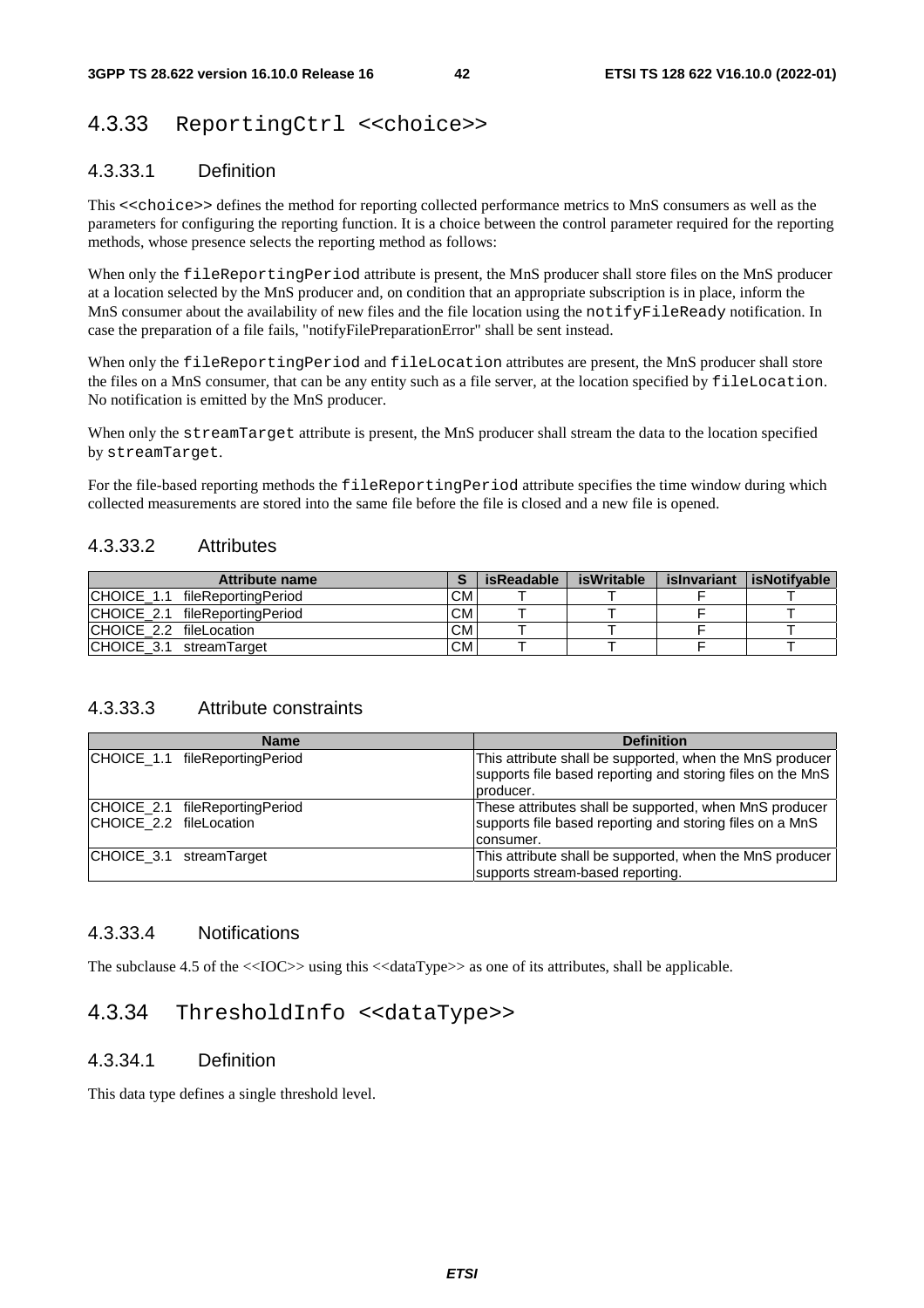## 4.3.33 ReportingCtrl <<choice>>

### 4.3.33.1 Definition

This <<choice>> defines the method for reporting collected performance metrics to MnS consumers as well as the parameters for configuring the reporting function. It is a choice between the control parameter required for the reporting methods, whose presence selects the reporting method as follows:

When only the fileReportingPeriod attribute is present, the MnS producer shall store files on the MnS producer at a location selected by the MnS producer and, on condition that an appropriate subscription is in place, inform the MnS consumer about the availability of new files and the file location using the notifyFileReady notification. In case the preparation of a file fails, "notifyFilePreparationError" shall be sent instead.

When only the fileReportingPeriod and fileLocation attributes are present, the MnS producer shall store the files on a MnS consumer, that can be any entity such as a file server, at the location specified by fileLocation. No notification is emitted by the MnS producer.

When only the streamTarget attribute is present, the MnS producer shall stream the data to the location specified by streamTarget.

For the file-based reporting methods the fileReportingPeriod attribute specifies the time window during which collected measurements are stored into the same file before the file is closed and a new file is opened.

### 4.3.33.2 Attributes

| Attribute name | S | isReadable | isWritable | isInvariant | isNotifyable |
|---|---|---|---|---|---|
| CHOICE_1.1 fileReportingPeriod | CM | T | T | F | T |
| CHOICE_2.1 fileReportingPeriod | CM | T | T | F | T |
| CHOICE_2.2 fileLocation | CM | T | T | F | T |
| CHOICE_3.1 streamTarget | CM | T | T | F | T |

### 4.3.33.3 Attribute constraints

| Name | Definition |
|---|---|
| CHOICE_1.1 fileReportingPeriod | This attribute shall be supported, when the MnS producer supports file based reporting and storing files on the MnS producer. |
| CHOICE_2.1 fileReportingPeriod<br>CHOICE_2.2 fileLocation | These attributes shall be supported, when MnS producer supports file based reporting and storing files on a MnS consumer. |
| CHOICE_3.1 streamTarget | This attribute shall be supported, when the MnS producer supports stream-based reporting. |

### 4.3.33.4 Notifications

The subclause 4.5 of the <<IOC>> using this <<dataType>> as one of its attributes, shall be applicable.

## 4.3.34 ThresholdInfo <<dataType>>

### 4.3.34.1 Definition

This data type defines a single threshold level.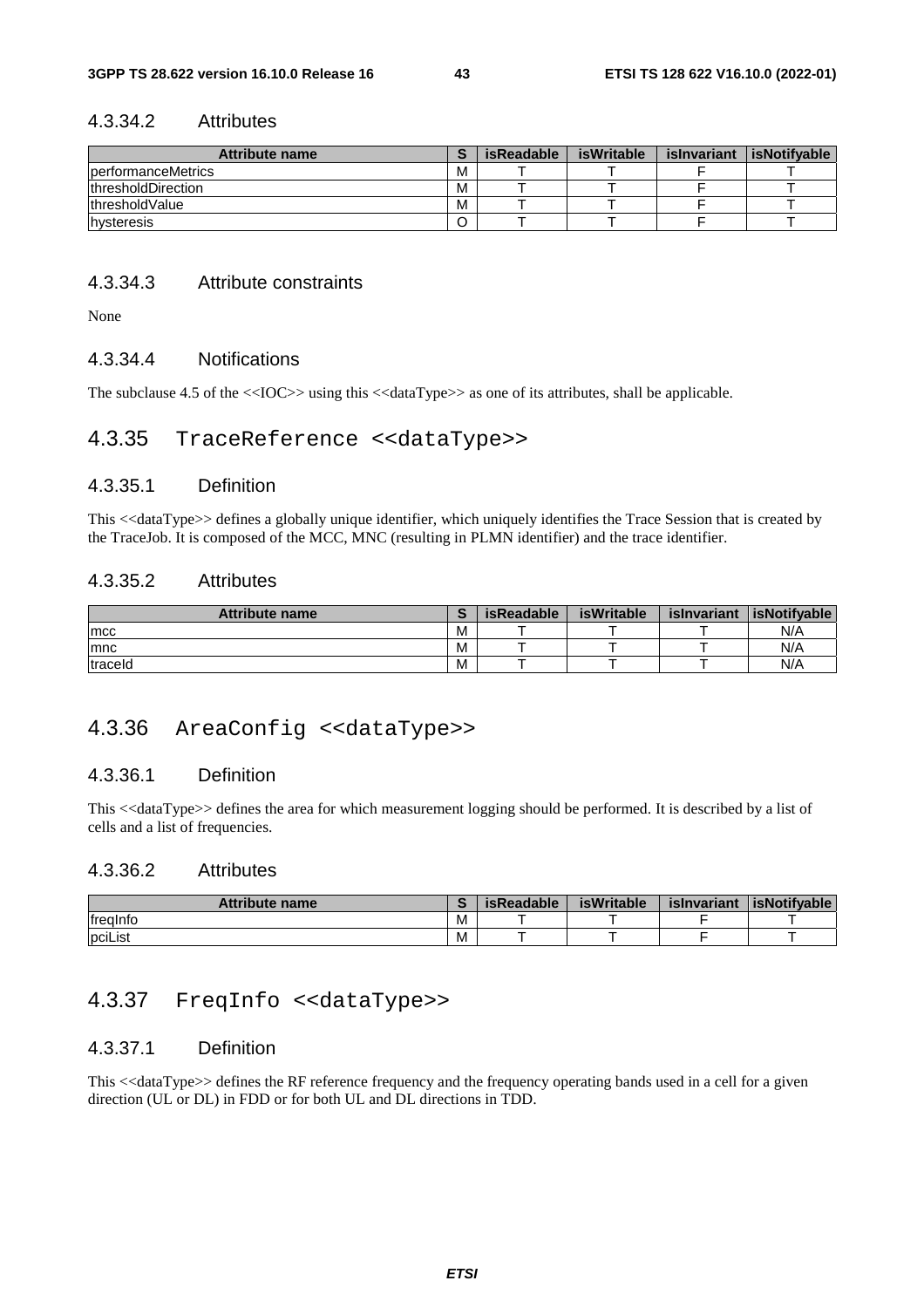#### 4.3.34.2 Attributes

| Attribute name | S | isReadable | isWritable | isInvariant | isNotifyable |
|---|---|---|---|---|---|
| performanceMetrics | M | T | T | F | T |
| thresholdDirection | M | T | T | F | T |
| thresholdValue | M | T | T | F | T |
| hysteresis | O | T | T | F | T |

#### 4.3.34.3 Attribute constraints

None

#### 4.3.34.4 Notifications

The subclause 4.5 of the <<IOC>> using this <<dataType>> as one of its attributes, shall be applicable.

### 4.3.35 TraceReference <<dataType>>

#### 4.3.35.1 Definition

This <<dataType>> defines a globally unique identifier, which uniquely identifies the Trace Session that is created by the TraceJob. It is composed of the MCC, MNC (resulting in PLMN identifier) and the trace identifier.

#### 4.3.35.2 Attributes

| Attribute name | S | isReadable | isWritable | isInvariant | isNotifyable |
|---|---|---|---|---|---|
| mcc | M | T | T | T | N/A |
| mnc | M | T | T | T | N/A |
| traceId | M | T | T | T | N/A |

### 4.3.36 AreaConfig <<dataType>>

#### 4.3.36.1 Definition

This <<dataType>> defines the area for which measurement logging should be performed. It is described by a list of cells and a list of frequencies.

#### 4.3.36.2 Attributes

| Attribute name | S | isReadable | isWritable | isInvariant | isNotifyable |
|---|---|---|---|---|---|
| freqInfo | M | T | T | F | T |
| pciList | M | T | T | F | T |

### 4.3.37 FreqInfo <<dataType>>

#### 4.3.37.1 Definition

This <<dataType>> defines the RF reference frequency and the frequency operating bands used in a cell for a given direction (UL or DL) in FDD or for both UL and DL directions in TDD.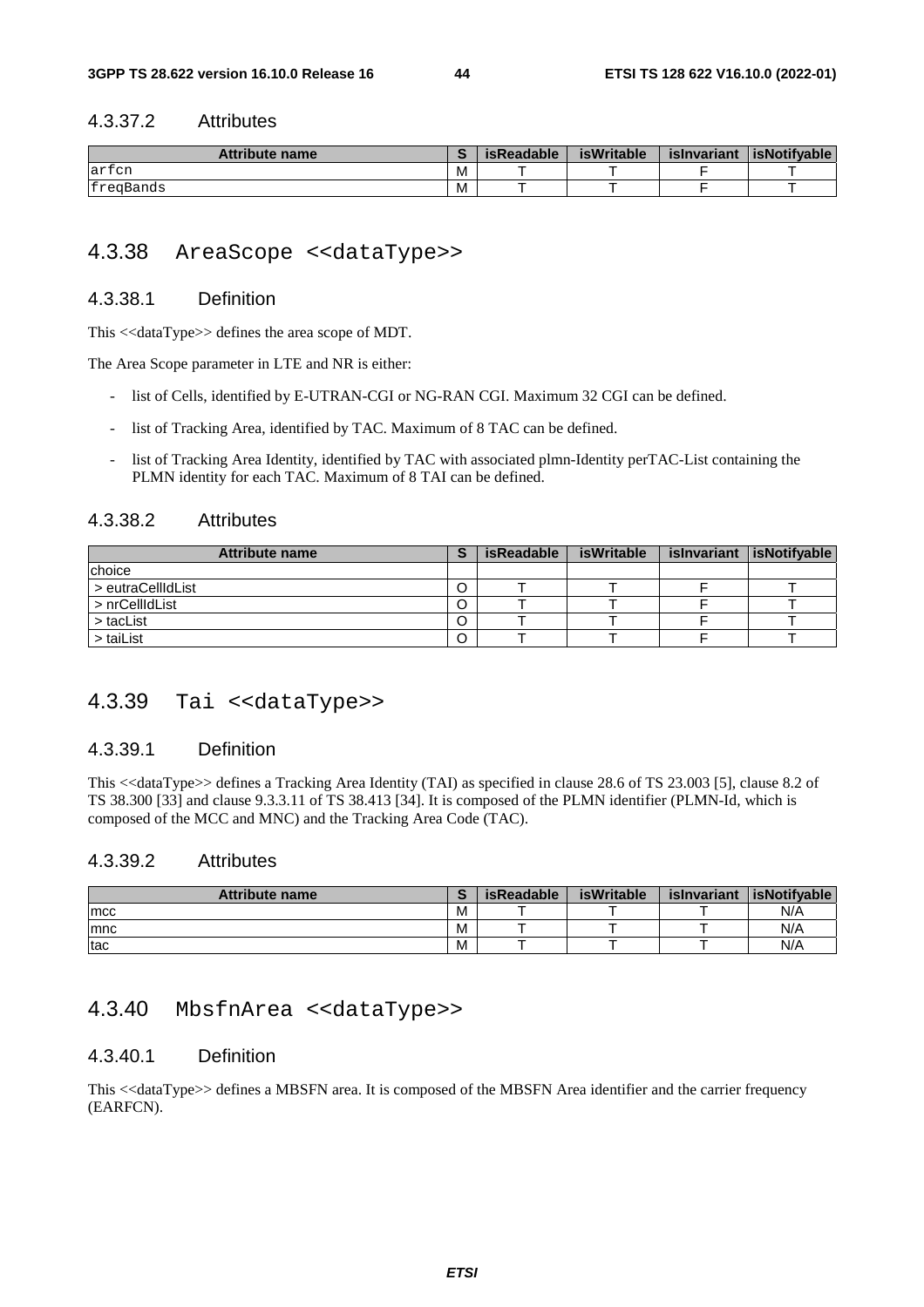#### 4.3.37.2 Attributes

| Attribute name | S | isReadable | isWritable | isInvariant | isNotifyable |
|---|---|---|---|---|---|
| arfcn | M | T | T | F | T |
| freqBands | M | T | T | F | T |

### 4.3.38 AreaScope <<dataType>>

#### 4.3.38.1 Definition

This <<dataType>> defines the area scope of MDT.

The Area Scope parameter in LTE and NR is either:

- list of Cells, identified by E-UTRAN-CGI or NG-RAN CGI. Maximum 32 CGI can be defined.
- list of Tracking Area, identified by TAC. Maximum of 8 TAC can be defined.
- list of Tracking Area Identity, identified by TAC with associated plmn-Identity perTAC-List containing the PLMN identity for each TAC. Maximum of 8 TAI can be defined.

#### 4.3.38.2 Attributes

| Attribute name | S | isReadable | isWritable | isInvariant | isNotifyable |
|---|---|---|---|---|---|
| choice | | | | | |
| > eutraCellIdList | O | T | T | F | T |
| > nrCellIdList | O | T | T | F | T |
| > tacList | O | T | T | F | T |
| > taiList | O | T | T | F | T |

### 4.3.39 Tai <<dataType>>

#### 4.3.39.1 Definition

This <<dataType>> defines a Tracking Area Identity (TAI) as specified in clause 28.6 of TS 23.003 [5], clause 8.2 of TS 38.300 [33] and clause 9.3.3.11 of TS 38.413 [34]. It is composed of the PLMN identifier (PLMN-Id, which is composed of the MCC and MNC) and the Tracking Area Code (TAC).

#### 4.3.39.2 Attributes

| Attribute name | S | isReadable | isWritable | isInvariant | isNotifyable |
|---|---|---|---|---|---|
| mcc | M | T | T | T | N/A |
| mnc | M | T | T | T | N/A |
| tac | M | T | T | T | N/A |

### 4.3.40 MbsfnArea <<dataType>>

#### 4.3.40.1 Definition

This <<dataType>> defines a MBSFN area. It is composed of the MBSFN Area identifier and the carrier frequency (EARFCN).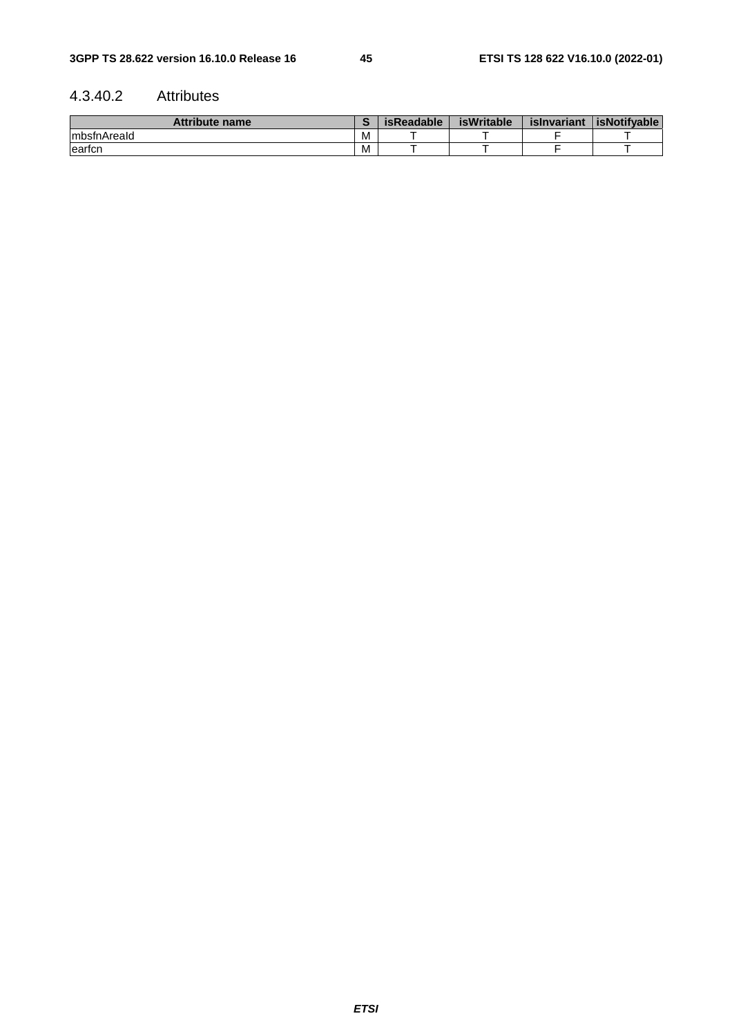#### 4.3.40.2 Attributes

| Attribute name | S | isReadable | isWritable | isInvariant | isNotifyable |
|---|---|---|---|---|---|
| mbsfnAreaId | M | T | T | F | T |
| earfcn | M | T | T | F | T |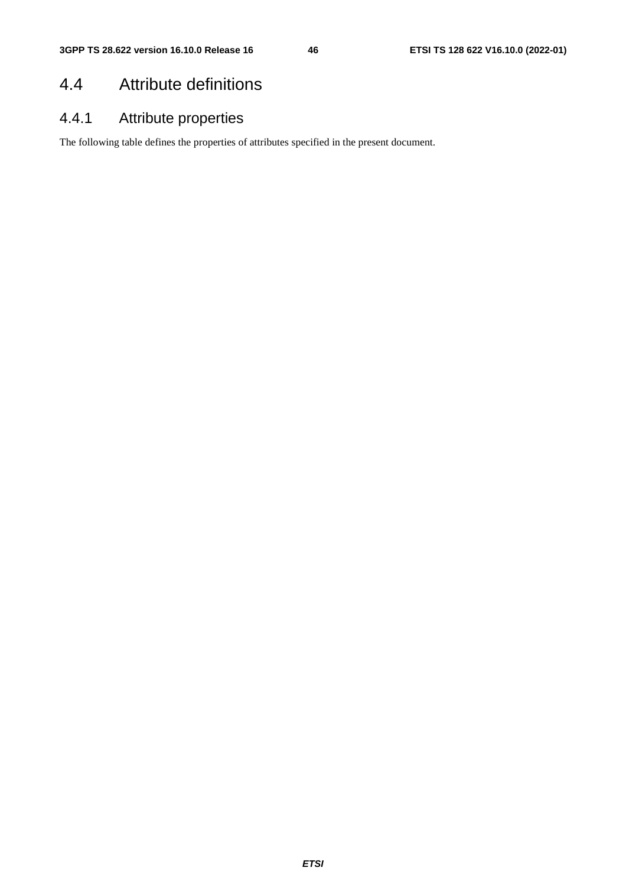## 4.4 Attribute definitions

### 4.4.1 Attribute properties

The following table defines the properties of attributes specified in the present document.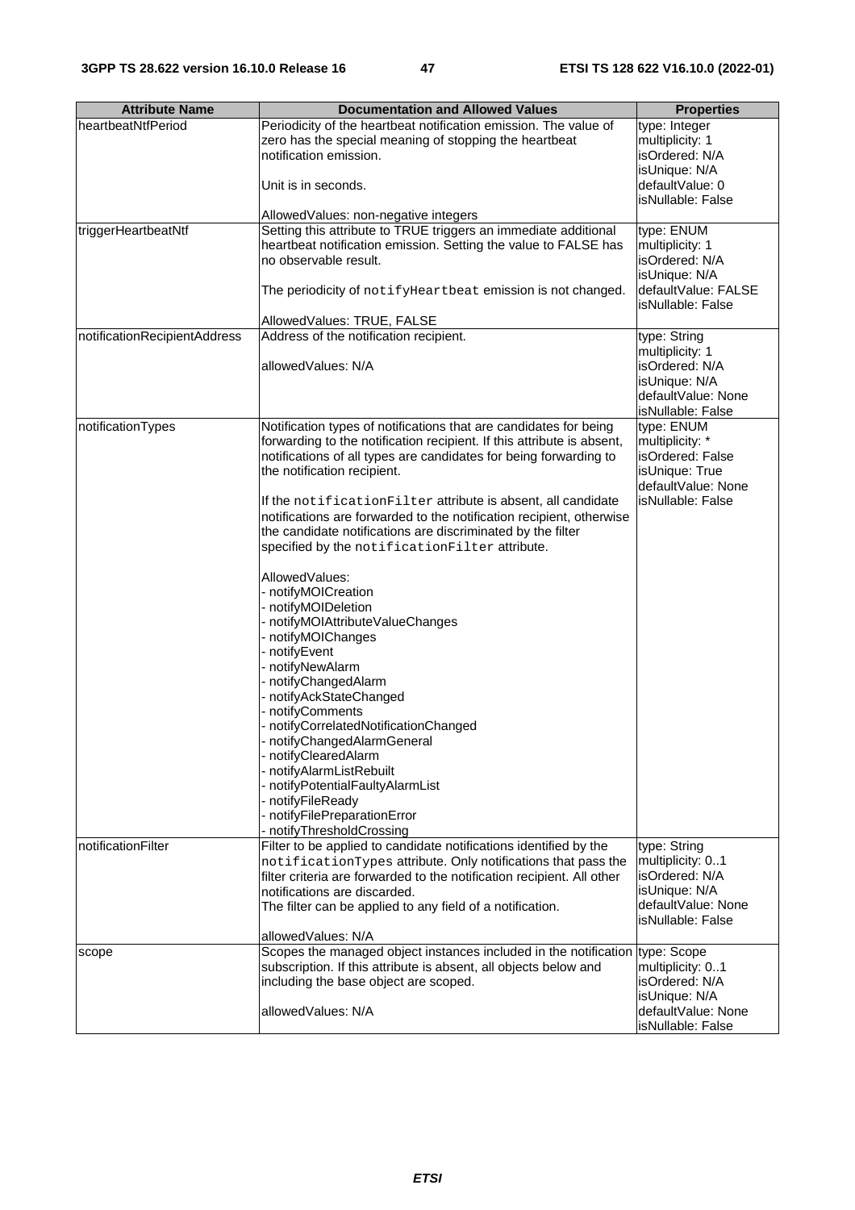| Attribute Name | Documentation and Allowed Values | Properties |
| --- | --- | --- |
| heartbeatNtfPeriod | Periodicity of the heartbeat notification emission. The value of zero has the special meaning of stopping the heartbeat notification emission.<br><br>Unit is in seconds.<br><br>AllowedValues: non-negative integers | type: Integer<br>multiplicity: 1<br>isOrdered: N/A<br>isUnique: N/A<br>defaultValue: 0<br>isNullable: False |
| triggerHeartbeatNtf | Setting this attribute to TRUE triggers an immediate additional heartbeat notification emission. Setting the value to FALSE has no observable result.<br><br>The periodicity of `notifyHeartbeat` emission is not changed.<br><br>AllowedValues: TRUE, FALSE | type: ENUM<br>multiplicity: 1<br>isOrdered: N/A<br>isUnique: N/A<br>defaultValue: FALSE<br>isNullable: False |
| notificationRecipientAddress | Address of the notification recipient.<br><br>allowedValues: N/A | type: String<br>multiplicity: 1<br>isOrdered: N/A<br>isUnique: N/A<br>defaultValue: None<br>isNullable: False |
| notificationTypes | Notification types of notifications that are candidates for being forwarding to the notification recipient. If this attribute is absent, notifications of all types are candidates for being forwarding to the notification recipient.<br><br>If the `notificationFilter` attribute is absent, all candidate notifications are forwarded to the notification recipient, otherwise the candidate notifications are discriminated by the filter specified by the `notificationFilter` attribute.<br><br>AllowedValues:<br>- notifyMOICreation<br>- notifyMOIDeletion<br>- notifyMOIAttributeValueChanges<br>- notifyMOIChanges<br>- notifyEvent<br>- notifyNewAlarm<br>- notifyChangedAlarm<br>- notifyAckStateChanged<br>- notifyComments<br>- notifyCorrelatedNotificationChanged<br>- notifyChangedAlarmGeneral<br>- notifyClearedAlarm<br>- notifyAlarmListRebuilt<br>- notifyPotentialFaultyAlarmList<br>- notifyFileReady<br>- notifyFilePreparationError<br>- notifyThresholdCrossing | type: ENUM<br>multiplicity: *<br>isOrdered: False<br>isUnique: True<br>defaultValue: None<br>isNullable: False |
| notificationFilter | Filter to be applied to candidate notifications identified by the `notificationTypes` attribute. Only notifications that pass the filter criteria are forwarded to the notification recipient. All other notifications are discarded.<br>The filter can be applied to any field of a notification.<br><br>allowedValues: N/A | type: String<br>multiplicity: 0..1<br>isOrdered: N/A<br>isUnique: N/A<br>defaultValue: None<br>isNullable: False |
| scope | Scopes the managed object instances included in the notification subscription. If this attribute is absent, all objects below and including the base object are scoped.<br><br>allowedValues: N/A | type: Scope<br>multiplicity: 0..1<br>isOrdered: N/A<br>isUnique: N/A<br>defaultValue: None<br>isNullable: False |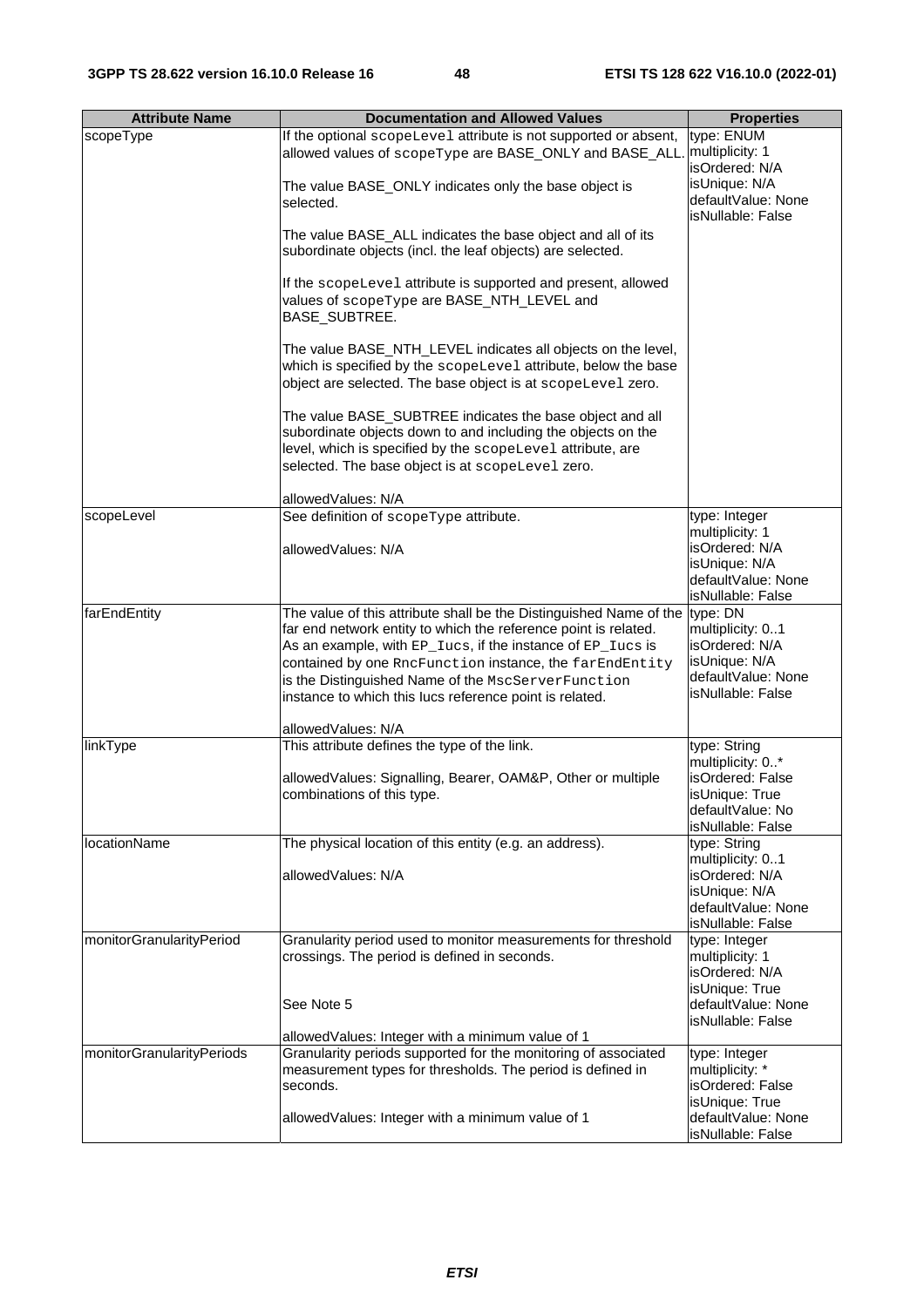| Attribute Name | Documentation and Allowed Values | Properties |
|---|---|---|
| scopeType | If the optional scopeLevel attribute is not supported or absent, allowed values of scopeType are BASE_ONLY and BASE_ALL.<br><br>The value BASE_ONLY indicates only the base object is selected.<br><br>The value BASE_ALL indicates the base object and all of its subordinate objects (incl. the leaf objects) are selected.<br><br>If the scopeLevel attribute is supported and present, allowed values of scopeType are BASE_NTH_LEVEL and BASE_SUBTREE.<br><br>The value BASE_NTH_LEVEL indicates all objects on the level, which is specified by the scopeLevel attribute, below the base object are selected. The base object is at scopeLevel zero.<br><br>The value BASE_SUBTREE indicates the base object and all subordinate objects down to and including the objects on the level, which is specified by the scopeLevel attribute, are selected. The base object is at scopeLevel zero.<br><br>allowedValues: N/A | type: ENUM<br>multiplicity: 1<br>isOrdered: N/A<br>isUnique: N/A<br>defaultValue: None<br>isNullable: False |
| scopeLevel | See definition of scopeType attribute.<br><br>allowedValues: N/A | type: Integer<br>multiplicity: 1<br>isOrdered: N/A<br>isUnique: N/A<br>defaultValue: None<br>isNullable: False |
| farEndEntity | The value of this attribute shall be the Distinguished Name of the far end network entity to which the reference point is related. As an example, with EP_Iucs, if the instance of EP_Iucs is contained by one RncFunction instance, the farEndEntity is the Distinguished Name of the MscServerFunction instance to which this Iucs reference point is related.<br><br>allowedValues: N/A | type: DN<br>multiplicity: 0..1<br>isOrdered: N/A<br>isUnique: N/A<br>defaultValue: None<br>isNullable: False |
| linkType | This attribute defines the type of the link.<br><br>allowedValues: Signalling, Bearer, OAM&P, Other or multiple combinations of this type. | type: String<br>multiplicity: 0..*<br>isOrdered: False<br>isUnique: True<br>defaultValue: No<br>isNullable: False |
| locationName | The physical location of this entity (e.g. an address).<br><br>allowedValues: N/A | type: String<br>multiplicity: 0..1<br>isOrdered: N/A<br>isUnique: N/A<br>defaultValue: None<br>isNullable: False |
| monitorGranularityPeriod | Granularity period used to monitor measurements for threshold crossings. The period is defined in seconds.<br><br>See Note 5<br><br>allowedValues: Integer with a minimum value of 1 | type: Integer<br>multiplicity: 1<br>isOrdered: N/A<br>isUnique: True<br>defaultValue: None<br>isNullable: False |
| monitorGranularityPeriods | Granularity periods supported for the monitoring of associated measurement types for thresholds. The period is defined in seconds.<br><br>allowedValues: Integer with a minimum value of 1 | type: Integer<br>multiplicity: *<br>isOrdered: False<br>isUnique: True<br>defaultValue: None<br>isNullable: False |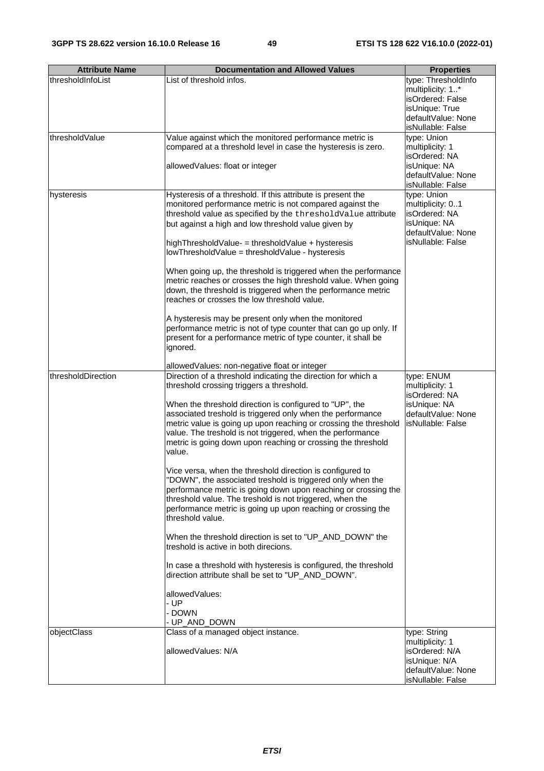| Attribute Name | Documentation and Allowed Values | Properties |
| --- | --- | --- |
| thresholdInfoList | List of threshold infos. | type: ThresholdInfo<br>multiplicity: 1..*<br>isOrdered: False<br>isUnique: True<br>defaultValue: None<br>isNullable: False |
| thresholdValue | Value against which the monitored performance metric is compared at a threshold level in case the hysteresis is zero.<br><br>allowedValues: float or integer | type: Union<br>multiplicity: 1<br>isOrdered: NA<br>isUnique: NA<br>defaultValue: None<br>isNullable: False |
| hysteresis | Hysteresis of a threshold. If this attribute is present the monitored performance metric is not compared against the threshold value as specified by the `thresholdValue` attribute but against a high and low threshold value given by<br><br>highThresholdValue- = thresholdValue + hysteresis<br>lowThresholdValue = thresholdValue - hysteresis<br><br>When going up, the threshold is triggered when the performance metric reaches or crosses the high threshold value. When going down, the threshold is triggered when the performance metric reaches or crosses the low threshold value.<br><br>A hysteresis may be present only when the monitored performance metric is not of type counter that can go up only. If present for a performance metric of type counter, it shall be ignored.<br><br>allowedValues: non-negative float or integer | type: Union<br>multiplicity: 0..1<br>isOrdered: NA<br>isUnique: NA<br>defaultValue: None<br>isNullable: False |
| thresholdDirection | Direction of a threshold indicating the direction for which a threshold crossing triggers a threshold.<br><br>When the threshold direction is configured to "UP", the associated treshold is triggered only when the performance metric value is going up upon reaching or crossing the threshold value. The treshold is not triggered, when the performance metric is going down upon reaching or crossing the threshold value.<br><br>Vice versa, when the threshold direction is configured to "DOWN", the associated treshold is triggered only when the performance metric is going down upon reaching or crossing the threshold value. The treshold is not triggered, when the performance metric is going up upon reaching or crossing the threshold value.<br><br>When the threshold direction is set to "UP_AND_DOWN" the treshold is active in both direcions.<br><br>In case a threshold with hysteresis is configured, the threshold direction attribute shall be set to "UP_AND_DOWN".<br><br>allowedValues:<br>- UP<br>- DOWN<br>- UP_AND_DOWN | type: ENUM<br>multiplicity: 1<br>isOrdered: NA<br>isUnique: NA<br>defaultValue: None<br>isNullable: False |
| objectClass | Class of a managed object instance.<br><br>allowedValues: N/A | type: String<br>multiplicity: 1<br>isOrdered: N/A<br>isUnique: N/A<br>defaultValue: None<br>isNullable: False |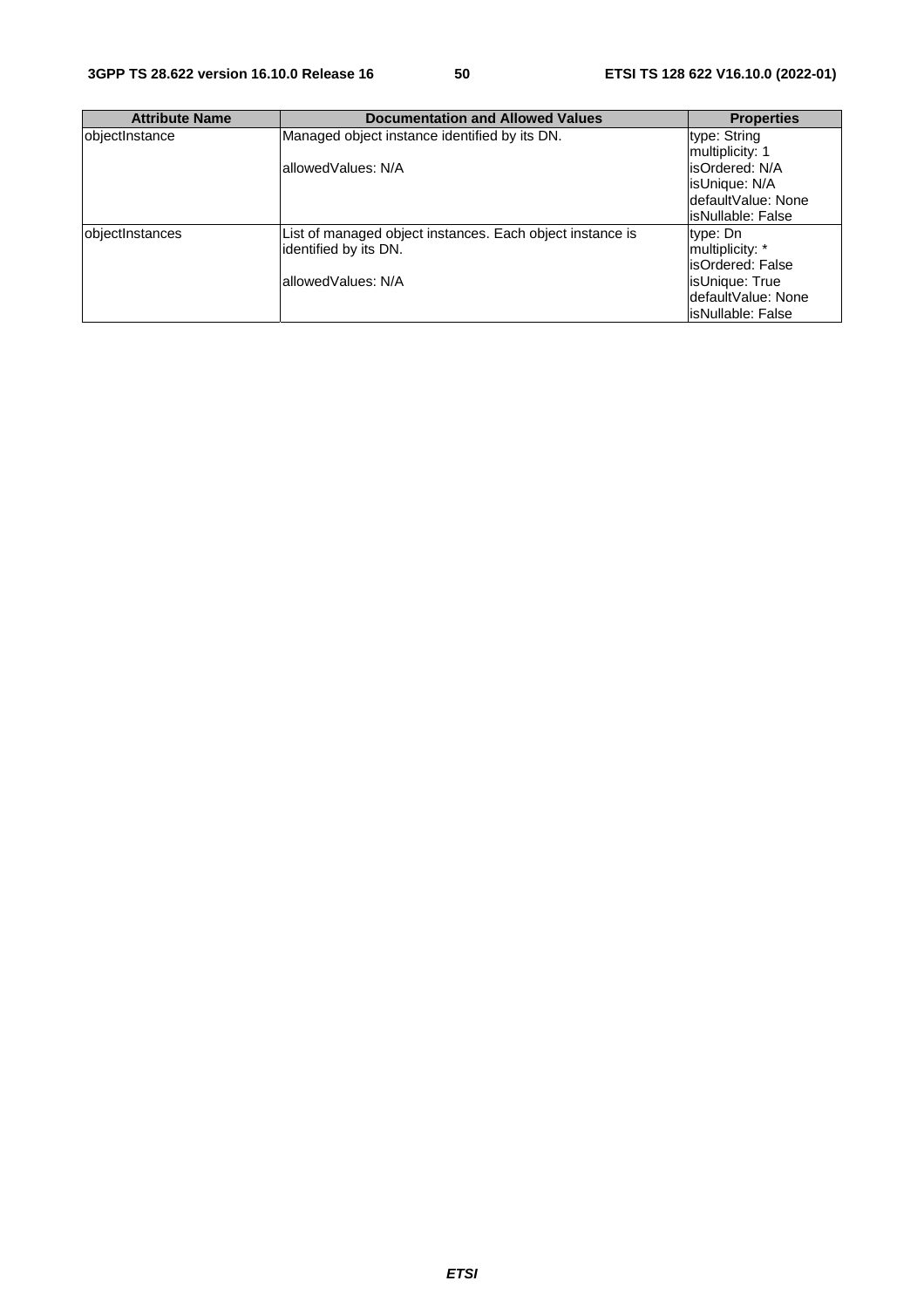| Attribute Name | Documentation and Allowed Values | Properties |
| --- | --- | --- |
| objectInstance | Managed object instance identified by its DN.<br><br>allowedValues: N/A | type: String<br>multiplicity: 1<br>isOrdered: N/A<br>isUnique: N/A<br>defaultValue: None<br>isNullable: False |
| objectInstances | List of managed object instances. Each object instance is identified by its DN.<br><br>allowedValues: N/A | type: Dn<br>multiplicity: *<br>isOrdered: False<br>isUnique: True<br>defaultValue: None<br>isNullable: False |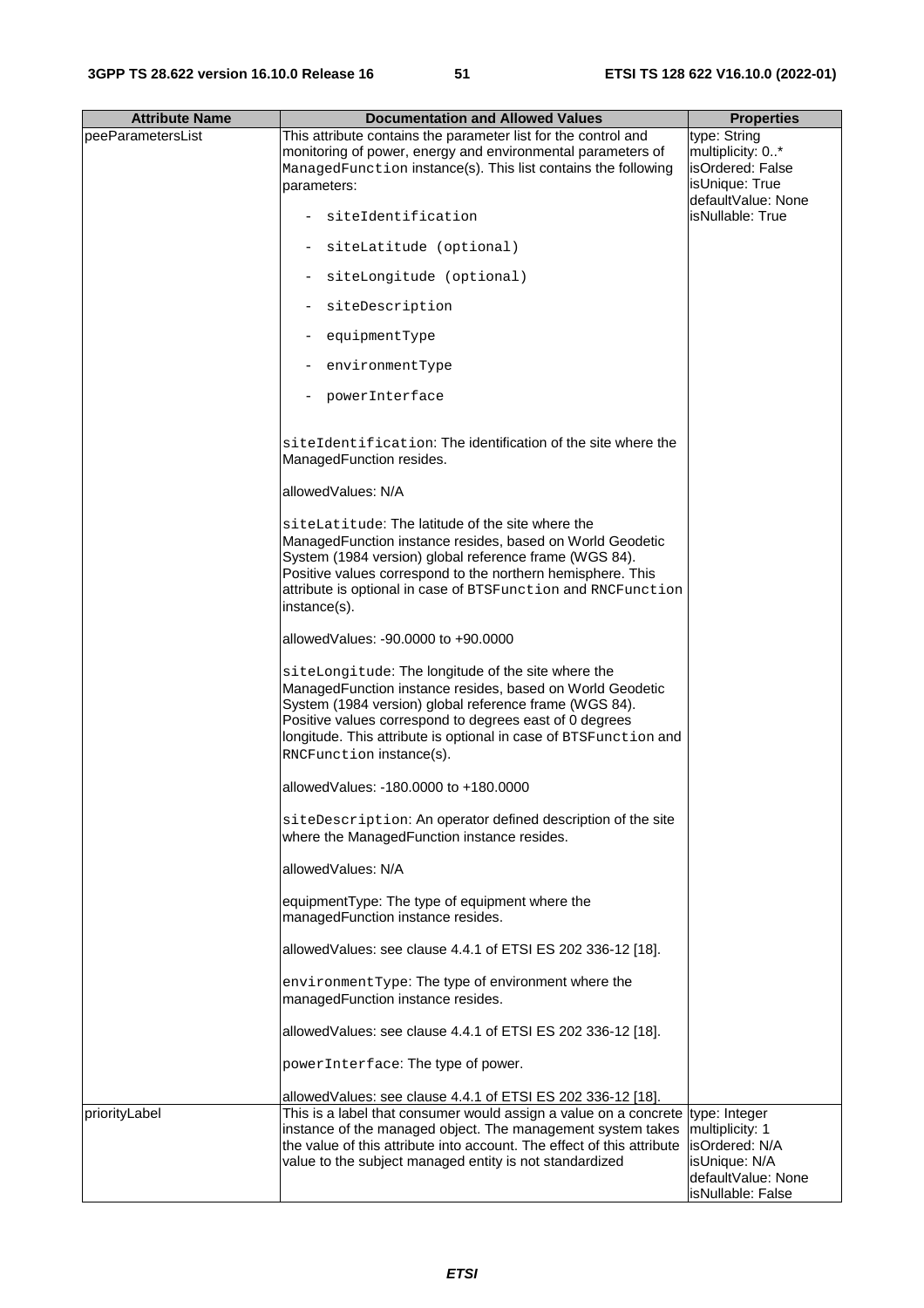| Attribute Name | Documentation and Allowed Values | Properties |
| --- | --- | --- |
| peeParametersList | This attribute contains the parameter list for the control and monitoring of power, energy and environmental parameters of ManagedFunction instance(s). This list contains the following parameters:<br><br>- siteIdentification<br>- siteLatitude (optional)<br>- siteLongitude (optional)<br>- siteDescription<br>- equipmentType<br>- environmentType<br>- powerInterface<br><br>siteIdentification: The identification of the site where the ManagedFunction resides.<br><br>allowedValues: N/A<br><br>siteLatitude: The latitude of the site where the ManagedFunction instance resides, based on World Geodetic System (1984 version) global reference frame (WGS 84). Positive values correspond to the northern hemisphere. This attribute is optional in case of BTSFunction and RNCFunction instance(s).<br><br>allowedValues: -90.0000 to +90.0000<br><br>siteLongitude: The longitude of the site where the ManagedFunction instance resides, based on World Geodetic System (1984 version) global reference frame (WGS 84). Positive values correspond to degrees east of 0 degrees longitude. This attribute is optional in case of BTSFunction and RNCFunction instance(s).<br><br>allowedValues: -180.0000 to +180.0000<br><br>siteDescription: An operator defined description of the site where the ManagedFunction instance resides.<br><br>allowedValues: N/A<br><br>equipmentType: The type of equipment where the managedFunction instance resides.<br><br>allowedValues: see clause 4.4.1 of ETSI ES 202 336-12 [18].<br><br>environmentType: The type of environment where the managedFunction instance resides.<br><br>allowedValues: see clause 4.4.1 of ETSI ES 202 336-12 [18].<br><br>powerInterface: The type of power.<br><br>allowedValues: see clause 4.4.1 of ETSI ES 202 336-12 [18]. | type: String<br>multiplicity: 0..*<br>isOrdered: False<br>isUnique: True<br>defaultValue: None<br>isNullable: True |
| priorityLabel | This is a label that consumer would assign a value on a concrete instance of the managed object. The management system takes the value of this attribute into account. The effect of this attribute value to the subject managed entity is not standardized | type: Integer<br>multiplicity: 1<br>isOrdered: N/A<br>isUnique: N/A<br>defaultValue: None<br>isNullable: False |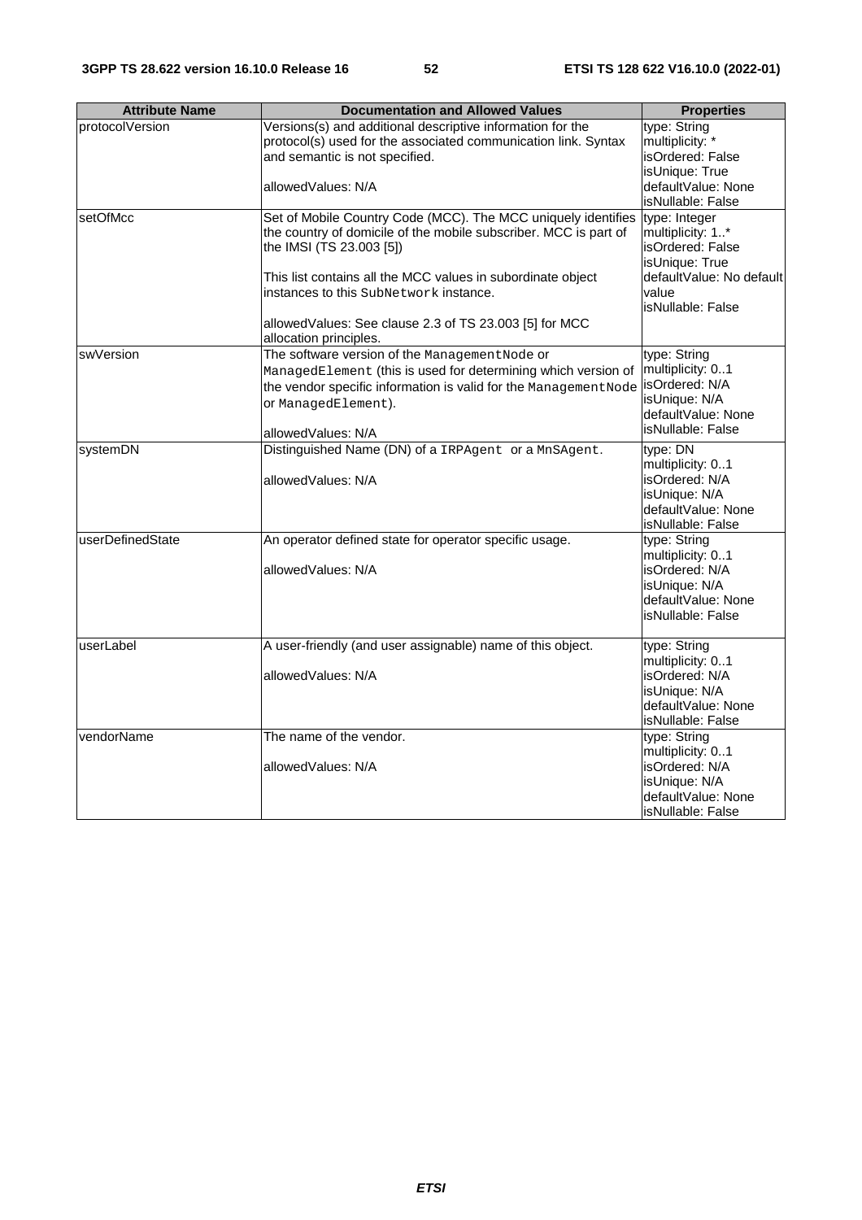| Attribute Name | Documentation and Allowed Values | Properties |
|---|---|---|
| protocolVersion | Versions(s) and additional descriptive information for the protocol(s) used for the associated communication link. Syntax and semantic is not specified.<br><br>allowedValues: N/A | type: String<br>multiplicity: *<br>isOrdered: False<br>isUnique: True<br>defaultValue: None<br>isNullable: False |
| setOfMcc | Set of Mobile Country Code (MCC). The MCC uniquely identifies the country of domicile of the mobile subscriber. MCC is part of the IMSI (TS 23.003 [5])<br><br>This list contains all the MCC values in subordinate object instances to this SubNetwork instance.<br><br>allowedValues: See clause 2.3 of TS 23.003 [5] for MCC allocation principles. | type: Integer<br>multiplicity: 1..*<br>isOrdered: False<br>isUnique: True<br>defaultValue: No default value<br>isNullable: False |
| swVersion | The software version of the ManagementNode or ManagedElement (this is used for determining which version of the vendor specific information is valid for the ManagementNode or ManagedElement).<br><br>allowedValues: N/A | type: String<br>multiplicity: 0..1<br>isOrdered: N/A<br>isUnique: N/A<br>defaultValue: None<br>isNullable: False |
| systemDN | Distinguished Name (DN) of a IRPAgent or a MnSAgent.<br><br>allowedValues: N/A | type: DN<br>multiplicity: 0..1<br>isOrdered: N/A<br>isUnique: N/A<br>defaultValue: None<br>isNullable: False |
| userDefinedState | An operator defined state for operator specific usage.<br><br>allowedValues: N/A | type: String<br>multiplicity: 0..1<br>isOrdered: N/A<br>isUnique: N/A<br>defaultValue: None<br>isNullable: False |
| userLabel | A user-friendly (and user assignable) name of this object.<br><br>allowedValues: N/A | type: String<br>multiplicity: 0..1<br>isOrdered: N/A<br>isUnique: N/A<br>defaultValue: None<br>isNullable: False |
| vendorName | The name of the vendor.<br><br>allowedValues: N/A | type: String<br>multiplicity: 0..1<br>isOrdered: N/A<br>isUnique: N/A<br>defaultValue: None<br>isNullable: False |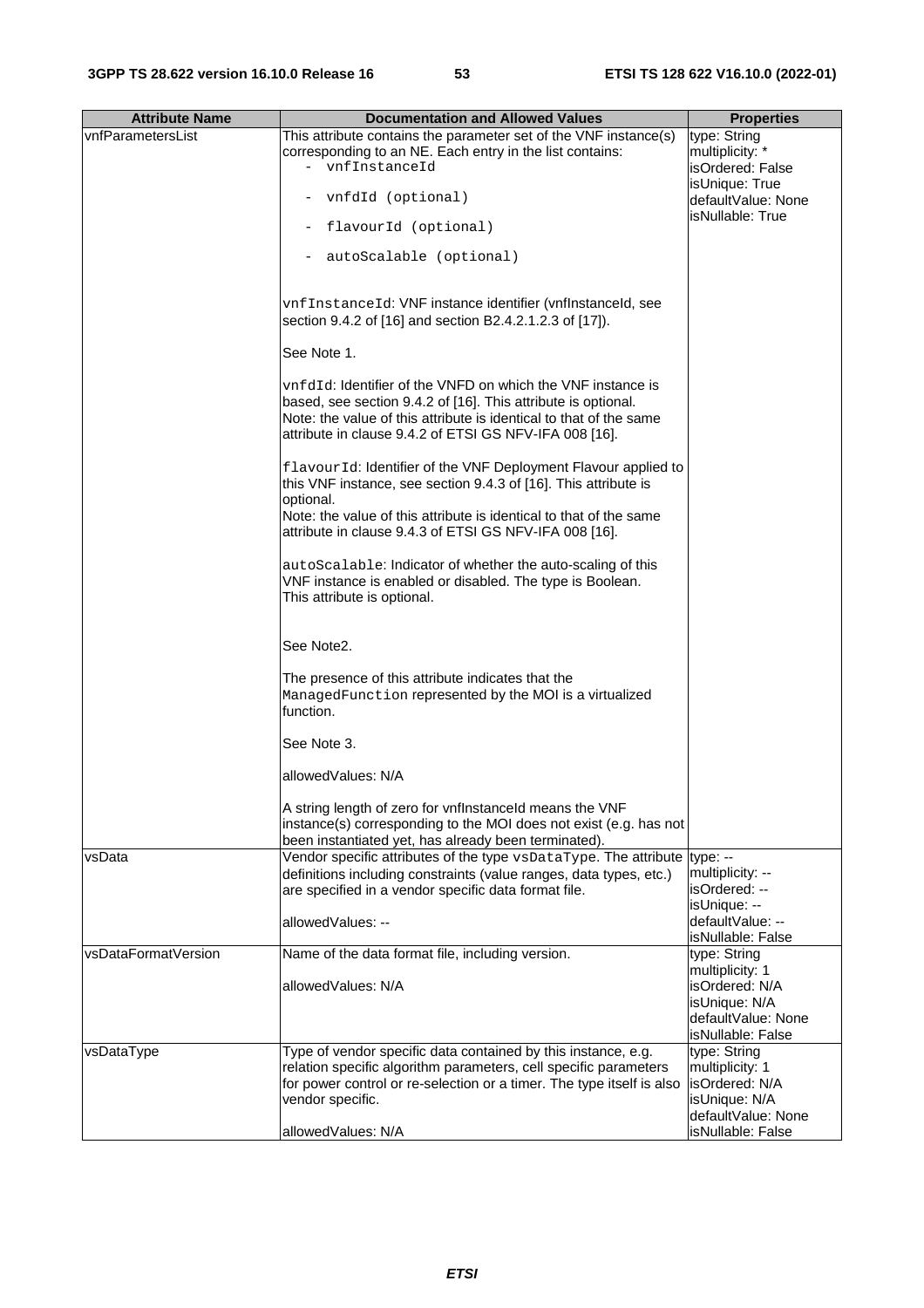| Attribute Name | Documentation and Allowed Values | Properties |
|---|---|---|
| vnfParametersList | This attribute contains the parameter set of the VNF instance(s) corresponding to an NE. Each entry in the list contains:<br>- vnfInstanceId<br>- vnfdId (optional)<br>- flavourId (optional)<br>- autoScalable (optional)<br><br>vnfInstanceId: VNF instance identifier (vnfInstanceId, see section 9.4.2 of [16] and section B2.4.2.1.2.3 of [17]).<br><br>See Note 1.<br><br>vnfdId: Identifier of the VNFD on which the VNF instance is based, see section 9.4.2 of [16]. This attribute is optional.<br>Note: the value of this attribute is identical to that of the same attribute in clause 9.4.2 of ETSI GS NFV-IFA 008 [16].<br><br>flavourId: Identifier of the VNF Deployment Flavour applied to this VNF instance, see section 9.4.3 of [16]. This attribute is optional.<br>Note: the value of this attribute is identical to that of the same attribute in clause 9.4.3 of ETSI GS NFV-IFA 008 [16].<br><br>autoScalable: Indicator of whether the auto-scaling of this VNF instance is enabled or disabled. The type is Boolean. This attribute is optional.<br><br>See Note2.<br><br>The presence of this attribute indicates that the ManagedFunction represented by the MOI is a virtualized function.<br><br>See Note 3.<br><br>allowedValues: N/A<br><br>A string length of zero for vnfInstanceId means the VNF instance(s) corresponding to the MOI does not exist (e.g. has not been instantiated yet, has already been terminated). | type: String<br>multiplicity: *<br>isOrdered: False<br>isUnique: True<br>defaultValue: None<br>isNullable: True |
| vsData | Vendor specific attributes of the type vsDataType. The attribute definitions including constraints (value ranges, data types, etc.) are specified in a vendor specific data format file.<br><br>allowedValues: -- | type: --<br>multiplicity: --<br>isOrdered: --<br>isUnique: --<br>defaultValue: --<br>isNullable: False |
| vsDataFormatVersion | Name of the data format file, including version.<br><br>allowedValues: N/A | type: String<br>multiplicity: 1<br>isOrdered: N/A<br>isUnique: N/A<br>defaultValue: None<br>isNullable: False |
| vsDataType | Type of vendor specific data contained by this instance, e.g. relation specific algorithm parameters, cell specific parameters for power control or re-selection or a timer. The type itself is also vendor specific.<br><br>allowedValues: N/A | type: String<br>multiplicity: 1<br>isOrdered: N/A<br>isUnique: N/A<br>defaultValue: None<br>isNullable: False |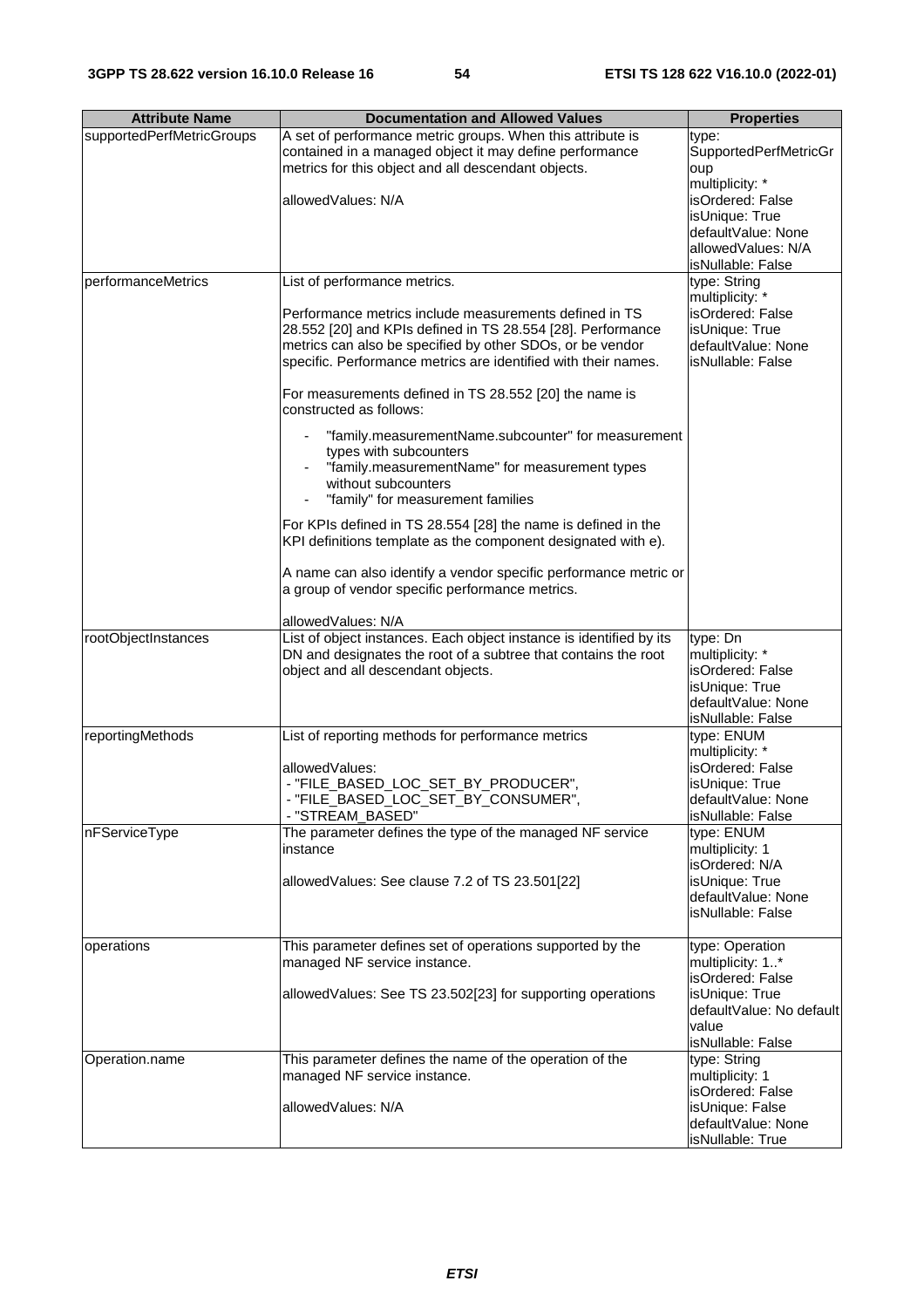| Attribute Name | Documentation and Allowed Values | Properties |
| --- | --- | --- |
| supportedPerfMetricGroups | A set of performance metric groups. When this attribute is contained in a managed object it may define performance metrics for this object and all descendant objects.<br><br>allowedValues: N/A | type: SupportedPerfMetricGroup<br>multiplicity: *<br>isOrdered: False<br>isUnique: True<br>defaultValue: None<br>allowedValues: N/A<br>isNullable: False |
| performanceMetrics | List of performance metrics.<br><br>Performance metrics include measurements defined in TS 28.552 [20] and KPIs defined in TS 28.554 [28]. Performance metrics can also be specified by other SDOs, or be vendor specific. Performance metrics are identified with their names.<br><br>For measurements defined in TS 28.552 [20] the name is constructed as follows:<br><br>- "family.measurementName.subcounter" for measurement types with subcounters<br>- "family.measurementName" for measurement types without subcounters<br>- "family" for measurement families<br><br>For KPIs defined in TS 28.554 [28] the name is defined in the KPI definitions template as the component designated with e).<br><br>A name can also identify a vendor specific performance metric or a group of vendor specific performance metrics.<br><br>allowedValues: N/A | type: String<br>multiplicity: *<br>isOrdered: False<br>isUnique: True<br>defaultValue: None<br>isNullable: False |
| rootObjectInstances | List of object instances. Each object instance is identified by its DN and designates the root of a subtree that contains the root object and all descendant objects. | type: Dn<br>multiplicity: *<br>isOrdered: False<br>isUnique: True<br>defaultValue: None<br>isNullable: False |
| reportingMethods | List of reporting methods for performance metrics<br><br>allowedValues:<br>- "FILE_BASED_LOC_SET_BY_PRODUCER",<br>- "FILE_BASED_LOC_SET_BY_CONSUMER",<br>- "STREAM_BASED" | type: ENUM<br>multiplicity: *<br>isOrdered: False<br>isUnique: True<br>defaultValue: None<br>isNullable: False |
| nFServiceType | The parameter defines the type of the managed NF service instance<br><br>allowedValues: See clause 7.2 of TS 23.501[22] | type: ENUM<br>multiplicity: 1<br>isOrdered: N/A<br>isUnique: True<br>defaultValue: None<br>isNullable: False |
| operations | This parameter defines set of operations supported by the managed NF service instance.<br><br>allowedValues: See TS 23.502[23] for supporting operations | type: Operation<br>multiplicity: 1..*<br>isOrdered: False<br>isUnique: True<br>defaultValue: No default value<br>isNullable: False |
| Operation.name | This parameter defines the name of the operation of the managed NF service instance.<br><br>allowedValues: N/A | type: String<br>multiplicity: 1<br>isOrdered: False<br>isUnique: False<br>defaultValue: None<br>isNullable: True |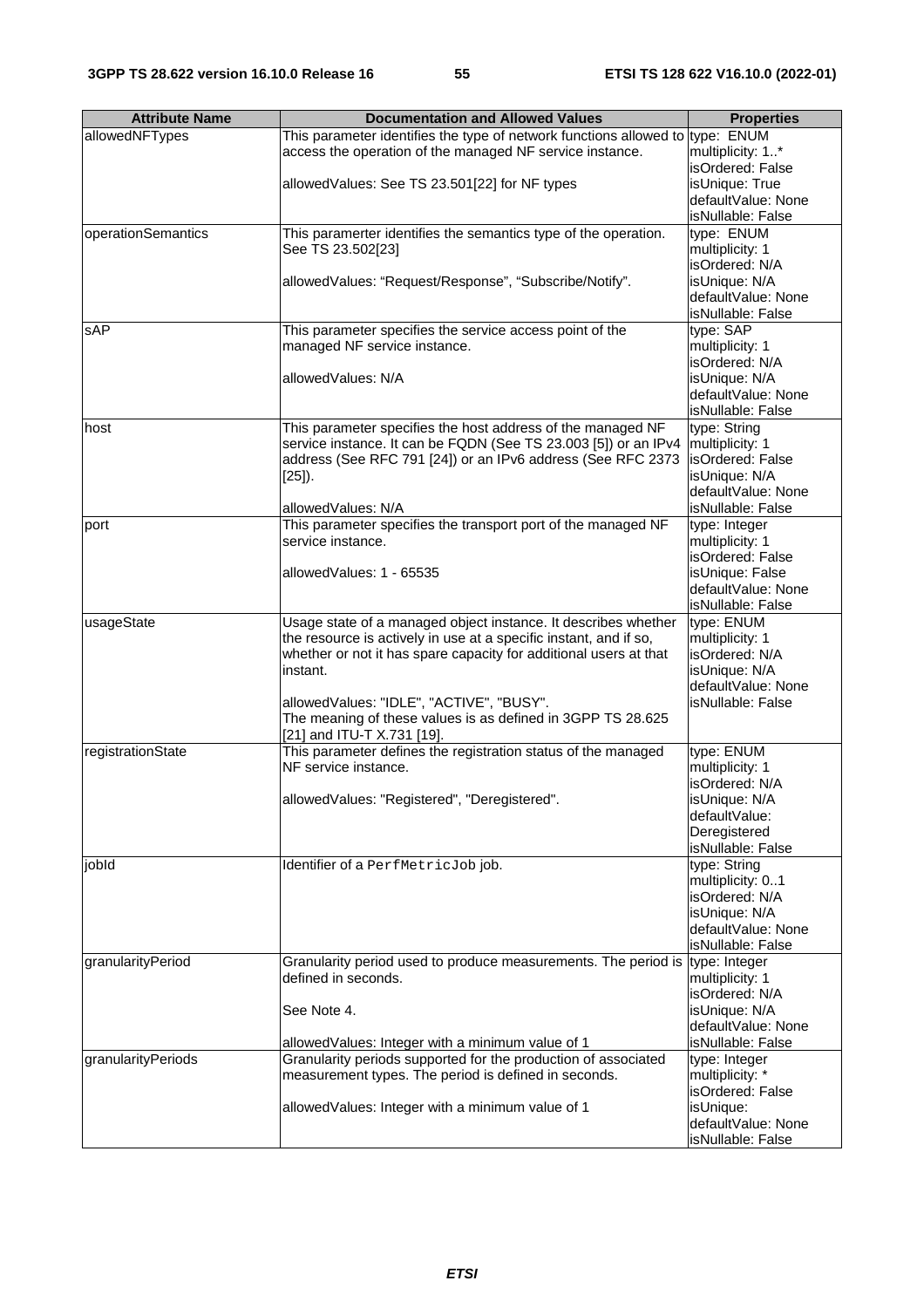| Attribute Name | Documentation and Allowed Values | Properties |
|---|---|---|
| allowedNFTypes | This parameter identifies the type of network functions allowed to access the operation of the managed NF service instance.<br><br>allowedValues: See TS 23.501[22] for NF types | type: ENUM<br>multiplicity: 1..*<br>isOrdered: False<br>isUnique: True<br>defaultValue: None<br>isNullable: False |
| operationSemantics | This paramerter identifies the semantics type of the operation. See TS 23.502[23]<br><br>allowedValues: "Request/Response", "Subscribe/Notify". | type: ENUM<br>multiplicity: 1<br>isOrdered: N/A<br>isUnique: N/A<br>defaultValue: None<br>isNullable: False |
| sAP | This parameter specifies the service access point of the managed NF service instance.<br><br>allowedValues: N/A | type: SAP<br>multiplicity: 1<br>isOrdered: N/A<br>isUnique: N/A<br>defaultValue: None<br>isNullable: False |
| host | This parameter specifies the host address of the managed NF service instance. It can be FQDN (See TS 23.003 [5]) or an IPv4 address (See RFC 791 [24]) or an IPv6 address (See RFC 2373 [25]).<br><br>allowedValues: N/A | type: String<br>multiplicity: 1<br>isOrdered: False<br>isUnique: N/A<br>defaultValue: None<br>isNullable: False |
| port | This parameter specifies the transport port of the managed NF service instance.<br><br>allowedValues: 1 - 65535 | type: Integer<br>multiplicity: 1<br>isOrdered: False<br>isUnique: False<br>defaultValue: None<br>isNullable: False |
| usageState | Usage state of a managed object instance. It describes whether the resource is actively in use at a specific instant, and if so, whether or not it has spare capacity for additional users at that instant.<br><br>allowedValues: "IDLE", "ACTIVE", "BUSY".<br>The meaning of these values is as defined in 3GPP TS 28.625 [21] and ITU-T X.731 [19]. | type: ENUM<br>multiplicity: 1<br>isOrdered: N/A<br>isUnique: N/A<br>defaultValue: None<br>isNullable: False |
| registrationState | This parameter defines the registration status of the managed NF service instance.<br><br>allowedValues: "Registered", "Deregistered". | type: ENUM<br>multiplicity: 1<br>isOrdered: N/A<br>isUnique: N/A<br>defaultValue: Deregistered<br>isNullable: False |
| jobId | Identifier of a `PerfMetricJob` job. | type: String<br>multiplicity: 0..1<br>isOrdered: N/A<br>isUnique: N/A<br>defaultValue: None<br>isNullable: False |
| granularityPeriod | Granularity period used to produce measurements. The period is defined in seconds.<br><br>See Note 4.<br><br>allowedValues: Integer with a minimum value of 1 | type: Integer<br>multiplicity: 1<br>isOrdered: N/A<br>isUnique: N/A<br>defaultValue: None<br>isNullable: False |
| granularityPeriods | Granularity periods supported for the production of associated measurement types. The period is defined in seconds.<br><br>allowedValues: Integer with a minimum value of 1 | type: Integer<br>multiplicity: *<br>isOrdered: False<br>isUnique:<br>defaultValue: None<br>isNullable: False |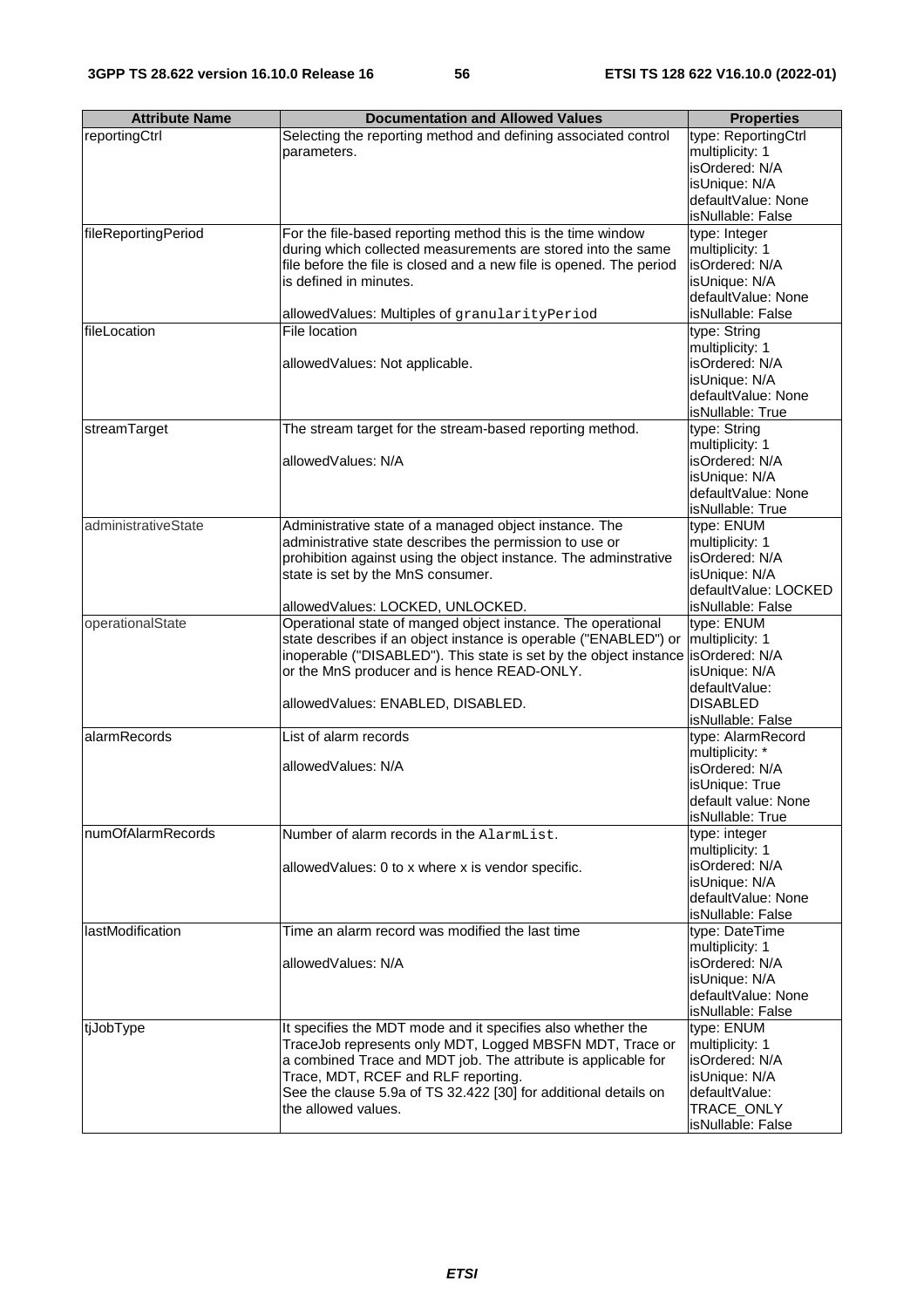| Attribute Name | Documentation and Allowed Values | Properties |
|---|---|---|
| reportingCtrl | Selecting the reporting method and defining associated control parameters. | type: ReportingCtrl<br>multiplicity: 1<br>isOrdered: N/A<br>isUnique: N/A<br>defaultValue: None<br>isNullable: False |
| fileReportingPeriod | For the file-based reporting method this is the time window during which collected measurements are stored into the same file before the file is closed and a new file is opened. The period is defined in minutes.<br><br>allowedValues: Multiples of `granularityPeriod` | type: Integer<br>multiplicity: 1<br>isOrdered: N/A<br>isUnique: N/A<br>defaultValue: None<br>isNullable: False |
| fileLocation | File location<br><br>allowedValues: Not applicable. | type: String<br>multiplicity: 1<br>isOrdered: N/A<br>isUnique: N/A<br>defaultValue: None<br>isNullable: True |
| streamTarget | The stream target for the stream-based reporting method.<br><br>allowedValues: N/A | type: String<br>multiplicity: 1<br>isOrdered: N/A<br>isUnique: N/A<br>defaultValue: None<br>isNullable: True |
| administrativeState | Administrative state of a managed object instance. The administrative state describes the permission to use or prohibition against using the object instance. The adminstrative state is set by the MnS consumer.<br><br>allowedValues: LOCKED, UNLOCKED. | type: ENUM<br>multiplicity: 1<br>isOrdered: N/A<br>isUnique: N/A<br>defaultValue: LOCKED<br>isNullable: False |
| operationalState | Operational state of manged object instance. The operational state describes if an object instance is operable ("ENABLED") or inoperable ("DISABLED"). This state is set by the object instance or the MnS producer and is hence READ-ONLY.<br><br>allowedValues: ENABLED, DISABLED. | type: ENUM<br>multiplicity: 1<br>isOrdered: N/A<br>isUnique: N/A<br>defaultValue: DISABLED<br>isNullable: False |
| alarmRecords | List of alarm records<br><br>allowedValues: N/A | type: AlarmRecord<br>multiplicity: *<br>isOrdered: N/A<br>isUnique: True<br>default value: None<br>isNullable: True |
| numOfAlarmRecords | Number of alarm records in the `AlarmList`.<br><br>allowedValues: 0 to x where x is vendor specific. | type: integer<br>multiplicity: 1<br>isOrdered: N/A<br>isUnique: N/A<br>defaultValue: None<br>isNullable: False |
| lastModification | Time an alarm record was modified the last time<br><br>allowedValues: N/A | type: DateTime<br>multiplicity: 1<br>isOrdered: N/A<br>isUnique: N/A<br>defaultValue: None<br>isNullable: False |
| tjJobType | It specifies the MDT mode and it specifies also whether the TraceJob represents only MDT, Logged MBSFN MDT, Trace or a combined Trace and MDT job. The attribute is applicable for Trace, MDT, RCEF and RLF reporting.<br>See the clause 5.9a of TS 32.422 [30] for additional details on the allowed values. | type: ENUM<br>multiplicity: 1<br>isOrdered: N/A<br>isUnique: N/A<br>defaultValue: TRACE_ONLY<br>isNullable: False |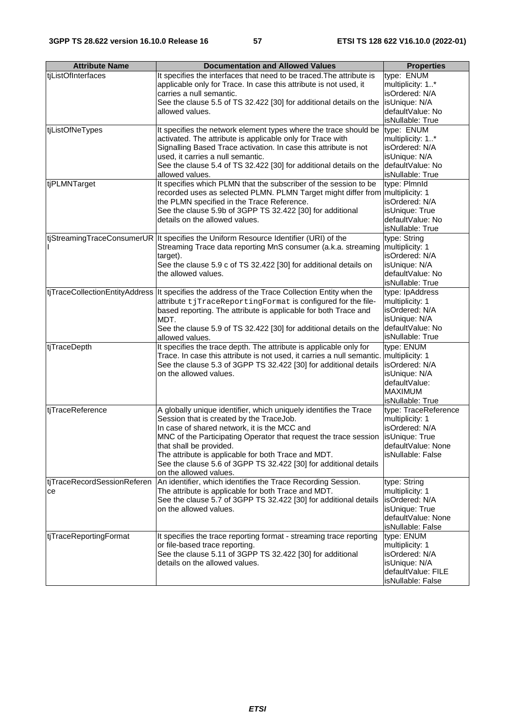| Attribute Name | Documentation and Allowed Values | Properties |
| --- | --- | --- |
| tjListOfInterfaces | It specifies the interfaces that need to be traced.The attribute is applicable only for Trace. In case this attribute is not used, it carries a null semantic.<br>See the clause 5.5 of TS 32.422 [30] for additional details on the allowed values. | type: ENUM<br>multiplicity: 1..*<br>isOrdered: N/A<br>isUnique: N/A<br>defaultValue: No<br>isNullable: True |
| tjListOfNeTypes | It specifies the network element types where the trace should be activated. The attribute is applicable only for Trace with Signalling Based Trace activation. In case this attribute is not used, it carries a null semantic.<br>See the clause 5.4 of TS 32.422 [30] for additional details on the allowed values. | type: ENUM<br>multiplicity: 1..*<br>isOrdered: N/A<br>isUnique: N/A<br>defaultValue: No<br>isNullable: True |
| tjPLMNTarget | It specifies which PLMN that the subscriber of the session to be recorded uses as selected PLMN. PLMN Target might differ from the PLMN specified in the Trace Reference.<br>See the clause 5.9b of 3GPP TS 32.422 [30] for additional details on the allowed values. | type: PlmnId<br>multiplicity: 1<br>isOrdered: N/A<br>isUnique: True<br>defaultValue: No<br>isNullable: True |
| tjStreamingTraceConsumerURI | It specifies the Uniform Resource Identifier (URI) of the Streaming Trace data reporting MnS consumer (a.k.a. streaming target).<br>See the clause 5.9 c of TS 32.422 [30] for additional details on the allowed values. | type: String<br>multiplicity: 1<br>isOrdered: N/A<br>isUnique: N/A<br>defaultValue: No<br>isNullable: True |
| tjTraceCollectionEntityAddress | It specifies the address of the Trace Collection Entity when the attribute `tjTraceReportingFormat` is configured for the file-based reporting. The attribute is applicable for both Trace and MDT.<br>See the clause 5.9 of TS 32.422 [30] for additional details on the allowed values. | type: IpAddress<br>multiplicity: 1<br>isOrdered: N/A<br>isUnique: N/A<br>defaultValue: No<br>isNullable: True |
| tjTraceDepth | It specifies the trace depth. The attribute is applicable only for Trace. In case this attribute is not used, it carries a null semantic.<br>See the clause 5.3 of 3GPP TS 32.422 [30] for additional details on the allowed values. | type: ENUM<br>multiplicity: 1<br>isOrdered: N/A<br>isUnique: N/A<br>defaultValue: MAXIMUM<br>isNullable: True |
| tjTraceReference | A globally unique identifier, which uniquely identifies the Trace Session that is created by the TraceJob.<br>In case of shared network, it is the MCC and MNC of the Participating Operator that request the trace session that shall be provided.<br>The attribute is applicable for both Trace and MDT.<br>See the clause 5.6 of 3GPP TS 32.422 [30] for additional details on the allowed values. | type: TraceReference<br>multiplicity: 1<br>isOrdered: N/A<br>isUnique: True<br>defaultValue: None<br>isNullable: False |
| tjTraceRecordSessionReference | An identifier, which identifies the Trace Recording Session.<br>The attribute is applicable for both Trace and MDT.<br>See the clause 5.7 of 3GPP TS 32.422 [30] for additional details on the allowed values. | type: String<br>multiplicity: 1<br>isOrdered: N/A<br>isUnique: True<br>defaultValue: None<br>isNullable: False |
| tjTraceReportingFormat | It specifies the trace reporting format - streaming trace reporting or file-based trace reporting.<br>See the clause 5.11 of 3GPP TS 32.422 [30] for additional details on the allowed values. | type: ENUM<br>multiplicity: 1<br>isOrdered: N/A<br>isUnique: N/A<br>defaultValue: FILE<br>isNullable: False |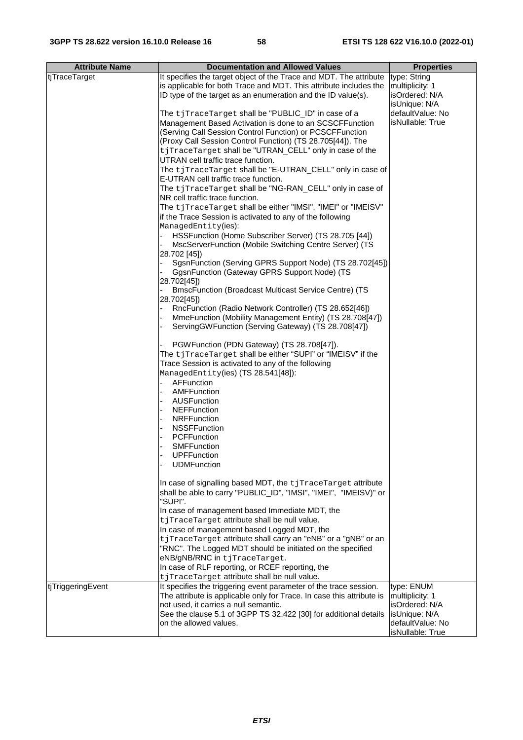| Attribute Name | Documentation and Allowed Values | Properties |
|---|---|---|
| tjTraceTarget | It specifies the target object of the Trace and MDT. The attribute is applicable for both Trace and MDT. This attribute includes the ID type of the target as an enumeration and the ID value(s).<br><br>The `tjTraceTarget` shall be "PUBLIC_ID" in case of a Management Based Activation is done to an SCSCFFunction (Serving Call Session Control Function) or PCSCFFunction (Proxy Call Session Control Function) (TS 28.705[44]). The `tjTraceTarget` shall be "UTRAN_CELL" only in case of the UTRAN cell traffic trace function.<br>The `tjTraceTarget` shall be "E-UTRAN_CELL" only in case of E-UTRAN cell traffic trace function.<br>The `tjTraceTarget` shall be "NG-RAN_CELL" only in case of NR cell traffic trace function.<br>The `tjTraceTarget` shall be either "IMSI", "IMEI" or "IMEISV" if the Trace Session is activated to any of the following `ManagedEntity`(ies):<br>- HSSFunction (Home Subscriber Server) (TS 28.705 [44])<br>- MscServerFunction (Mobile Switching Centre Server) (TS 28.702 [45])<br>- SgsnFunction (Serving GPRS Support Node) (TS 28.702[45])<br>- GgsnFunction (Gateway GPRS Support Node) (TS 28.702[45])<br>- BmscFunction (Broadcast Multicast Service Centre) (TS 28.702[45])<br>- RncFunction (Radio Network Controller) (TS 28.652[46])<br>- MmeFunction (Mobility Management Entity) (TS 28.708[47])<br>- ServingGWFunction (Serving Gateway) (TS 28.708[47])<br><br>- PGWFunction (PDN Gateway) (TS 28.708[47]).<br>The `tjTraceTarget` shall be either "SUPI" or "IMEISV" if the Trace Session is activated to any of the following `ManagedEntity`(ies) (TS 28.541[48]):<br>- AFFunction<br>- AMFFunction<br>- AUSFunction<br>- NEFFunction<br>- NRFFunction<br>- NSSFFunction<br>- PCFFunction<br>- SMFFunction<br>- UPFFunction<br>- UDMFunction<br><br>In case of signalling based MDT, the `tjTraceTarget` attribute shall be able to carry "PUBLIC_ID", "IMSI", "IMEI", "IMEISV)" or "SUPI".<br>In case of management based Immediate MDT, the `tjTraceTarget` attribute shall be null value.<br>In case of management based Logged MDT, the `tjTraceTarget` attribute shall carry an "eNB" or a "gNB" or an "RNC". The Logged MDT should be initiated on the specified eNB/gNB/RNC in `tjTraceTarget`.<br>In case of RLF reporting, or RCEF reporting, the `tjTraceTarget` attribute shall be null value. | type: String<br>multiplicity: 1<br>isOrdered: N/A<br>isUnique: N/A<br>defaultValue: No<br>isNullable: True |
| tjTriggeringEvent | It specifies the triggering event parameter of the trace session. The attribute is applicable only for Trace. In case this attribute is not used, it carries a null semantic.<br>See the clause 5.1 of 3GPP TS 32.422 [30] for additional details on the allowed values. | type: ENUM<br>multiplicity: 1<br>isOrdered: N/A<br>isUnique: N/A<br>defaultValue: No<br>isNullable: True |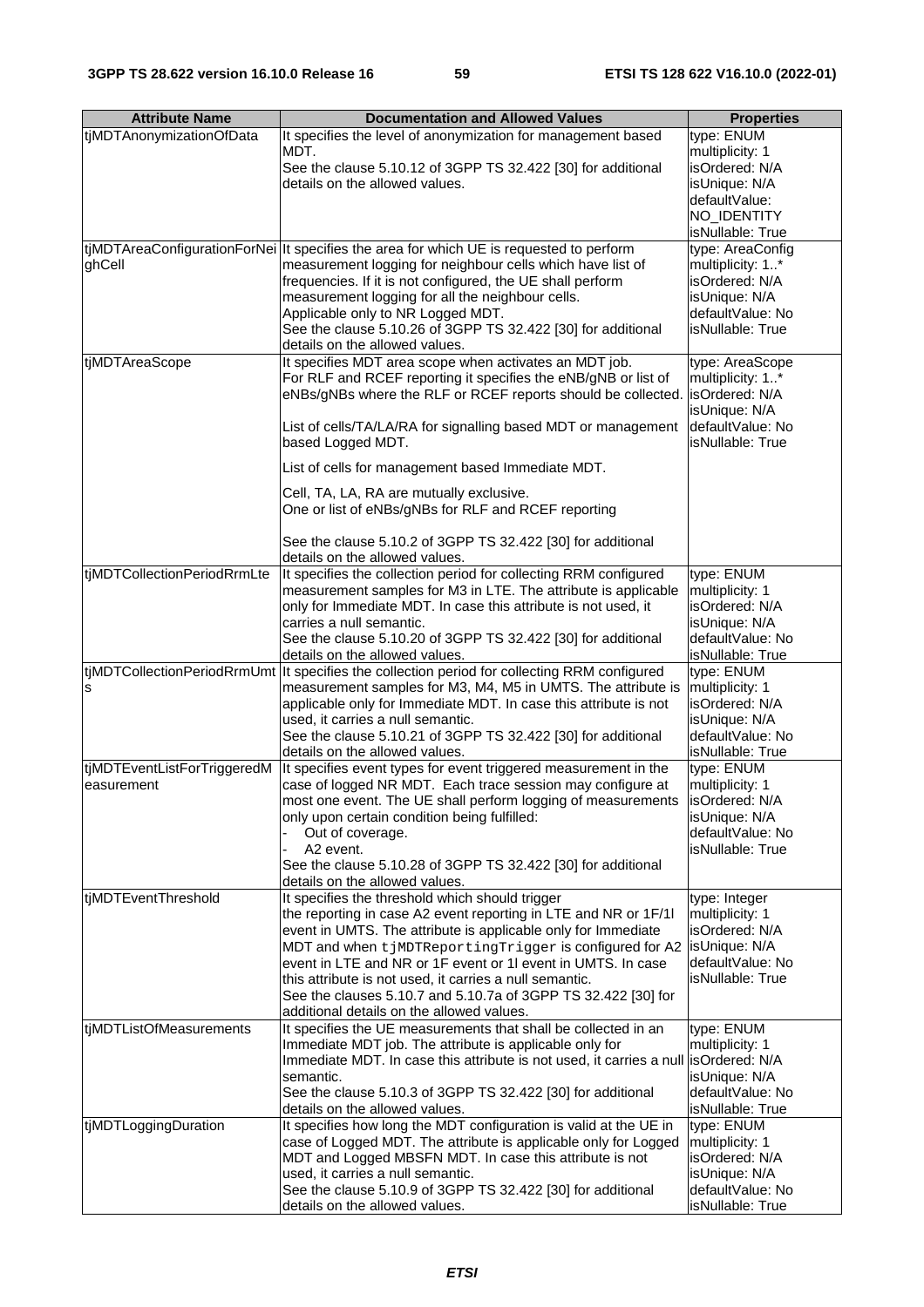| Attribute Name | Documentation and Allowed Values | Properties |
|---|---|---|
| tjMDTAnonymizationOfData | It specifies the level of anonymization for management based MDT.<br>See the clause 5.10.12 of 3GPP TS 32.422 [30] for additional details on the allowed values. | type: ENUM<br>multiplicity: 1<br>isOrdered: N/A<br>isUnique: N/A<br>defaultValue: NO_IDENTITY<br>isNullable: True |
| tjMDTAreaConfigurationForNeighCell | It specifies the area for which UE is requested to perform measurement logging for neighbour cells which have list of frequencies. If it is not configured, the UE shall perform measurement logging for all the neighbour cells.<br>Applicable only to NR Logged MDT.<br>See the clause 5.10.26 of 3GPP TS 32.422 [30] for additional details on the allowed values. | type: AreaConfig<br>multiplicity: 1..*<br>isOrdered: N/A<br>isUnique: N/A<br>defaultValue: No<br>isNullable: True |
| tjMDTAreaScope | It specifies MDT area scope when activates an MDT job.<br>For RLF and RCEF reporting it specifies the eNB/gNB or list of eNBs/gNBs where the RLF or RCEF reports should be collected.<br><br>List of cells/TA/LA/RA for signalling based MDT or management based Logged MDT.<br><br>List of cells for management based Immediate MDT.<br><br>Cell, TA, LA, RA are mutually exclusive.<br>One or list of eNBs/gNBs for RLF and RCEF reporting<br><br>See the clause 5.10.2 of 3GPP TS 32.422 [30] for additional details on the allowed values. | type: AreaScope<br>multiplicity: 1..*<br>isOrdered: N/A<br>isUnique: N/A<br>defaultValue: No<br>isNullable: True |
| tjMDTCollectionPeriodRrmLte | It specifies the collection period for collecting RRM configured measurement samples for M3 in LTE. The attribute is applicable only for Immediate MDT. In case this attribute is not used, it carries a null semantic.<br>See the clause 5.10.20 of 3GPP TS 32.422 [30] for additional details on the allowed values. | type: ENUM<br>multiplicity: 1<br>isOrdered: N/A<br>isUnique: N/A<br>defaultValue: No<br>isNullable: True |
| tjMDTCollectionPeriodRrmUmts | It specifies the collection period for collecting RRM configured measurement samples for M3, M4, M5 in UMTS. The attribute is applicable only for Immediate MDT. In case this attribute is not used, it carries a null semantic.<br>See the clause 5.10.21 of 3GPP TS 32.422 [30] for additional details on the allowed values. | type: ENUM<br>multiplicity: 1<br>isOrdered: N/A<br>isUnique: N/A<br>defaultValue: No<br>isNullable: True |
| tjMDTEventListForTriggeredMeasurement | It specifies event types for event triggered measurement in the case of logged NR MDT. Each trace session may configure at most one event. The UE shall perform logging of measurements only upon certain condition being fulfilled:<br>- Out of coverage.<br>- A2 event.<br>See the clause 5.10.28 of 3GPP TS 32.422 [30] for additional details on the allowed values. | type: ENUM<br>multiplicity: 1<br>isOrdered: N/A<br>isUnique: N/A<br>defaultValue: No<br>isNullable: True |
| tjMDTEventThreshold | It specifies the threshold which should trigger the reporting in case A2 event reporting in LTE and NR or 1F/1l event in UMTS. The attribute is applicable only for Immediate MDT and when `tjMDTReportingTrigger` is configured for A2 event in LTE and NR or 1F event or 1l event in UMTS. In case this attribute is not used, it carries a null semantic.<br>See the clauses 5.10.7 and 5.10.7a of 3GPP TS 32.422 [30] for additional details on the allowed values. | type: Integer<br>multiplicity: 1<br>isOrdered: N/A<br>isUnique: N/A<br>defaultValue: No<br>isNullable: True |
| tjMDTListOfMeasurements | It specifies the UE measurements that shall be collected in an Immediate MDT job. The attribute is applicable only for Immediate MDT. In case this attribute is not used, it carries a null semantic.<br>See the clause 5.10.3 of 3GPP TS 32.422 [30] for additional details on the allowed values. | type: ENUM<br>multiplicity: 1<br>isOrdered: N/A<br>isUnique: N/A<br>defaultValue: No<br>isNullable: True |
| tjMDTLoggingDuration | It specifies how long the MDT configuration is valid at the UE in case of Logged MDT. The attribute is applicable only for Logged MDT and Logged MBSFN MDT. In case this attribute is not used, it carries a null semantic.<br>See the clause 5.10.9 of 3GPP TS 32.422 [30] for additional details on the allowed values. | type: ENUM<br>multiplicity: 1<br>isOrdered: N/A<br>isUnique: N/A<br>defaultValue: No<br>isNullable: True |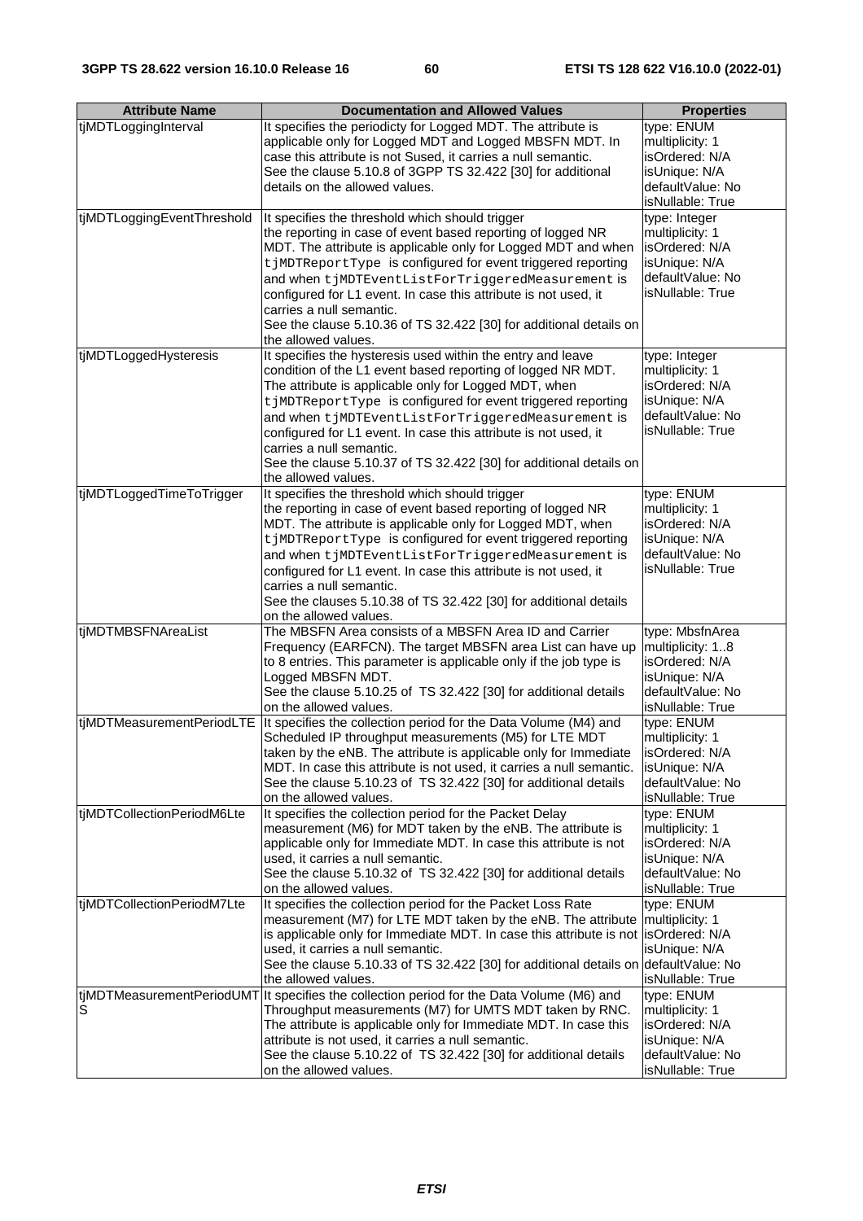| Attribute Name | Documentation and Allowed Values | Properties |
|---|---|---|
| tjMDTLoggingInterval | It specifies the periodicty for Logged MDT. The attribute is applicable only for Logged MDT and Logged MBSFN MDT. In case this attribute is not Sused, it carries a null semantic. See the clause 5.10.8 of 3GPP TS 32.422 [30] for additional details on the allowed values. | type: ENUM multiplicity: 1 isOrdered: N/A isUnique: N/A defaultValue: No isNullable: True |
| tjMDTLoggingEventThreshold | It specifies the threshold which should trigger the reporting in case of event based reporting of logged NR MDT. The attribute is applicable only for Logged MDT and when `tjMDTReportType` is configured for event triggered reporting and when `tjMDTEventListForTriggeredMeasurement` is configured for L1 event. In case this attribute is not used, it carries a null semantic. See the clause 5.10.36 of TS 32.422 [30] for additional details on the allowed values. | type: Integer multiplicity: 1 isOrdered: N/A isUnique: N/A defaultValue: No isNullable: True |
| tjMDTLoggedHysteresis | It specifies the hysteresis used within the entry and leave condition of the L1 event based reporting of logged NR MDT. The attribute is applicable only for Logged MDT, when `tjMDTReportType` is configured for event triggered reporting and when `tjMDTEventListForTriggeredMeasurement` is configured for L1 event. In case this attribute is not used, it carries a null semantic. See the clause 5.10.37 of TS 32.422 [30] for additional details on the allowed values. | type: Integer multiplicity: 1 isOrdered: N/A isUnique: N/A defaultValue: No isNullable: True |
| tjMDTLoggedTimeToTrigger | It specifies the threshold which should trigger the reporting in case of event based reporting of logged NR MDT. The attribute is applicable only for Logged MDT, when `tjMDTReportType` is configured for event triggered reporting and when `tjMDTEventListForTriggeredMeasurement` is configured for L1 event. In case this attribute is not used, it carries a null semantic. See the clauses 5.10.38 of TS 32.422 [30] for additional details on the allowed values. | type: ENUM multiplicity: 1 isOrdered: N/A isUnique: N/A defaultValue: No isNullable: True |
| tjMDTMBSFNAreaList | The MBSFN Area consists of a MBSFN Area ID and Carrier Frequency (EARFCN). The target MBSFN area List can have up to 8 entries. This parameter is applicable only if the job type is Logged MBSFN MDT. See the clause 5.10.25 of TS 32.422 [30] for additional details on the allowed values. | type: MbsfnArea multiplicity: 1..8 isOrdered: N/A isUnique: N/A defaultValue: No isNullable: True |
| tjMDTMeasurementPeriodLTE | It specifies the collection period for the Data Volume (M4) and Scheduled IP throughput measurements (M5) for LTE MDT taken by the eNB. The attribute is applicable only for Immediate MDT. In case this attribute is not used, it carries a null semantic. See the clause 5.10.23 of TS 32.422 [30] for additional details on the allowed values. | type: ENUM multiplicity: 1 isOrdered: N/A isUnique: N/A defaultValue: No isNullable: True |
| tjMDTCollectionPeriodM6Lte | It specifies the collection period for the Packet Delay measurement (M6) for MDT taken by the eNB. The attribute is applicable only for Immediate MDT. In case this attribute is not used, it carries a null semantic. See the clause 5.10.32 of TS 32.422 [30] for additional details on the allowed values. | type: ENUM multiplicity: 1 isOrdered: N/A isUnique: N/A defaultValue: No isNullable: True |
| tjMDTCollectionPeriodM7Lte | It specifies the collection period for the Packet Loss Rate measurement (M7) for LTE MDT taken by the eNB. The attribute is applicable only for Immediate MDT. In case this attribute is not used, it carries a null semantic. See the clause 5.10.33 of TS 32.422 [30] for additional details on the allowed values. | type: ENUM multiplicity: 1 isOrdered: N/A isUnique: N/A defaultValue: No isNullable: True |
| tjMDTMeasurementPeriodUMTS | It specifies the collection period for the Data Volume (M6) and Throughput measurements (M7) for UMTS MDT taken by RNC. The attribute is applicable only for Immediate MDT. In case this attribute is not used, it carries a null semantic. See the clause 5.10.22 of TS 32.422 [30] for additional details on the allowed values. | type: ENUM multiplicity: 1 isOrdered: N/A isUnique: N/A defaultValue: No isNullable: True |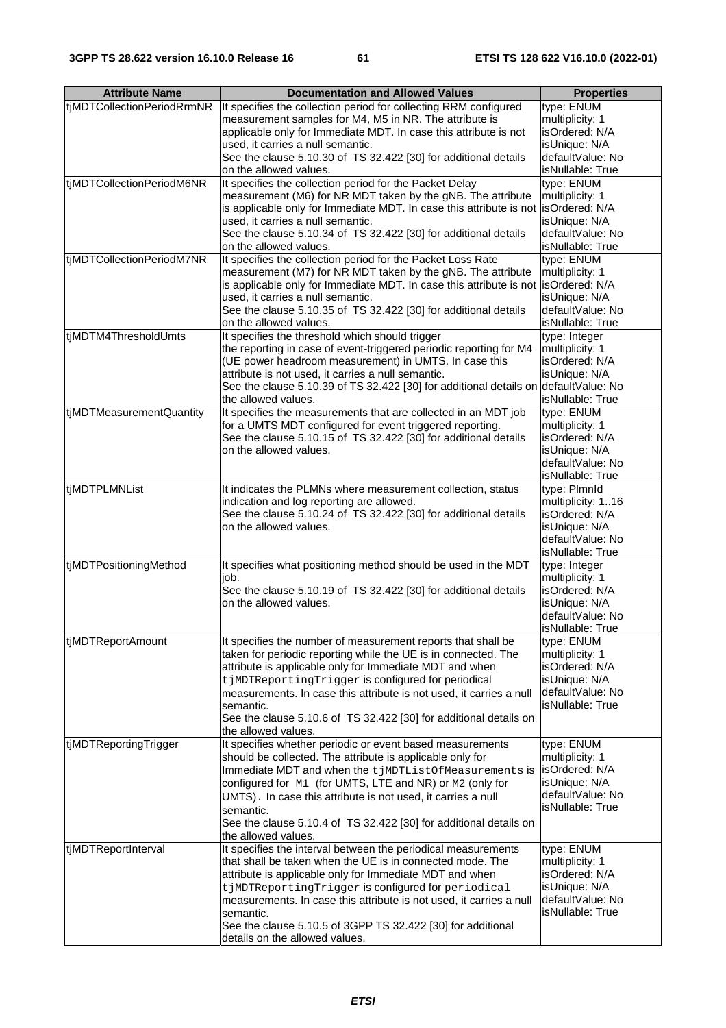| Attribute Name | Documentation and Allowed Values | Properties |
|---|---|---|
| tjMDTCollectionPeriodRrmNR | It specifies the collection period for collecting RRM configured measurement samples for M4, M5 in NR. The attribute is applicable only for Immediate MDT. In case this attribute is not used, it carries a null semantic.<br>See the clause 5.10.30 of TS 32.422 [30] for additional details on the allowed values. | type: ENUM<br>multiplicity: 1<br>isOrdered: N/A<br>isUnique: N/A<br>defaultValue: No<br>isNullable: True |
| tjMDTCollectionPeriodM6NR | It specifies the collection period for the Packet Delay measurement (M6) for NR MDT taken by the gNB. The attribute is applicable only for Immediate MDT. In case this attribute is not used, it carries a null semantic.<br>See the clause 5.10.34 of TS 32.422 [30] for additional details on the allowed values. | type: ENUM<br>multiplicity: 1<br>isOrdered: N/A<br>isUnique: N/A<br>defaultValue: No<br>isNullable: True |
| tjMDTCollectionPeriodM7NR | It specifies the collection period for the Packet Loss Rate measurement (M7) for NR MDT taken by the gNB. The attribute is applicable only for Immediate MDT. In case this attribute is not used, it carries a null semantic.<br>See the clause 5.10.35 of TS 32.422 [30] for additional details on the allowed values. | type: ENUM<br>multiplicity: 1<br>isOrdered: N/A<br>isUnique: N/A<br>defaultValue: No<br>isNullable: True |
| tjMDTM4ThresholdUmts | It specifies the threshold which should trigger the reporting in case of event-triggered periodic reporting for M4 (UE power headroom measurement) in UMTS. In case this attribute is not used, it carries a null semantic.<br>See the clause 5.10.39 of TS 32.422 [30] for additional details on the allowed values. | type: Integer<br>multiplicity: 1<br>isOrdered: N/A<br>isUnique: N/A<br>defaultValue: No<br>isNullable: True |
| tjMDTMeasurementQuantity | It specifies the measurements that are collected in an MDT job for a UMTS MDT configured for event triggered reporting.<br>See the clause 5.10.15 of TS 32.422 [30] for additional details on the allowed values. | type: ENUM<br>multiplicity: 1<br>isOrdered: N/A<br>isUnique: N/A<br>defaultValue: No<br>isNullable: True |
| tjMDTPLMNList | It indicates the PLMNs where measurement collection, status indication and log reporting are allowed.<br>See the clause 5.10.24 of TS 32.422 [30] for additional details on the allowed values. | type: PlmnId<br>multiplicity: 1..16<br>isOrdered: N/A<br>isUnique: N/A<br>defaultValue: No<br>isNullable: True |
| tjMDTPositioningMethod | It specifies what positioning method should be used in the MDT job.<br>See the clause 5.10.19 of TS 32.422 [30] for additional details on the allowed values. | type: Integer<br>multiplicity: 1<br>isOrdered: N/A<br>isUnique: N/A<br>defaultValue: No<br>isNullable: True |
| tjMDTReportAmount | It specifies the number of measurement reports that shall be taken for periodic reporting while the UE is in connected. The attribute is applicable only for Immediate MDT and when `tjMDTReportingTrigger` is configured for periodical measurements. In case this attribute is not used, it carries a null semantic.<br>See the clause 5.10.6 of TS 32.422 [30] for additional details on the allowed values. | type: ENUM<br>multiplicity: 1<br>isOrdered: N/A<br>isUnique: N/A<br>defaultValue: No<br>isNullable: True |
| tjMDTReportingTrigger | It specifies whether periodic or event based measurements should be collected. The attribute is applicable only for Immediate MDT and when the `tjMDTListOfMeasurements` is configured for `M1` (for UMTS, LTE and NR) or `M2` (only for UMTS). In case this attribute is not used, it carries a null semantic.<br>See the clause 5.10.4 of TS 32.422 [30] for additional details on the allowed values. | type: ENUM<br>multiplicity: 1<br>isOrdered: N/A<br>isUnique: N/A<br>defaultValue: No<br>isNullable: True |
| tjMDTReportInterval | It specifies the interval between the periodical measurements that shall be taken when the UE is in connected mode. The attribute is applicable only for Immediate MDT and when `tjMDTReportingTrigger` is configured for `periodical` measurements. In case this attribute is not used, it carries a null semantic.<br>See the clause 5.10.5 of 3GPP TS 32.422 [30] for additional details on the allowed values. | type: ENUM<br>multiplicity: 1<br>isOrdered: N/A<br>isUnique: N/A<br>defaultValue: No<br>isNullable: True |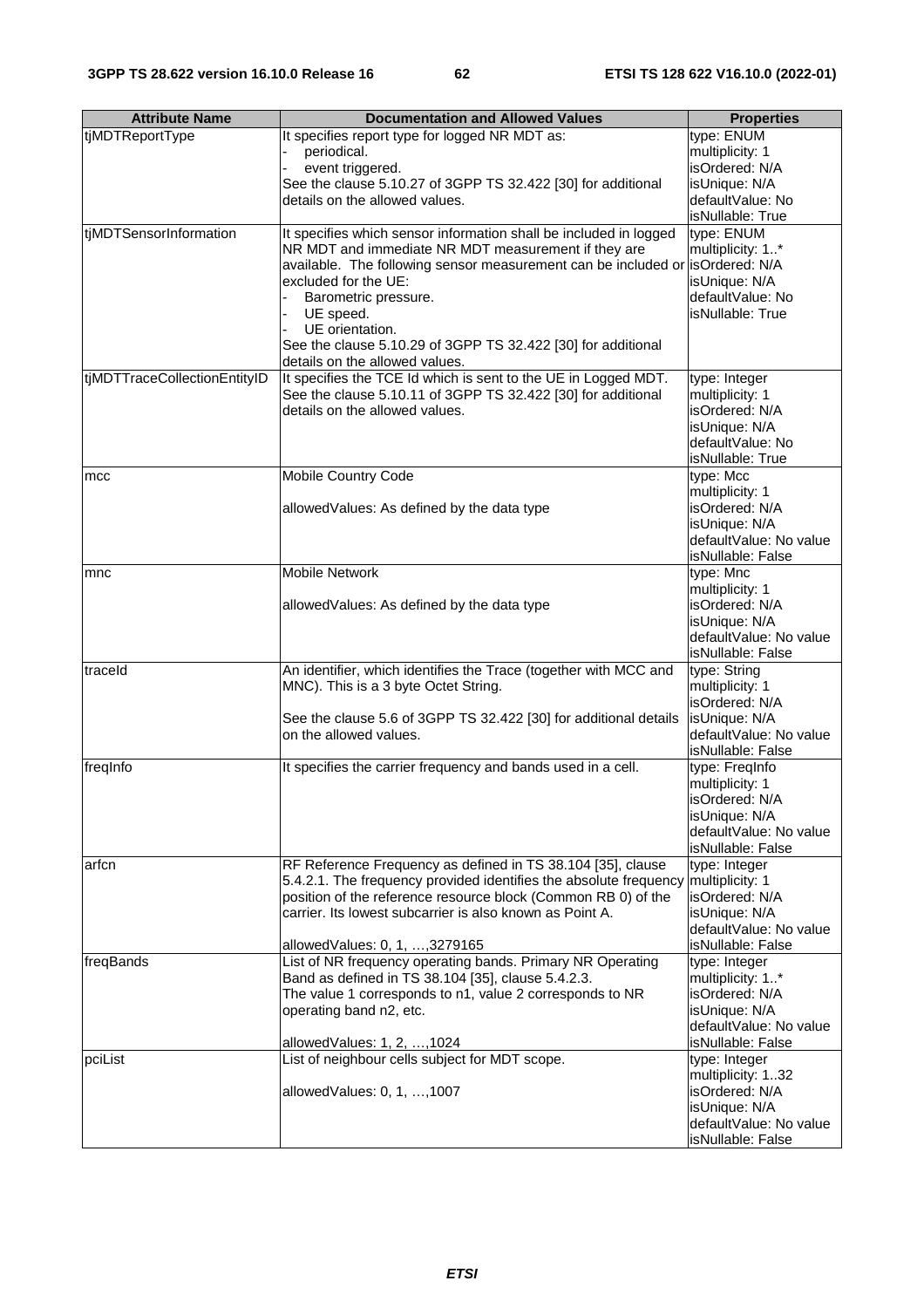| Attribute Name | Documentation and Allowed Values | Properties |
| --- | --- | --- |
| tjMDTReportType | It specifies report type for logged NR MDT as:<br>- periodical.<br>- event triggered.<br>See the clause 5.10.27 of 3GPP TS 32.422 [30] for additional details on the allowed values. | type: ENUM<br>multiplicity: 1<br>isOrdered: N/A<br>isUnique: N/A<br>defaultValue: No<br>isNullable: True |
| tjMDTSensorInformation | It specifies which sensor information shall be included in logged NR MDT and immediate NR MDT measurement if they are available. The following sensor measurement can be included or excluded for the UE:<br>- Barometric pressure.<br>- UE speed.<br>- UE orientation.<br>See the clause 5.10.29 of 3GPP TS 32.422 [30] for additional details on the allowed values. | type: ENUM<br>multiplicity: 1..*<br>isOrdered: N/A<br>isUnique: N/A<br>defaultValue: No<br>isNullable: True |
| tjMDTTraceCollectionEntityID | It specifies the TCE Id which is sent to the UE in Logged MDT. See the clause 5.10.11 of 3GPP TS 32.422 [30] for additional details on the allowed values. | type: Integer<br>multiplicity: 1<br>isOrdered: N/A<br>isUnique: N/A<br>defaultValue: No<br>isNullable: True |
| mcc | Mobile Country Code<br><br>allowedValues: As defined by the data type | type: Mcc<br>multiplicity: 1<br>isOrdered: N/A<br>isUnique: N/A<br>defaultValue: No value<br>isNullable: False |
| mnc | Mobile Network<br><br>allowedValues: As defined by the data type | type: Mnc<br>multiplicity: 1<br>isOrdered: N/A<br>isUnique: N/A<br>defaultValue: No value<br>isNullable: False |
| traceId | An identifier, which identifies the Trace (together with MCC and MNC). This is a 3 byte Octet String.<br><br>See the clause 5.6 of 3GPP TS 32.422 [30] for additional details on the allowed values. | type: String<br>multiplicity: 1<br>isOrdered: N/A<br>isUnique: N/A<br>defaultValue: No value<br>isNullable: False |
| freqInfo | It specifies the carrier frequency and bands used in a cell. | type: FreqInfo<br>multiplicity: 1<br>isOrdered: N/A<br>isUnique: N/A<br>defaultValue: No value<br>isNullable: False |
| arfcn | RF Reference Frequency as defined in TS 38.104 [35], clause 5.4.2.1. The frequency provided identifies the absolute frequency position of the reference resource block (Common RB 0) of the carrier. Its lowest subcarrier is also known as Point A.<br><br>allowedValues: 0, 1, …,3279165 | type: Integer<br>multiplicity: 1<br>isOrdered: N/A<br>isUnique: N/A<br>defaultValue: No value<br>isNullable: False |
| freqBands | List of NR frequency operating bands. Primary NR Operating Band as defined in TS 38.104 [35], clause 5.4.2.3.<br>The value 1 corresponds to n1, value 2 corresponds to NR operating band n2, etc.<br><br>allowedValues: 1, 2, …,1024 | type: Integer<br>multiplicity: 1..*<br>isOrdered: N/A<br>isUnique: N/A<br>defaultValue: No value<br>isNullable: False |
| pciList | List of neighbour cells subject for MDT scope.<br><br>allowedValues: 0, 1, …,1007 | type: Integer<br>multiplicity: 1..32<br>isOrdered: N/A<br>isUnique: N/A<br>defaultValue: No value<br>isNullable: False |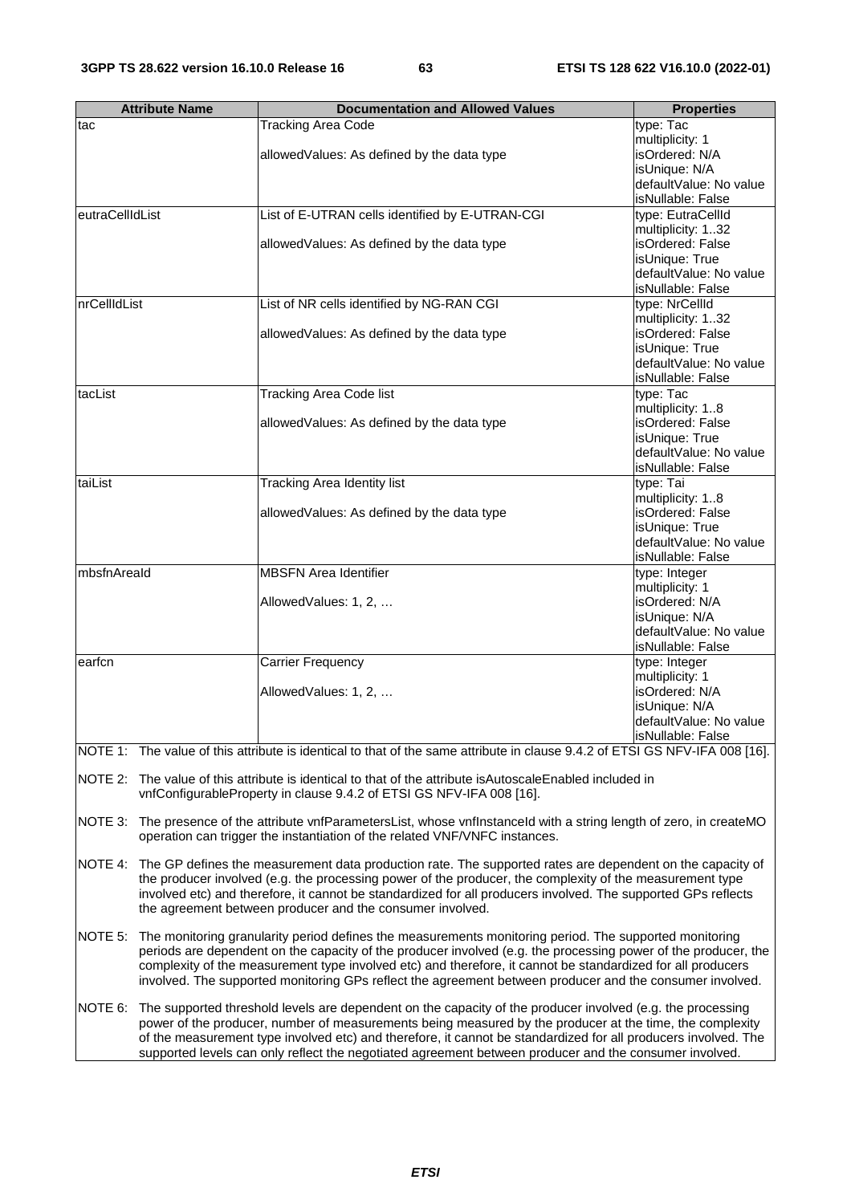| Attribute Name | Documentation and Allowed Values | Properties |
| --- | --- | --- |
| tac | Tracking Area Code<br><br>allowedValues: As defined by the data type | type: Tac<br>multiplicity: 1<br>isOrdered: N/A<br>isUnique: N/A<br>defaultValue: No value<br>isNullable: False |
| eutraCellIdList | List of E-UTRAN cells identified by E-UTRAN-CGI<br><br>allowedValues: As defined by the data type | type: EutraCellId<br>multiplicity: 1..32<br>isOrdered: False<br>isUnique: True<br>defaultValue: No value<br>isNullable: False |
| nrCellIdList | List of NR cells identified by NG-RAN CGI<br><br>allowedValues: As defined by the data type | type: NrCellId<br>multiplicity: 1..32<br>isOrdered: False<br>isUnique: True<br>defaultValue: No value<br>isNullable: False |
| tacList | Tracking Area Code list<br><br>allowedValues: As defined by the data type | type: Tac<br>multiplicity: 1..8<br>isOrdered: False<br>isUnique: True<br>defaultValue: No value<br>isNullable: False |
| taiList | Tracking Area Identity list<br><br>allowedValues: As defined by the data type | type: Tai<br>multiplicity: 1..8<br>isOrdered: False<br>isUnique: True<br>defaultValue: No value<br>isNullable: False |
| mbsfnAreaId | MBSFN Area Identifier<br><br>AllowedValues: 1, 2, … | type: Integer<br>multiplicity: 1<br>isOrdered: N/A<br>isUnique: N/A<br>defaultValue: No value<br>isNullable: False |
| earfcn | Carrier Frequency<br><br>AllowedValues: 1, 2, … | type: Integer<br>multiplicity: 1<br>isOrdered: N/A<br>isUnique: N/A<br>defaultValue: No value<br>isNullable: False |

NOTE 1: The value of this attribute is identical to that of the same attribute in clause 9.4.2 of ETSI GS NFV-IFA 008 [16].

NOTE 2: The value of this attribute is identical to that of the attribute isAutoscaleEnabled included in vnfConfigurableProperty in clause 9.4.2 of ETSI GS NFV-IFA 008 [16].

NOTE 3: The presence of the attribute vnfParametersList, whose vnfInstanceId with a string length of zero, in createMO operation can trigger the instantiation of the related VNF/VNFC instances.

NOTE 4: The GP defines the measurement data production rate. The supported rates are dependent on the capacity of the producer involved (e.g. the processing power of the producer, the complexity of the measurement type involved etc) and therefore, it cannot be standardized for all producers involved. The supported GPs reflects the agreement between producer and the consumer involved.

NOTE 5: The monitoring granularity period defines the measurements monitoring period. The supported monitoring periods are dependent on the capacity of the producer involved (e.g. the processing power of the producer, the complexity of the measurement type involved etc) and therefore, it cannot be standardized for all producers involved. The supported monitoring GPs reflect the agreement between producer and the consumer involved.

NOTE 6: The supported threshold levels are dependent on the capacity of the producer involved (e.g. the processing power of the producer, number of measurements being measured by the producer at the time, the complexity of the measurement type involved etc) and therefore, it cannot be standardized for all producers involved. The supported levels can only reflect the negotiated agreement between producer and the consumer involved.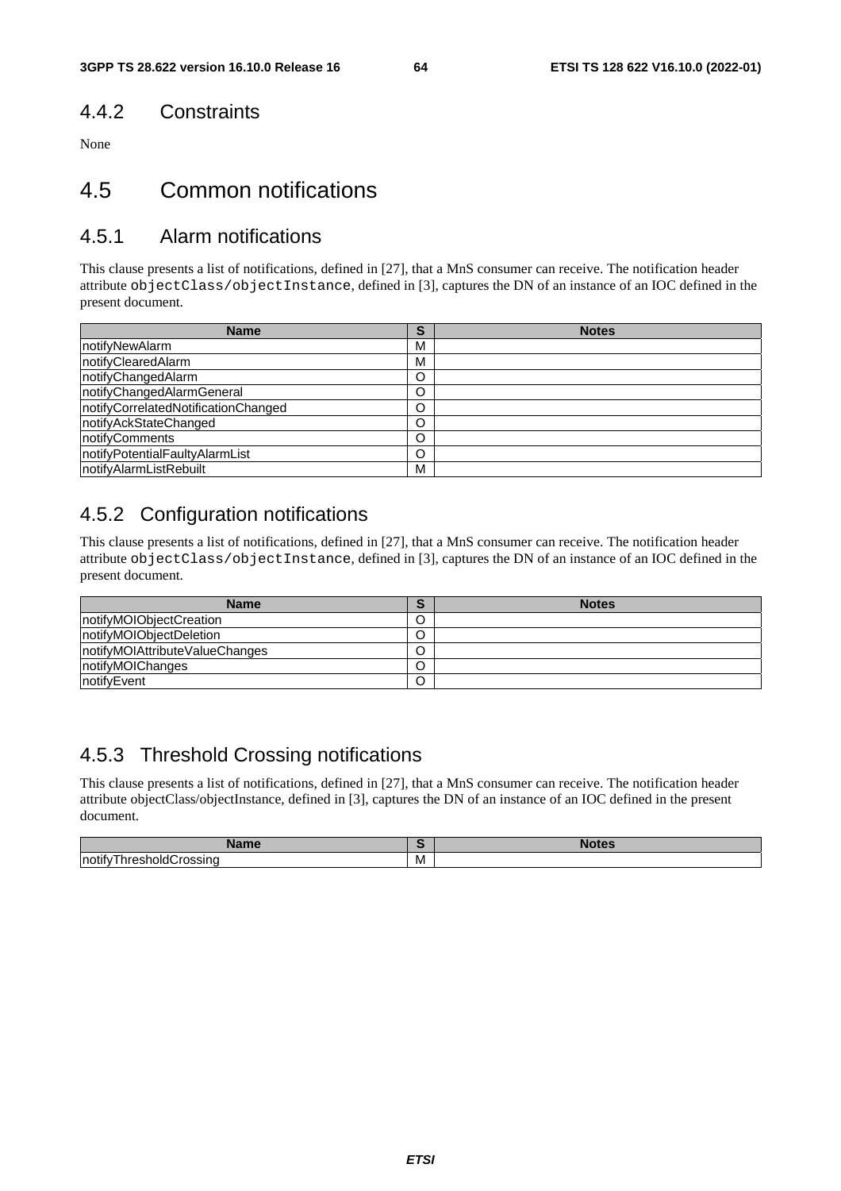## 4.4.2 Constraints

None

# 4.5 Common notifications

## 4.5.1 Alarm notifications

This clause presents a list of notifications, defined in [27], that a MnS consumer can receive. The notification header attribute `objectClass/objectInstance`, defined in [3], captures the DN of an instance of an IOC defined in the present document.

| Name | S | Notes |
|---|---|---|
| notifyNewAlarm | M | |
| notifyClearedAlarm | M | |
| notifyChangedAlarm | O | |
| notifyChangedAlarmGeneral | O | |
| notifyCorrelatedNotificationChanged | O | |
| notifyAckStateChanged | O | |
| notifyComments | O | |
| notifyPotentialFaultyAlarmList | O | |
| notifyAlarmListRebuilt | M | |

## 4.5.2 Configuration notifications

This clause presents a list of notifications, defined in [27], that a MnS consumer can receive. The notification header attribute `objectClass/objectInstance`, defined in [3], captures the DN of an instance of an IOC defined in the present document.

| Name | S | Notes |
|---|---|---|
| notifyMOIObjectCreation | O | |
| notifyMOIObjectDeletion | O | |
| notifyMOIAttributeValueChanges | O | |
| notifyMOIChanges | O | |
| notifyEvent | O | |

## 4.5.3 Threshold Crossing notifications

This clause presents a list of notifications, defined in [27], that a MnS consumer can receive. The notification header attribute objectClass/objectInstance, defined in [3], captures the DN of an instance of an IOC defined in the present document.

| Name | S | Notes |
|---|---|---|
| notifyThresholdCrossing | M | |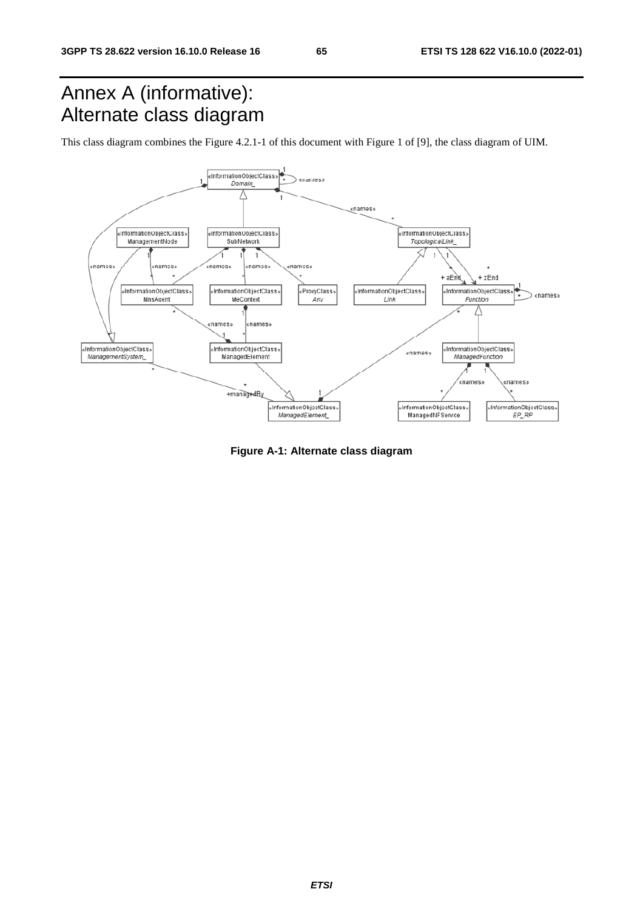# Annex A (informative): Alternate class diagram

This class diagram combines the Figure 4.2.1-1 of this document with Figure 1 of [9], the class diagram of UIM.

**Figure A-1: Alternate class diagram**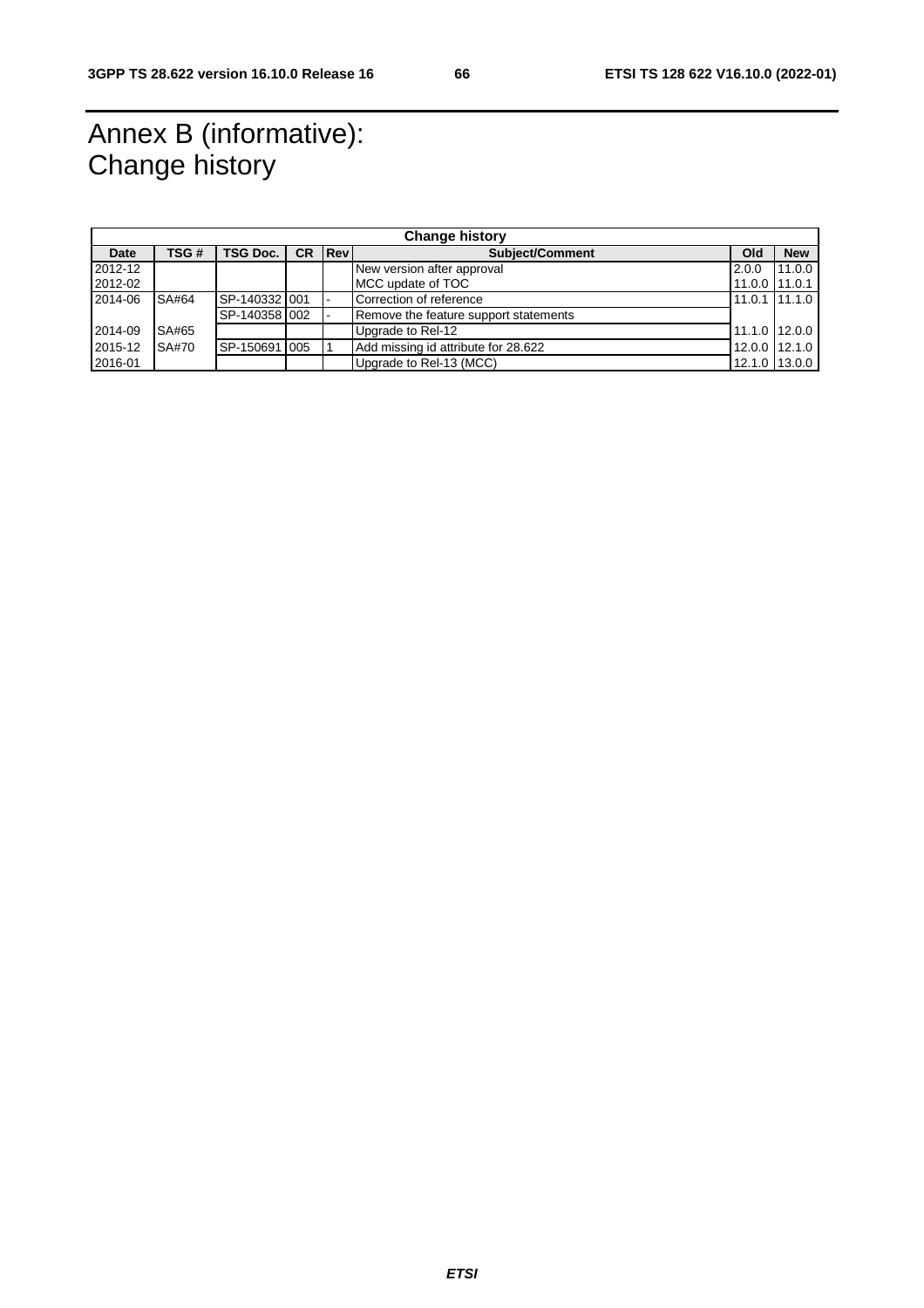# Annex B (informative): Change history

| Change history | | | | | | | |
|---|---|---|---|---|---|---|---|
| **Date** | **TSG #** | **TSG Doc.** | **CR** | **Rev** | **Subject/Comment** | **Old** | **New** |
| 2012-12 | | | | | New version after approval | 2.0.0 | 11.0.0 |
| 2012-02 | | | | | MCC update of TOC | 11.0.0 | 11.0.1 |
| 2014-06 | SA#64 | SP-140332 | 001 | - | Correction of reference | 11.0.1 | 11.1.0 |
| | | SP-140358 | 002 | - | Remove the feature support statements | | |
| 2014-09 | SA#65 | | | | Upgrade to Rel-12 | 11.1.0 | 12.0.0 |
| 2015-12 | SA#70 | SP-150691 | 005 | 1 | Add missing id attribute for 28.622 | 12.0.0 | 12.1.0 |
| 2016-01 | | | | | Upgrade to Rel-13 (MCC) | 12.1.0 | 13.0.0 |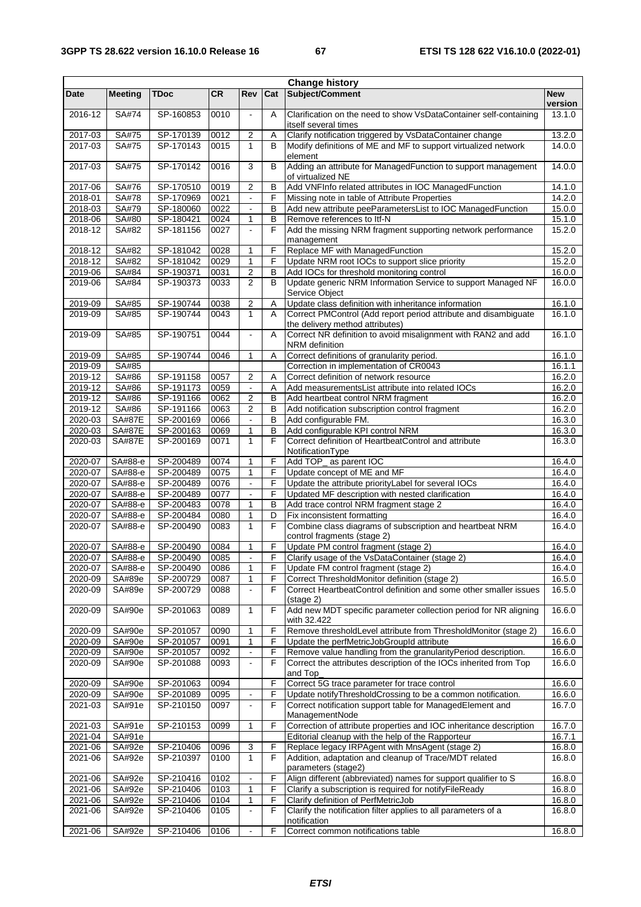| Change history | | | | | | | |
|---|---|---|---|---|---|---|---|
| **Date** | **Meeting** | **TDoc** | **CR** | **Rev** | **Cat** | **Subject/Comment** | **New version** |
| 2016-12 | SA#74 | SP-160853 | 0010 | - | A | Clarification on the need to show VsDataContainer self-containing itself several times | 13.1.0 |
| 2017-03 | SA#75 | SP-170139 | 0012 | 2 | A | Clarify notification triggered by VsDataContainer change | 13.2.0 |
| 2017-03 | SA#75 | SP-170143 | 0015 | 1 | B | Modify definitions of ME and MF to support virtualized network element | 14.0.0 |
| 2017-03 | SA#75 | SP-170142 | 0016 | 3 | B | Adding an attribute for ManagedFunction to support management of virtualized NE | 14.0.0 |
| 2017-06 | SA#76 | SP-170510 | 0019 | 2 | B | Add VNFInfo related attributes in IOC ManagedFunction | 14.1.0 |
| 2018-01 | SA#78 | SP-170969 | 0021 | - | F | Missing note in table of Attribute Properties | 14.2.0 |
| 2018-03 | SA#79 | SP-180060 | 0022 | - | B | Add new attribute peeParametersList to IOC ManagedFunction | 15.0.0 |
| 2018-06 | SA#80 | SP-180421 | 0024 | 1 | B | Remove references to Itf-N | 15.1.0 |
| 2018-12 | SA#82 | SP-181156 | 0027 | - | F | Add the missing NRM fragment supporting network performance management | 15.2.0 |
| 2018-12 | SA#82 | SP-181042 | 0028 | 1 | F | Replace MF with ManagedFunction | 15.2.0 |
| 2018-12 | SA#82 | SP-181042 | 0029 | 1 | F | Update NRM root IOCs to support slice priority | 15.2.0 |
| 2019-06 | SA#84 | SP-190371 | 0031 | 2 | B | Add IOCs for threshold monitoring control | 16.0.0 |
| 2019-06 | SA#84 | SP-190373 | 0033 | 2 | B | Update generic NRM Information Service to support Managed NF Service Object | 16.0.0 |
| 2019-09 | SA#85 | SP-190744 | 0038 | 2 | A | Update class definition with inheritance information | 16.1.0 |
| 2019-09 | SA#85 | SP-190744 | 0043 | 1 | A | Correct PMControl (Add report period attribute and disambiguate the delivery method attributes) | 16.1.0 |
| 2019-09 | SA#85 | SP-190751 | 0044 | - | A | Correct NR definition to avoid misalignment with RAN2 and add NRM definition | 16.1.0 |
| 2019-09 | SA#85 | SP-190744 | 0046 | 1 | A | Correct definitions of granularity period. | 16.1.0 |
| 2019-09 | SA#85 | | | | | Correction in implementation of CR0043 | 16.1.1 |
| 2019-12 | SA#86 | SP-191158 | 0057 | 2 | A | Correct definition of network resource | 16.2.0 |
| 2019-12 | SA#86 | SP-191173 | 0059 | - | A | Add measurementsList attribute into related IOCs | 16.2.0 |
| 2019-12 | SA#86 | SP-191166 | 0062 | 2 | B | Add heartbeat control NRM fragment | 16.2.0 |
| 2019-12 | SA#86 | SP-191166 | 0063 | 2 | B | Add notification subscription control fragment | 16.2.0 |
| 2020-03 | SA#87E | SP-200169 | 0066 | - | B | Add configurable FM. | 16.3.0 |
| 2020-03 | SA#87E | SP-200163 | 0069 | 1 | B | Add configurable KPI control NRM | 16.3.0 |
| 2020-03 | SA#87E | SP-200169 | 0071 | 1 | F | Correct definition of HeartbeatControl and attribute NotificationType | 16.3.0 |
| 2020-07 | SA#88-e | SP-200489 | 0074 | 1 | F | Add TOP_ as parent IOC | 16.4.0 |
| 2020-07 | SA#88-e | SP-200489 | 0075 | 1 | F | Update concept of ME and MF | 16.4.0 |
| 2020-07 | SA#88-e | SP-200489 | 0076 | - | F | Update the attribute priorityLabel for several IOCs | 16.4.0 |
| 2020-07 | SA#88-e | SP-200489 | 0077 | - | F | Updated MF description with nested clarification | 16.4.0 |
| 2020-07 | SA#88-e | SP-200483 | 0078 | 1 | B | Add trace control NRM fragment stage 2 | 16.4.0 |
| 2020-07 | SA#88-e | SP-200484 | 0080 | 1 | D | Fix inconsistent formatting | 16.4.0 |
| 2020-07 | SA#88-e | SP-200490 | 0083 | 1 | F | Combine class diagrams of subscription and heartbeat NRM control fragments (stage 2) | 16.4.0 |
| 2020-07 | SA#88-e | SP-200490 | 0084 | 1 | F | Update PM control fragment (stage 2) | 16.4.0 |
| 2020-07 | SA#88-e | SP-200490 | 0085 | - | F | Clarify usage of the VsDataContainer (stage 2) | 16.4.0 |
| 2020-07 | SA#88-e | SP-200490 | 0086 | 1 | F | Update FM control fragment (stage 2) | 16.4.0 |
| 2020-09 | SA#89e | SP-200729 | 0087 | 1 | F | Correct ThresholdMonitor definition (stage 2) | 16.5.0 |
| 2020-09 | SA#89e | SP-200729 | 0088 | - | F | Correct HeartbeatControl definition and some other smaller issues (stage 2) | 16.5.0 |
| 2020-09 | SA#90e | SP-201063 | 0089 | 1 | F | Add new MDT specific parameter collection period for NR aligning with 32.422 | 16.6.0 |
| 2020-09 | SA#90e | SP-201057 | 0090 | 1 | F | Remove thresholdLevel attribute from ThresholdMonitor (stage 2) | 16.6.0 |
| 2020-09 | SA#90e | SP-201057 | 0091 | 1 | F | Update the perfMetricJobGroupId attribute | 16.6.0 |
| 2020-09 | SA#90e | SP-201057 | 0092 | - | F | Remove value handling from the granularityPeriod description. | 16.6.0 |
| 2020-09 | SA#90e | SP-201088 | 0093 | - | F | Correct the attributes description of the IOCs inherited from Top and Top_ | 16.6.0 |
| 2020-09 | SA#90e | SP-201063 | 0094 | | F | Correct 5G trace parameter for trace control | 16.6.0 |
| 2020-09 | SA#90e | SP-201089 | 0095 | - | F | Update notifyThresholdCrossing to be a common notification. | 16.6.0 |
| 2021-03 | SA#91e | SP-210150 | 0097 | - | F | Correct notification support table for ManagedElement and ManagementNode | 16.7.0 |
| 2021-03 | SA#91e | SP-210153 | 0099 | 1 | F | Correction of attribute properties and IOC inheritance description | 16.7.0 |
| 2021-04 | SA#91e | | | | | Editorial cleanup with the help of the Rapporteur | 16.7.1 |
| 2021-06 | SA#92e | SP-210406 | 0096 | 3 | F | Replace legacy IRPAgent with MnsAgent (stage 2) | 16.8.0 |
| 2021-06 | SA#92e | SP-210397 | 0100 | 1 | F | Addition, adaptation and cleanup of Trace/MDT related parameters (stage2) | 16.8.0 |
| 2021-06 | SA#92e | SP-210416 | 0102 | - | F | Align different (abbreviated) names for support qualifier to S | 16.8.0 |
| 2021-06 | SA#92e | SP-210406 | 0103 | 1 | F | Clarify a subscription is required for notifyFileReady | 16.8.0 |
| 2021-06 | SA#92e | SP-210406 | 0104 | 1 | F | Clarify definition of PerfMetricJob | 16.8.0 |
| 2021-06 | SA#92e | SP-210406 | 0105 | - | F | Clarify the notification filter applies to all parameters of a notification | 16.8.0 |
| 2021-06 | SA#92e | SP-210406 | 0106 | - | F | Correct common notifications table | 16.8.0 |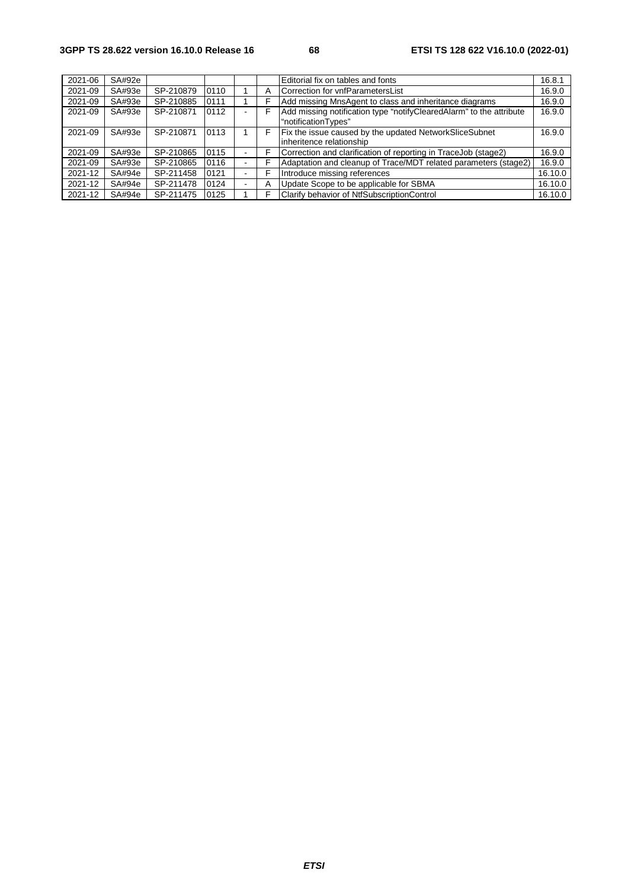| | | | | | | | |
|---|---|---|---|---|---|---|---|
| 2021-06 | SA#92e | | | | | Editorial fix on tables and fonts | 16.8.1 |
| 2021-09 | SA#93e | SP-210879 | 0110 | 1 | A | Correction for vnfParametersList | 16.9.0 |
| 2021-09 | SA#93e | SP-210885 | 0111 | 1 | F | Add missing MnsAgent to class and inheritance diagrams | 16.9.0 |
| 2021-09 | SA#93e | SP-210871 | 0112 | - | F | Add missing notification type "notifyClearedAlarm" to the attribute "notificationTypes" | 16.9.0 |
| 2021-09 | SA#93e | SP-210871 | 0113 | 1 | F | Fix the issue caused by the updated NetworkSliceSubnet inheritence relationship | 16.9.0 |
| 2021-09 | SA#93e | SP-210865 | 0115 | - | F | Correction and clarification of reporting in TraceJob (stage2) | 16.9.0 |
| 2021-09 | SA#93e | SP-210865 | 0116 | - | F | Adaptation and cleanup of Trace/MDT related parameters (stage2) | 16.9.0 |
| 2021-12 | SA#94e | SP-211458 | 0121 | - | F | Introduce missing references | 16.10.0 |
| 2021-12 | SA#94e | SP-211478 | 0124 | - | A | Update Scope to be applicable for SBMA | 16.10.0 |
| 2021-12 | SA#94e | SP-211475 | 0125 | 1 | F | Clarify behavior of NtfSubscriptionControl | 16.10.0 |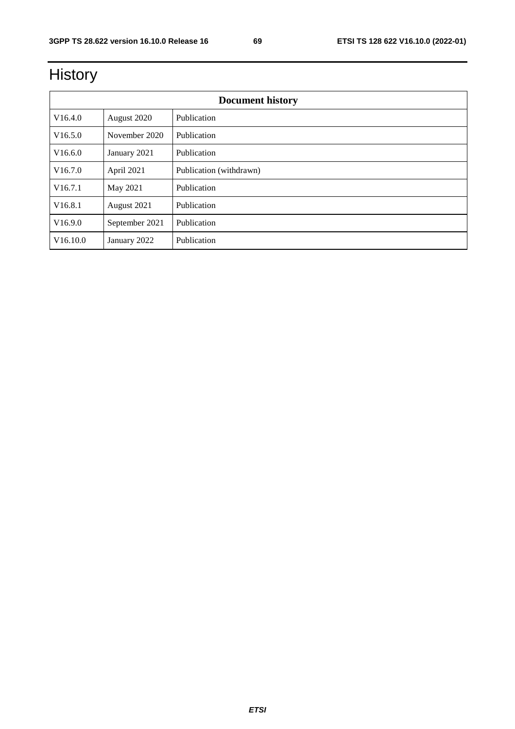# History

| Document history | | |
|---|---|---|
| V16.4.0 | August 2020 | Publication |
| V16.5.0 | November 2020 | Publication |
| V16.6.0 | January 2021 | Publication |
| V16.7.0 | April 2021 | Publication (withdrawn) |
| V16.7.1 | May 2021 | Publication |
| V16.8.1 | August 2021 | Publication |
| V16.9.0 | September 2021 | Publication |
| V16.10.0 | January 2022 | Publication |